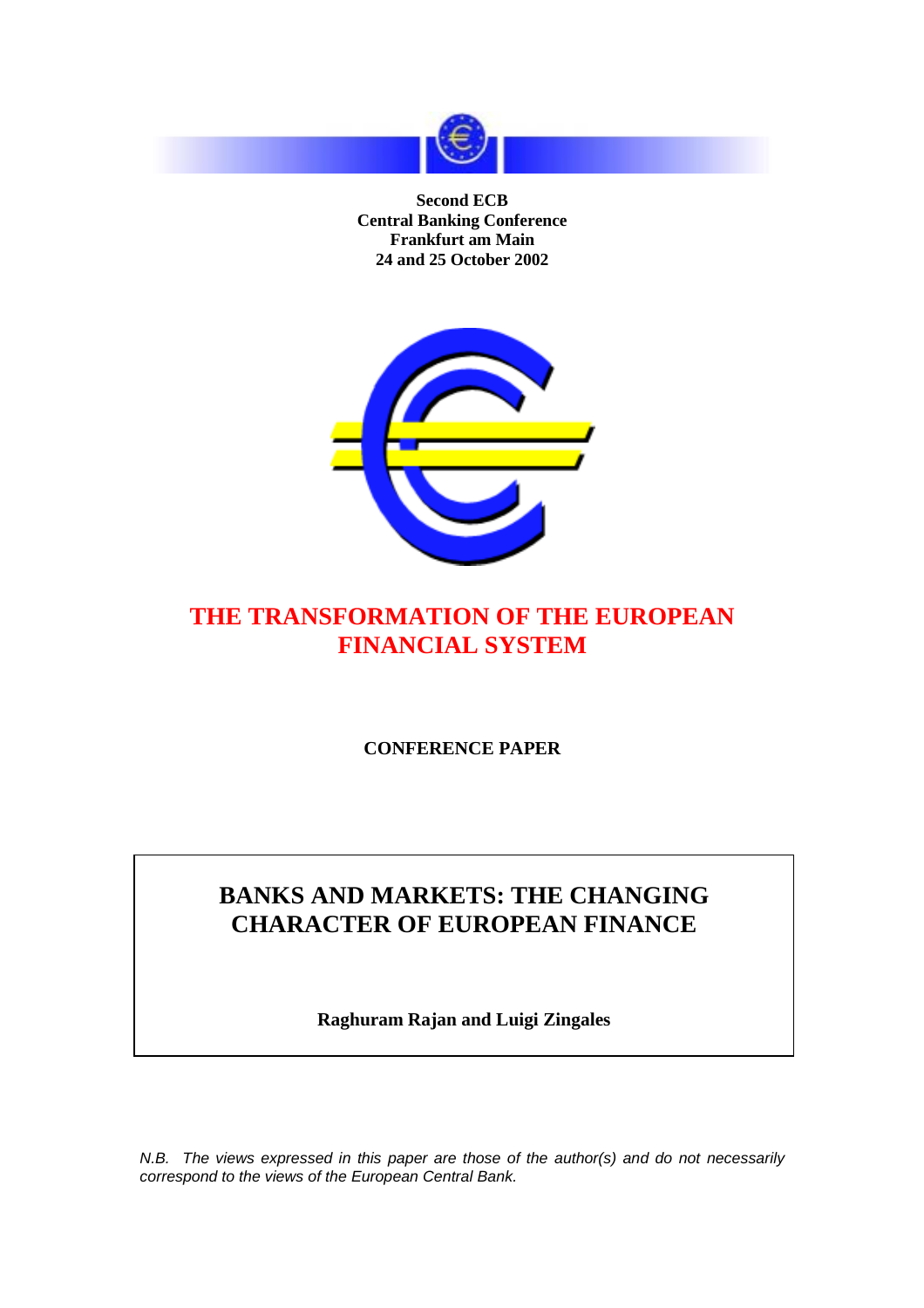**Second ECB**
**Central Banking Conference**
**Frankfurt am Main**
**24 and 25 October 2002**

# THE TRANSFORMATION OF THE EUROPEAN FINANCIAL SYSTEM

**CONFERENCE PAPER**

## BANKS AND MARKETS: THE CHANGING CHARACTER OF EUROPEAN FINANCE

**Raghuram Rajan and Luigi Zingales**

*N.B. The views expressed in this paper are those of the author(s) and do not necessarily correspond to the views of the European Central Bank.*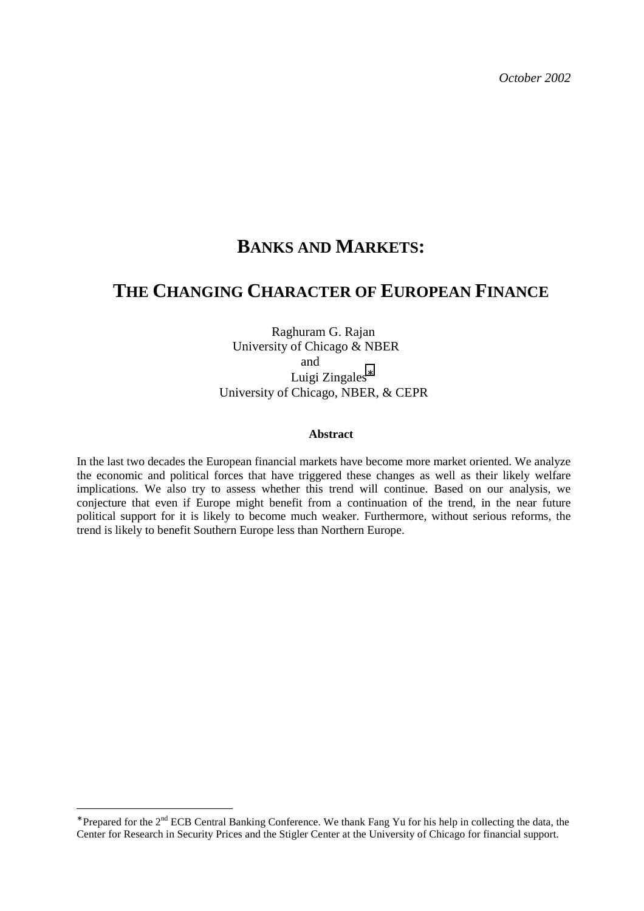*October 2002*

# BANKS AND MARKETS:

# THE CHANGING CHARACTER OF EUROPEAN FINANCE

Raghuram G. Rajan
University of Chicago & NBER
and
Luigi Zingales*
University of Chicago, NBER, & CEPR

**Abstract**

In the last two decades the European financial markets have become more market oriented. We analyze the economic and political forces that have triggered these changes as well as their likely welfare implications. We also try to assess whether this trend will continue. Based on our analysis, we conjecture that even if Europe might benefit from a continuation of the trend, in the near future political support for it is likely to become much weaker. Furthermore, without serious reforms, the trend is likely to benefit Southern Europe less than Northern Europe.

---

*Prepared for the 2nd ECB Central Banking Conference. We thank Fang Yu for his help in collecting the data, the Center for Research in Security Prices and the Stigler Center at the University of Chicago for financial support.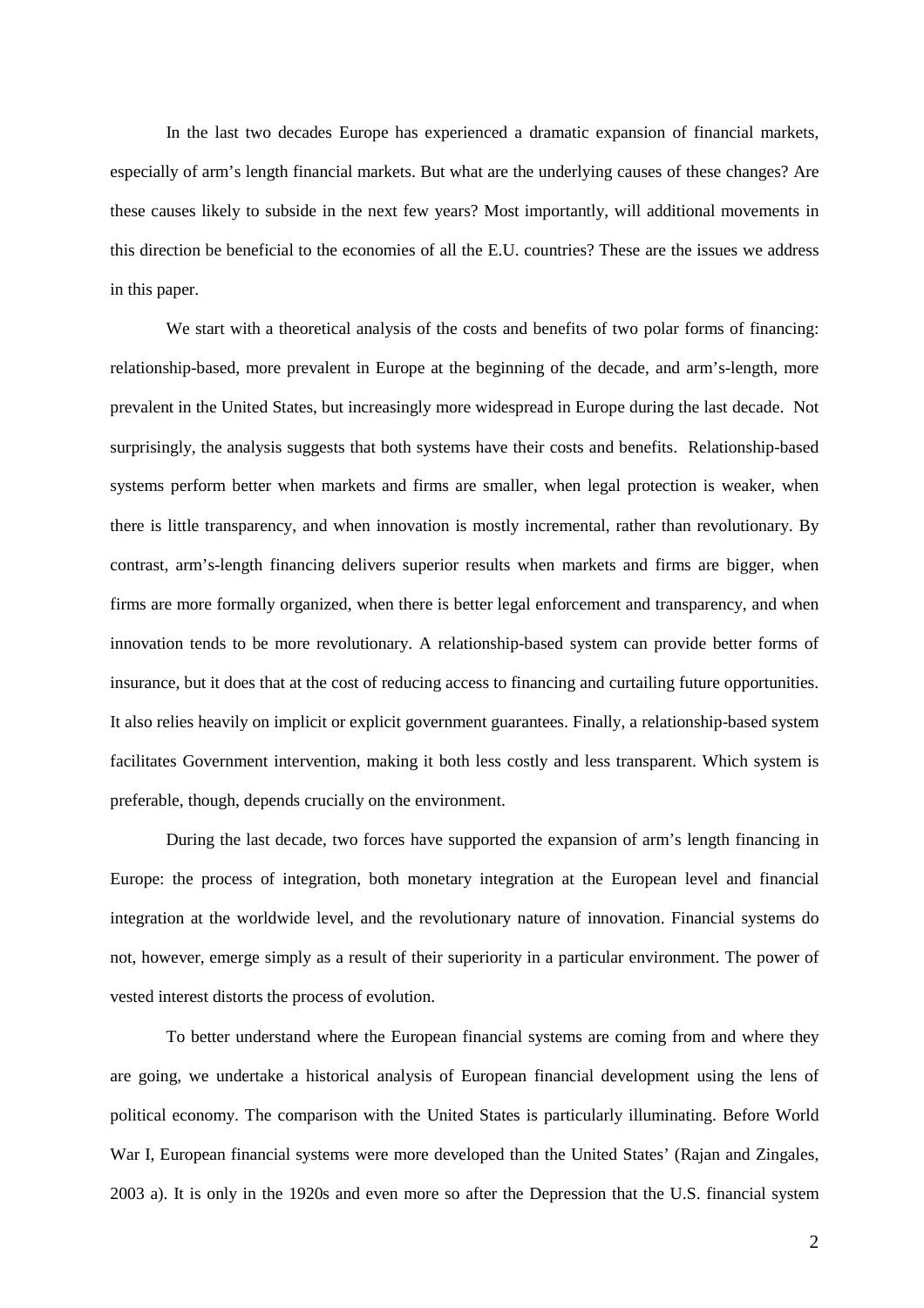In the last two decades Europe has experienced a dramatic expansion of financial markets, especially of arm's length financial markets. But what are the underlying causes of these changes? Are these causes likely to subside in the next few years? Most importantly, will additional movements in this direction be beneficial to the economies of all the E.U. countries? These are the issues we address in this paper.

We start with a theoretical analysis of the costs and benefits of two polar forms of financing: relationship-based, more prevalent in Europe at the beginning of the decade, and arm's-length, more prevalent in the United States, but increasingly more widespread in Europe during the last decade. Not surprisingly, the analysis suggests that both systems have their costs and benefits. Relationship-based systems perform better when markets and firms are smaller, when legal protection is weaker, when there is little transparency, and when innovation is mostly incremental, rather than revolutionary. By contrast, arm's-length financing delivers superior results when markets and firms are bigger, when firms are more formally organized, when there is better legal enforcement and transparency, and when innovation tends to be more revolutionary. A relationship-based system can provide better forms of insurance, but it does that at the cost of reducing access to financing and curtailing future opportunities. It also relies heavily on implicit or explicit government guarantees. Finally, a relationship-based system facilitates Government intervention, making it both less costly and less transparent. Which system is preferable, though, depends crucially on the environment.

During the last decade, two forces have supported the expansion of arm's length financing in Europe: the process of integration, both monetary integration at the European level and financial integration at the worldwide level, and the revolutionary nature of innovation. Financial systems do not, however, emerge simply as a result of their superiority in a particular environment. The power of vested interest distorts the process of evolution.

To better understand where the European financial systems are coming from and where they are going, we undertake a historical analysis of European financial development using the lens of political economy. The comparison with the United States is particularly illuminating. Before World War I, European financial systems were more developed than the United States' (Rajan and Zingales, 2003 a). It is only in the 1920s and even more so after the Depression that the U.S. financial system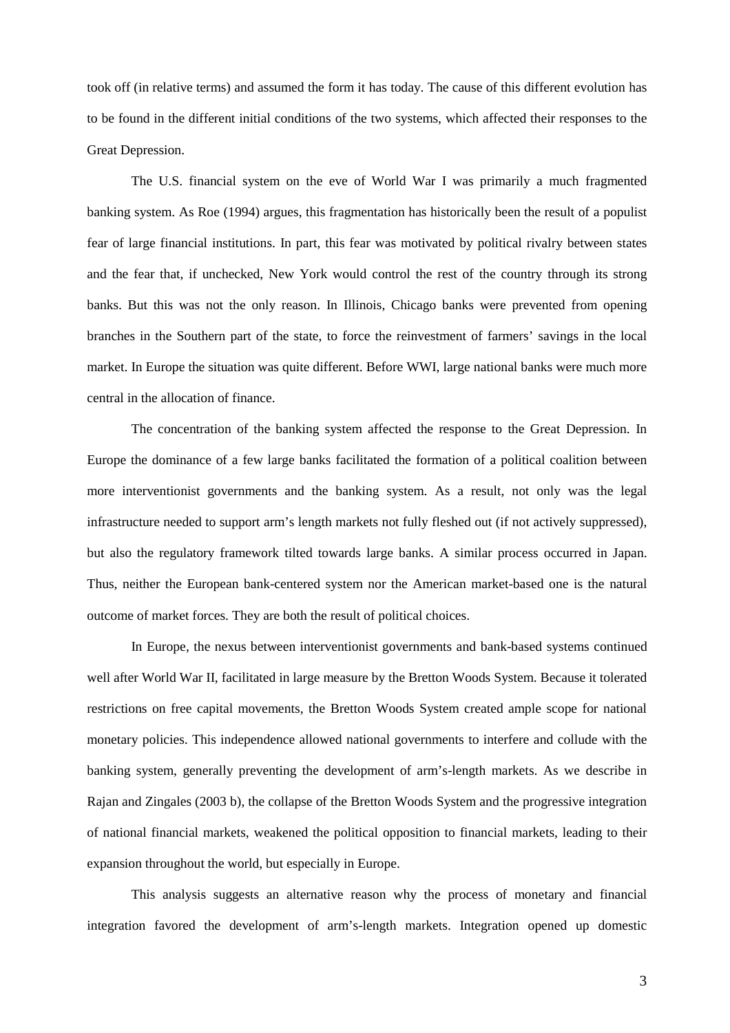took off (in relative terms) and assumed the form it has today. The cause of this different evolution has to be found in the different initial conditions of the two systems, which affected their responses to the Great Depression.

The U.S. financial system on the eve of World War I was primarily a much fragmented banking system. As Roe (1994) argues, this fragmentation has historically been the result of a populist fear of large financial institutions. In part, this fear was motivated by political rivalry between states and the fear that, if unchecked, New York would control the rest of the country through its strong banks. But this was not the only reason. In Illinois, Chicago banks were prevented from opening branches in the Southern part of the state, to force the reinvestment of farmers' savings in the local market. In Europe the situation was quite different. Before WWI, large national banks were much more central in the allocation of finance.

The concentration of the banking system affected the response to the Great Depression. In Europe the dominance of a few large banks facilitated the formation of a political coalition between more interventionist governments and the banking system. As a result, not only was the legal infrastructure needed to support arm's length markets not fully fleshed out (if not actively suppressed), but also the regulatory framework tilted towards large banks. A similar process occurred in Japan. Thus, neither the European bank-centered system nor the American market-based one is the natural outcome of market forces. They are both the result of political choices.

In Europe, the nexus between interventionist governments and bank-based systems continued well after World War II, facilitated in large measure by the Bretton Woods System. Because it tolerated restrictions on free capital movements, the Bretton Woods System created ample scope for national monetary policies. This independence allowed national governments to interfere and collude with the banking system, generally preventing the development of arm's-length markets. As we describe in Rajan and Zingales (2003 b), the collapse of the Bretton Woods System and the progressive integration of national financial markets, weakened the political opposition to financial markets, leading to their expansion throughout the world, but especially in Europe.

This analysis suggests an alternative reason why the process of monetary and financial integration favored the development of arm's-length markets. Integration opened up domestic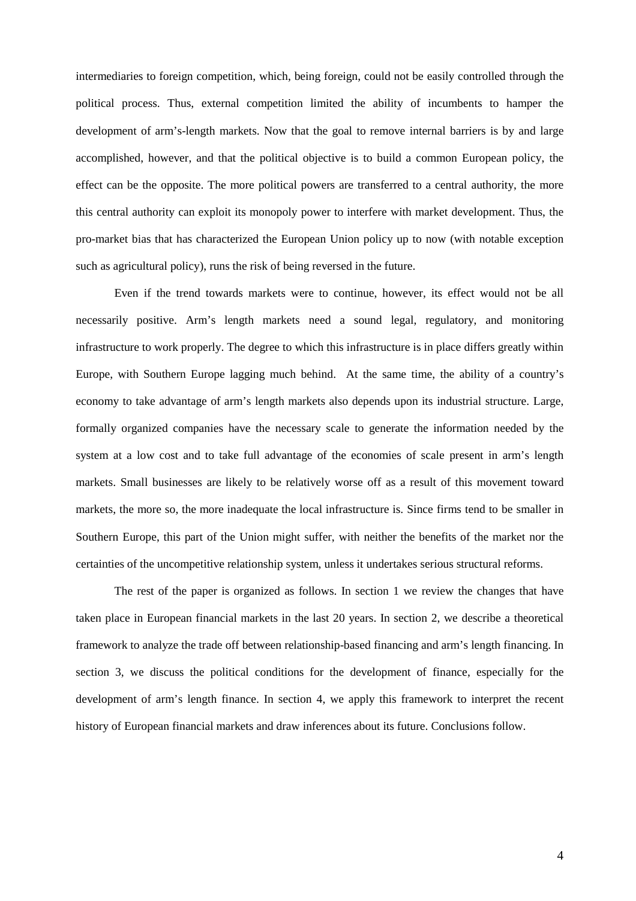intermediaries to foreign competition, which, being foreign, could not be easily controlled through the political process. Thus, external competition limited the ability of incumbents to hamper the development of arm's-length markets. Now that the goal to remove internal barriers is by and large accomplished, however, and that the political objective is to build a common European policy, the effect can be the opposite. The more political powers are transferred to a central authority, the more this central authority can exploit its monopoly power to interfere with market development. Thus, the pro-market bias that has characterized the European Union policy up to now (with notable exception such as agricultural policy), runs the risk of being reversed in the future.

Even if the trend towards markets were to continue, however, its effect would not be all necessarily positive. Arm's length markets need a sound legal, regulatory, and monitoring infrastructure to work properly. The degree to which this infrastructure is in place differs greatly within Europe, with Southern Europe lagging much behind. At the same time, the ability of a country's economy to take advantage of arm's length markets also depends upon its industrial structure. Large, formally organized companies have the necessary scale to generate the information needed by the system at a low cost and to take full advantage of the economies of scale present in arm's length markets. Small businesses are likely to be relatively worse off as a result of this movement toward markets, the more so, the more inadequate the local infrastructure is. Since firms tend to be smaller in Southern Europe, this part of the Union might suffer, with neither the benefits of the market nor the certainties of the uncompetitive relationship system, unless it undertakes serious structural reforms.

The rest of the paper is organized as follows. In section 1 we review the changes that have taken place in European financial markets in the last 20 years. In section 2, we describe a theoretical framework to analyze the trade off between relationship-based financing and arm's length financing. In section 3, we discuss the political conditions for the development of finance, especially for the development of arm's length finance. In section 4, we apply this framework to interpret the recent history of European financial markets and draw inferences about its future. Conclusions follow.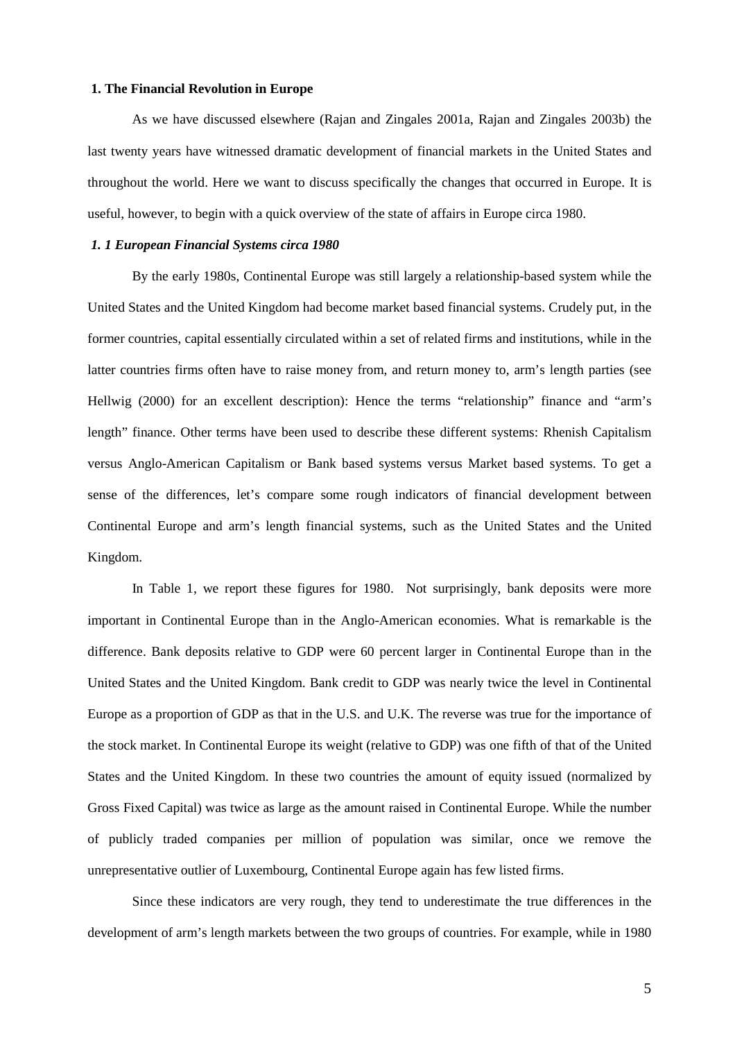## 1. The Financial Revolution in Europe

As we have discussed elsewhere (Rajan and Zingales 2001a, Rajan and Zingales 2003b) the last twenty years have witnessed dramatic development of financial markets in the United States and throughout the world. Here we want to discuss specifically the changes that occurred in Europe. It is useful, however, to begin with a quick overview of the state of affairs in Europe circa 1980.

### *1. 1 European Financial Systems circa 1980*

By the early 1980s, Continental Europe was still largely a relationship-based system while the United States and the United Kingdom had become market based financial systems. Crudely put, in the former countries, capital essentially circulated within a set of related firms and institutions, while in the latter countries firms often have to raise money from, and return money to, arm's length parties (see Hellwig (2000) for an excellent description): Hence the terms "relationship" finance and "arm's length" finance. Other terms have been used to describe these different systems: Rhenish Capitalism versus Anglo-American Capitalism or Bank based systems versus Market based systems. To get a sense of the differences, let's compare some rough indicators of financial development between Continental Europe and arm's length financial systems, such as the United States and the United Kingdom.

In Table 1, we report these figures for 1980. Not surprisingly, bank deposits were more important in Continental Europe than in the Anglo-American economies. What is remarkable is the difference. Bank deposits relative to GDP were 60 percent larger in Continental Europe than in the United States and the United Kingdom. Bank credit to GDP was nearly twice the level in Continental Europe as a proportion of GDP as that in the U.S. and U.K. The reverse was true for the importance of the stock market. In Continental Europe its weight (relative to GDP) was one fifth of that of the United States and the United Kingdom. In these two countries the amount of equity issued (normalized by Gross Fixed Capital) was twice as large as the amount raised in Continental Europe. While the number of publicly traded companies per million of population was similar, once we remove the unrepresentative outlier of Luxembourg, Continental Europe again has few listed firms.

Since these indicators are very rough, they tend to underestimate the true differences in the development of arm's length markets between the two groups of countries. For example, while in 1980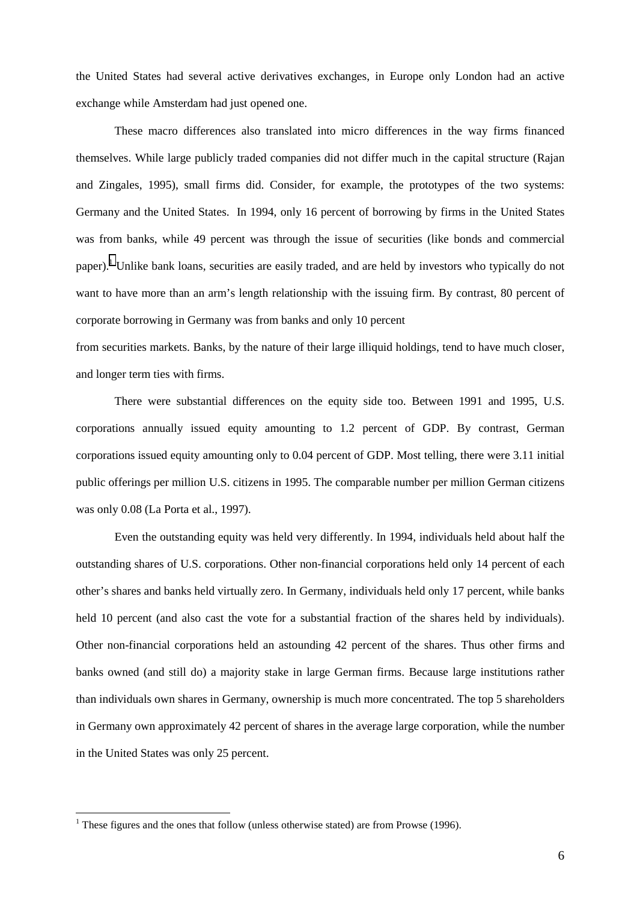the United States had several active derivatives exchanges, in Europe only London had an active exchange while Amsterdam had just opened one.

These macro differences also translated into micro differences in the way firms financed themselves. While large publicly traded companies did not differ much in the capital structure (Rajan and Zingales, 1995), small firms did. Consider, for example, the prototypes of the two systems: Germany and the United States. In 1994, only 16 percent of borrowing by firms in the United States was from banks, while 49 percent was through the issue of securities (like bonds and commercial paper).[1] Unlike bank loans, securities are easily traded, and are held by investors who typically do not want to have more than an arm's length relationship with the issuing firm. By contrast, 80 percent of corporate borrowing in Germany was from banks and only 10 percent from securities markets. Banks, by the nature of their large illiquid holdings, tend to have much closer, and longer term ties with firms.

There were substantial differences on the equity side too. Between 1991 and 1995, U.S. corporations annually issued equity amounting to 1.2 percent of GDP. By contrast, German corporations issued equity amounting only to 0.04 percent of GDP. Most telling, there were 3.11 initial public offerings per million U.S. citizens in 1995. The comparable number per million German citizens was only 0.08 (La Porta et al., 1997).

Even the outstanding equity was held very differently. In 1994, individuals held about half the outstanding shares of U.S. corporations. Other non-financial corporations held only 14 percent of each other's shares and banks held virtually zero. In Germany, individuals held only 17 percent, while banks held 10 percent (and also cast the vote for a substantial fraction of the shares held by individuals). Other non-financial corporations held an astounding 42 percent of the shares. Thus other firms and banks owned (and still do) a majority stake in large German firms. Because large institutions rather than individuals own shares in Germany, ownership is much more concentrated. The top 5 shareholders in Germany own approximately 42 percent of shares in the average large corporation, while the number in the United States was only 25 percent.

[1] These figures and the ones that follow (unless otherwise stated) are from Prowse (1996).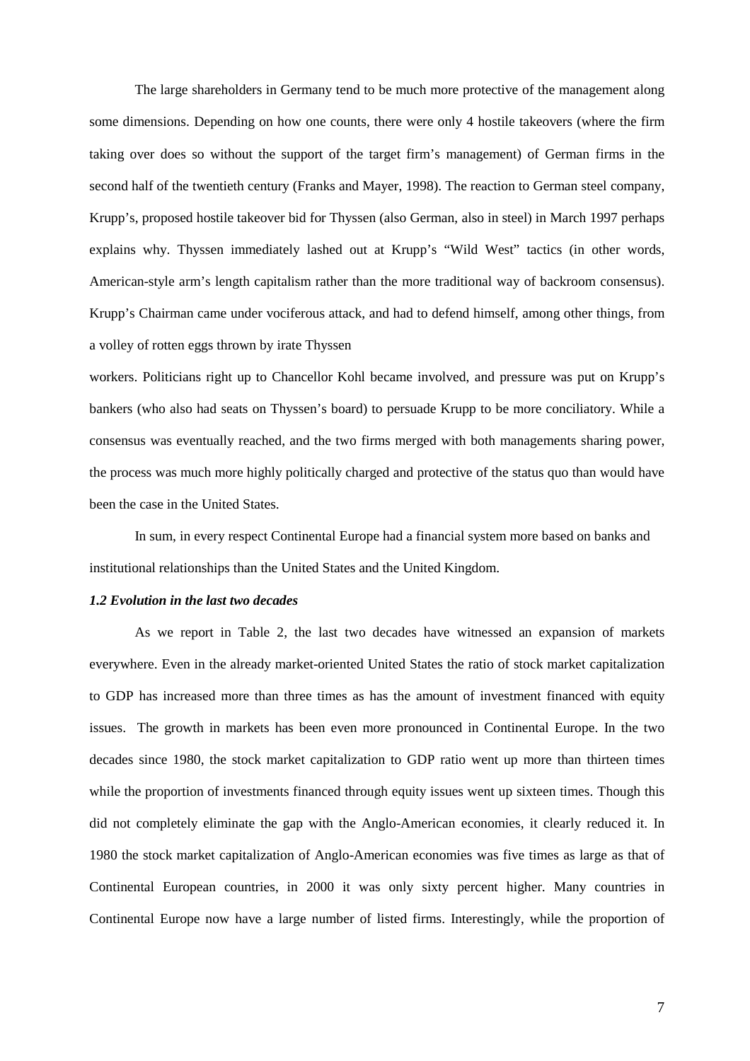The large shareholders in Germany tend to be much more protective of the management along some dimensions. Depending on how one counts, there were only 4 hostile takeovers (where the firm taking over does so without the support of the target firm's management) of German firms in the second half of the twentieth century (Franks and Mayer, 1998). The reaction to German steel company, Krupp's, proposed hostile takeover bid for Thyssen (also German, also in steel) in March 1997 perhaps explains why. Thyssen immediately lashed out at Krupp's "Wild West" tactics (in other words, American-style arm's length capitalism rather than the more traditional way of backroom consensus). Krupp's Chairman came under vociferous attack, and had to defend himself, among other things, from a volley of rotten eggs thrown by irate Thyssen workers. Politicians right up to Chancellor Kohl became involved, and pressure was put on Krupp's bankers (who also had seats on Thyssen's board) to persuade Krupp to be more conciliatory. While a consensus was eventually reached, and the two firms merged with both managements sharing power, the process was much more highly politically charged and protective of the status quo than would have been the case in the United States.

In sum, in every respect Continental Europe had a financial system more based on banks and institutional relationships than the United States and the United Kingdom.

### *1.2 Evolution in the last two decades*

As we report in Table 2, the last two decades have witnessed an expansion of markets everywhere. Even in the already market-oriented United States the ratio of stock market capitalization to GDP has increased more than three times as has the amount of investment financed with equity issues. The growth in markets has been even more pronounced in Continental Europe. In the two decades since 1980, the stock market capitalization to GDP ratio went up more than thirteen times while the proportion of investments financed through equity issues went up sixteen times. Though this did not completely eliminate the gap with the Anglo-American economies, it clearly reduced it. In 1980 the stock market capitalization of Anglo-American economies was five times as large as that of Continental European countries, in 2000 it was only sixty percent higher. Many countries in Continental Europe now have a large number of listed firms. Interestingly, while the proportion of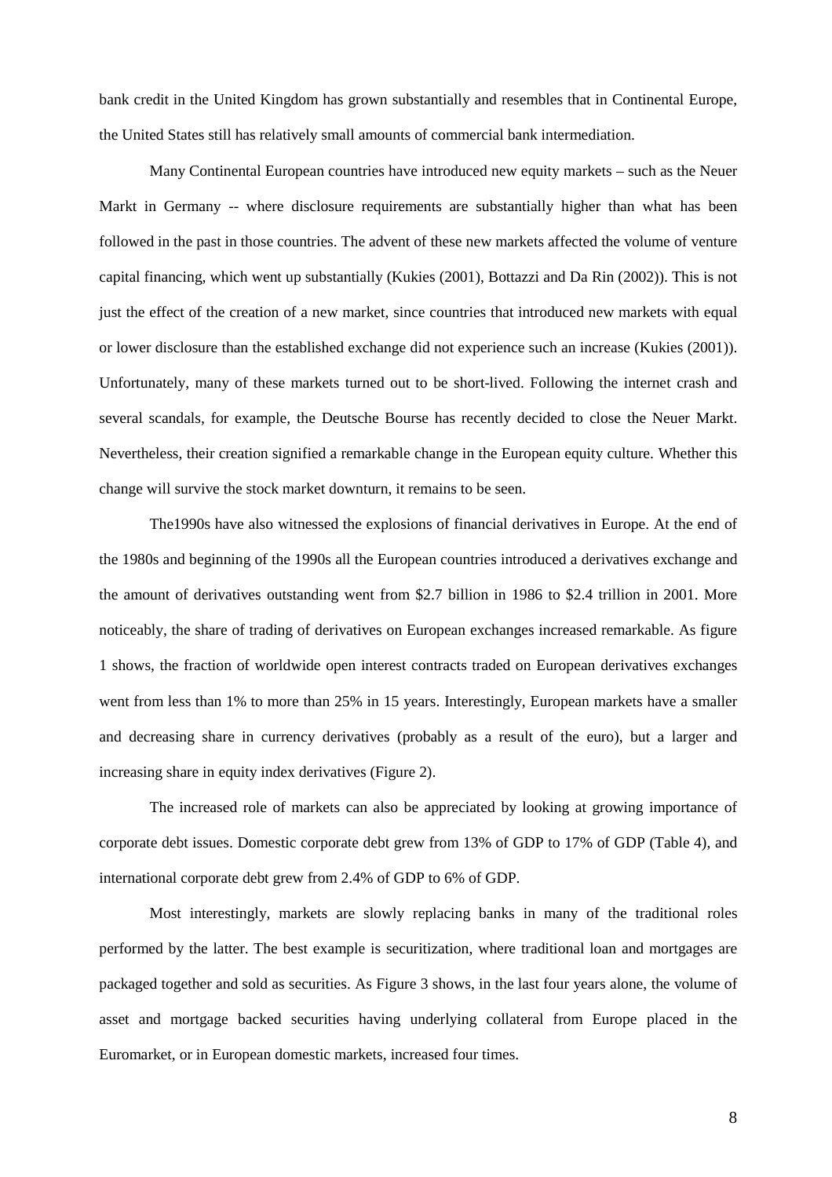bank credit in the United Kingdom has grown substantially and resembles that in Continental Europe, the United States still has relatively small amounts of commercial bank intermediation.

Many Continental European countries have introduced new equity markets – such as the Neuer Markt in Germany -- where disclosure requirements are substantially higher than what has been followed in the past in those countries. The advent of these new markets affected the volume of venture capital financing, which went up substantially (Kukies (2001), Bottazzi and Da Rin (2002)). This is not just the effect of the creation of a new market, since countries that introduced new markets with equal or lower disclosure than the established exchange did not experience such an increase (Kukies (2001)). Unfortunately, many of these markets turned out to be short-lived. Following the internet crash and several scandals, for example, the Deutsche Bourse has recently decided to close the Neuer Markt. Nevertheless, their creation signified a remarkable change in the European equity culture. Whether this change will survive the stock market downturn, it remains to be seen.

The1990s have also witnessed the explosions of financial derivatives in Europe. At the end of the 1980s and beginning of the 1990s all the European countries introduced a derivatives exchange and the amount of derivatives outstanding went from $2.7 billion in 1986 to $2.4 trillion in 2001. More noticeably, the share of trading of derivatives on European exchanges increased remarkable. As figure 1 shows, the fraction of worldwide open interest contracts traded on European derivatives exchanges went from less than 1% to more than 25% in 15 years. Interestingly, European markets have a smaller and decreasing share in currency derivatives (probably as a result of the euro), but a larger and increasing share in equity index derivatives (Figure 2).

The increased role of markets can also be appreciated by looking at growing importance of corporate debt issues. Domestic corporate debt grew from 13% of GDP to 17% of GDP (Table 4), and international corporate debt grew from 2.4% of GDP to 6% of GDP.

Most interestingly, markets are slowly replacing banks in many of the traditional roles performed by the latter. The best example is securitization, where traditional loan and mortgages are packaged together and sold as securities. As Figure 3 shows, in the last four years alone, the volume of asset and mortgage backed securities having underlying collateral from Europe placed in the Euromarket, or in European domestic markets, increased four times.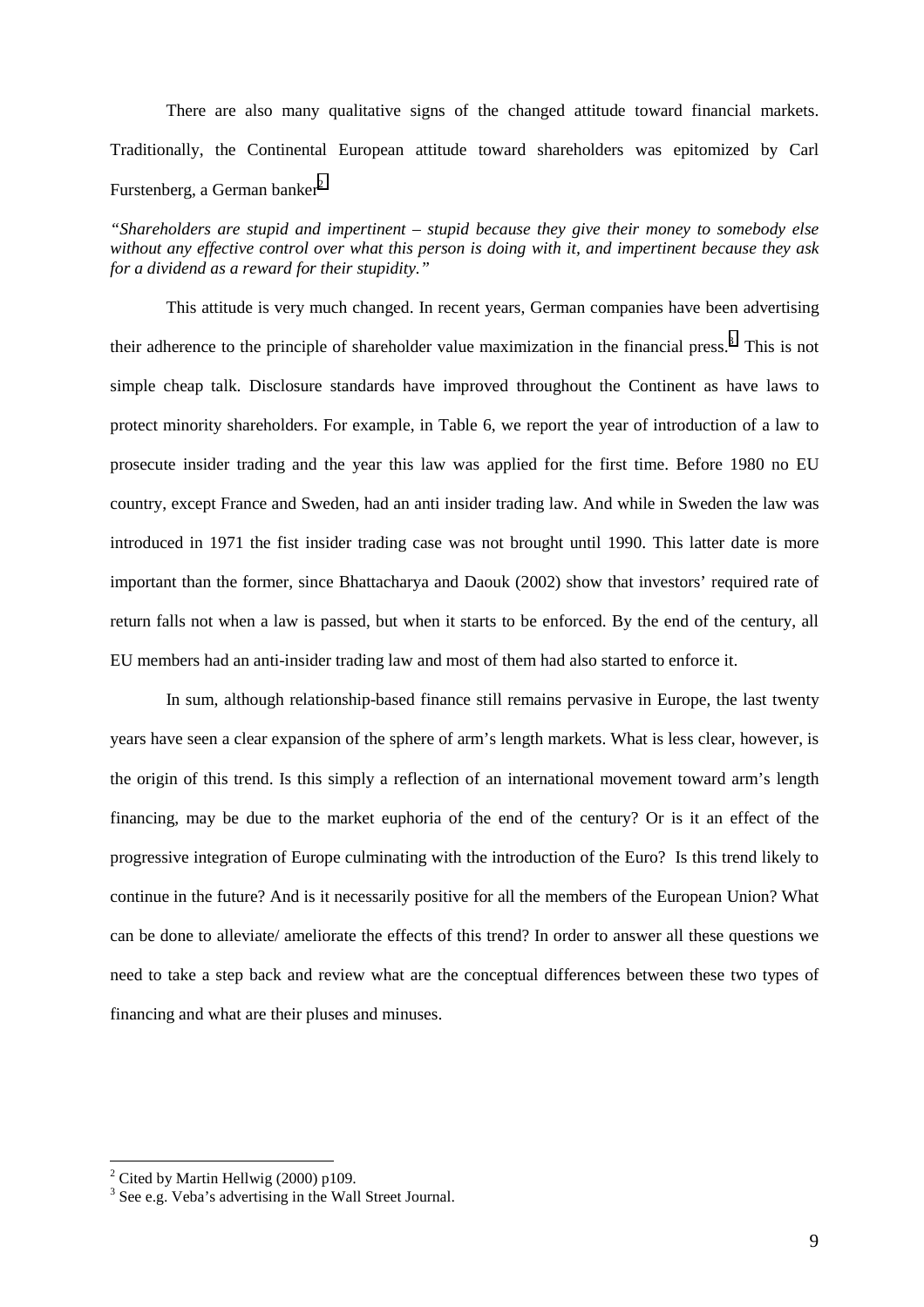There are also many qualitative signs of the changed attitude toward financial markets. Traditionally, the Continental European attitude toward shareholders was epitomized by Carl Furstenberg, a German banker[2]

*"Shareholders are stupid and impertinent – stupid because they give their money to somebody else without any effective control over what this person is doing with it, and impertinent because they ask for a dividend as a reward for their stupidity."*

This attitude is very much changed. In recent years, German companies have been advertising their adherence to the principle of shareholder value maximization in the financial press.[3] This is not simple cheap talk. Disclosure standards have improved throughout the Continent as have laws to protect minority shareholders. For example, in Table 6, we report the year of introduction of a law to prosecute insider trading and the year this law was applied for the first time. Before 1980 no EU country, except France and Sweden, had an anti insider trading law. And while in Sweden the law was introduced in 1971 the fist insider trading case was not brought until 1990. This latter date is more important than the former, since Bhattacharya and Daouk (2002) show that investors' required rate of return falls not when a law is passed, but when it starts to be enforced. By the end of the century, all EU members had an anti-insider trading law and most of them had also started to enforce it.

In sum, although relationship-based finance still remains pervasive in Europe, the last twenty years have seen a clear expansion of the sphere of arm's length markets. What is less clear, however, is the origin of this trend. Is this simply a reflection of an international movement toward arm's length financing, may be due to the market euphoria of the end of the century? Or is it an effect of the progressive integration of Europe culminating with the introduction of the Euro? Is this trend likely to continue in the future? And is it necessarily positive for all the members of the European Union? What can be done to alleviate/ ameliorate the effects of this trend? In order to answer all these questions we need to take a step back and review what are the conceptual differences between these two types of financing and what are their pluses and minuses.

---

[2] Cited by Martin Hellwig (2000) p109.

[3] See e.g. Veba's advertising in the Wall Street Journal.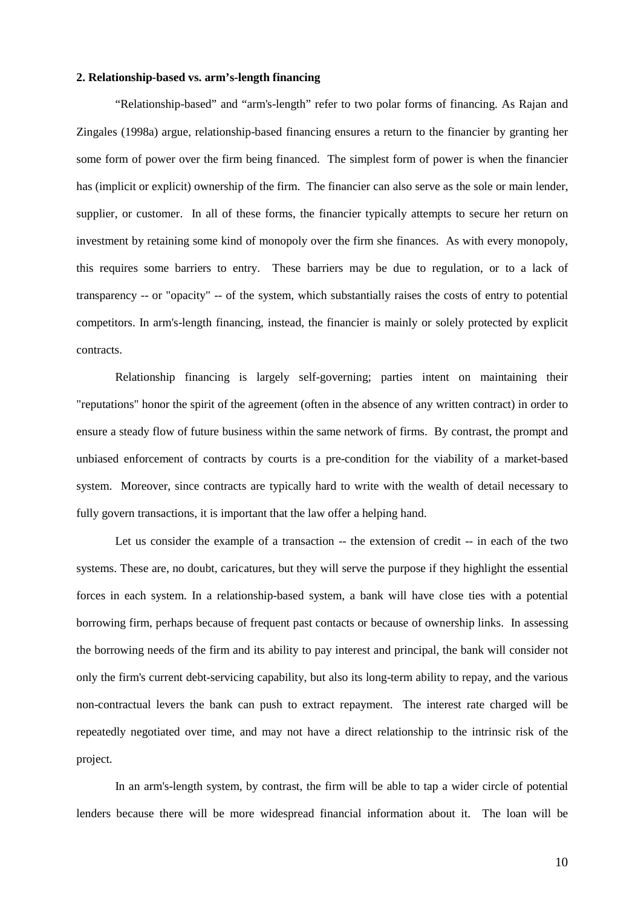## 2. Relationship-based vs. arm's-length financing

"Relationship-based" and "arm's-length" refer to two polar forms of financing. As Rajan and Zingales (1998a) argue, relationship-based financing ensures a return to the financier by granting her some form of power over the firm being financed. The simplest form of power is when the financier has (implicit or explicit) ownership of the firm. The financier can also serve as the sole or main lender, supplier, or customer. In all of these forms, the financier typically attempts to secure her return on investment by retaining some kind of monopoly over the firm she finances. As with every monopoly, this requires some barriers to entry. These barriers may be due to regulation, or to a lack of transparency -- or "opacity" -- of the system, which substantially raises the costs of entry to potential competitors. In arm's-length financing, instead, the financier is mainly or solely protected by explicit contracts.

Relationship financing is largely self-governing; parties intent on maintaining their "reputations" honor the spirit of the agreement (often in the absence of any written contract) in order to ensure a steady flow of future business within the same network of firms. By contrast, the prompt and unbiased enforcement of contracts by courts is a pre-condition for the viability of a market-based system. Moreover, since contracts are typically hard to write with the wealth of detail necessary to fully govern transactions, it is important that the law offer a helping hand.

Let us consider the example of a transaction -- the extension of credit -- in each of the two systems. These are, no doubt, caricatures, but they will serve the purpose if they highlight the essential forces in each system. In a relationship-based system, a bank will have close ties with a potential borrowing firm, perhaps because of frequent past contacts or because of ownership links. In assessing the borrowing needs of the firm and its ability to pay interest and principal, the bank will consider not only the firm's current debt-servicing capability, but also its long-term ability to repay, and the various non-contractual levers the bank can push to extract repayment. The interest rate charged will be repeatedly negotiated over time, and may not have a direct relationship to the intrinsic risk of the project.

In an arm's-length system, by contrast, the firm will be able to tap a wider circle of potential lenders because there will be more widespread financial information about it. The loan will be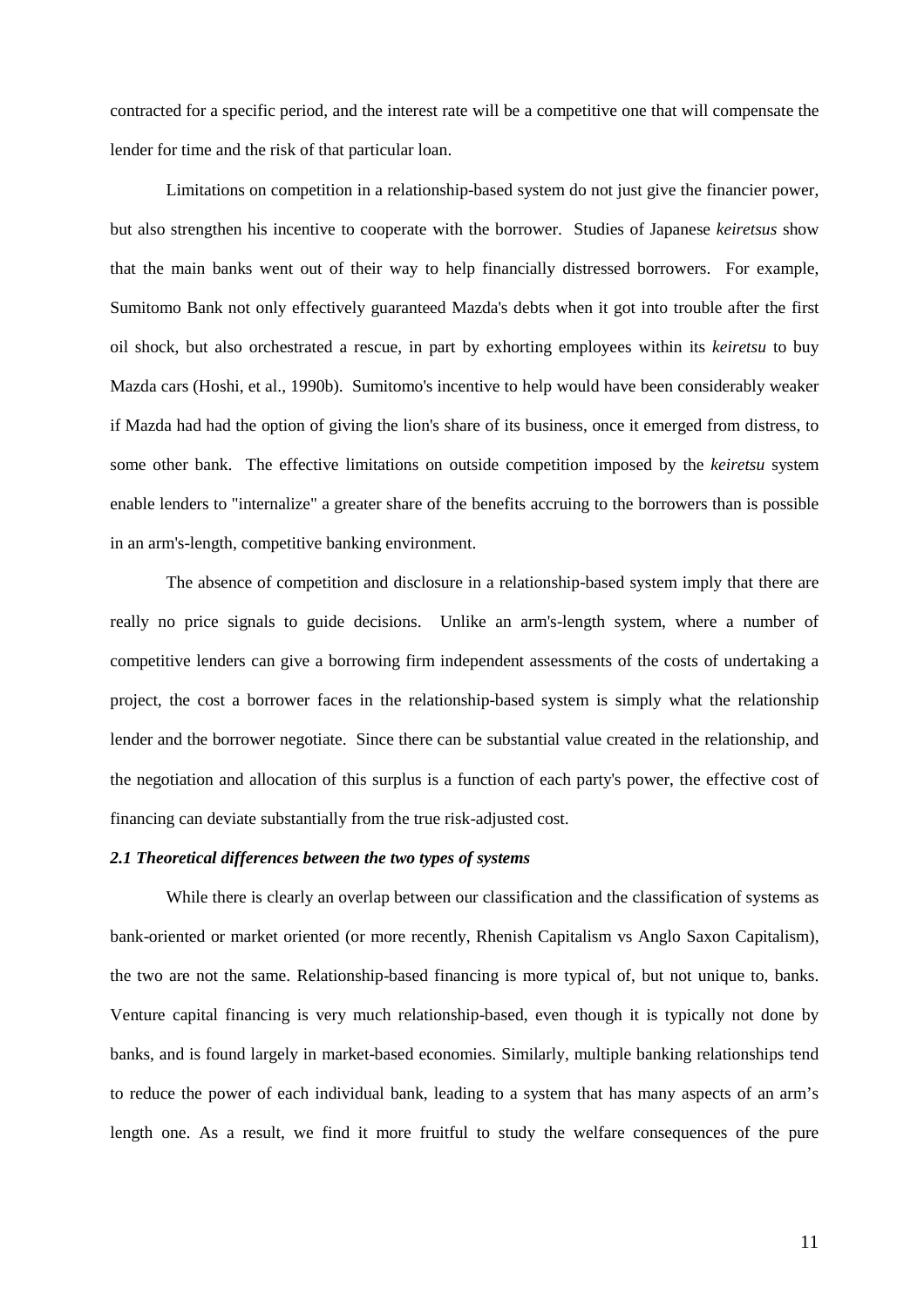contracted for a specific period, and the interest rate will be a competitive one that will compensate the lender for time and the risk of that particular loan.

Limitations on competition in a relationship-based system do not just give the financier power, but also strengthen his incentive to cooperate with the borrower. Studies of Japanese *keiretsus* show that the main banks went out of their way to help financially distressed borrowers. For example, Sumitomo Bank not only effectively guaranteed Mazda's debts when it got into trouble after the first oil shock, but also orchestrated a rescue, in part by exhorting employees within its *keiretsu* to buy Mazda cars (Hoshi, et al., 1990b). Sumitomo's incentive to help would have been considerably weaker if Mazda had had the option of giving the lion's share of its business, once it emerged from distress, to some other bank. The effective limitations on outside competition imposed by the *keiretsu* system enable lenders to "internalize" a greater share of the benefits accruing to the borrowers than is possible in an arm's-length, competitive banking environment.

The absence of competition and disclosure in a relationship-based system imply that there are really no price signals to guide decisions. Unlike an arm's-length system, where a number of competitive lenders can give a borrowing firm independent assessments of the costs of undertaking a project, the cost a borrower faces in the relationship-based system is simply what the relationship lender and the borrower negotiate. Since there can be substantial value created in the relationship, and the negotiation and allocation of this surplus is a function of each party's power, the effective cost of financing can deviate substantially from the true risk-adjusted cost.

### *2.1 Theoretical differences between the two types of systems*

While there is clearly an overlap between our classification and the classification of systems as bank-oriented or market oriented (or more recently, Rhenish Capitalism vs Anglo Saxon Capitalism), the two are not the same. Relationship-based financing is more typical of, but not unique to, banks. Venture capital financing is very much relationship-based, even though it is typically not done by banks, and is found largely in market-based economies. Similarly, multiple banking relationships tend to reduce the power of each individual bank, leading to a system that has many aspects of an arm's length one. As a result, we find it more fruitful to study the welfare consequences of the pure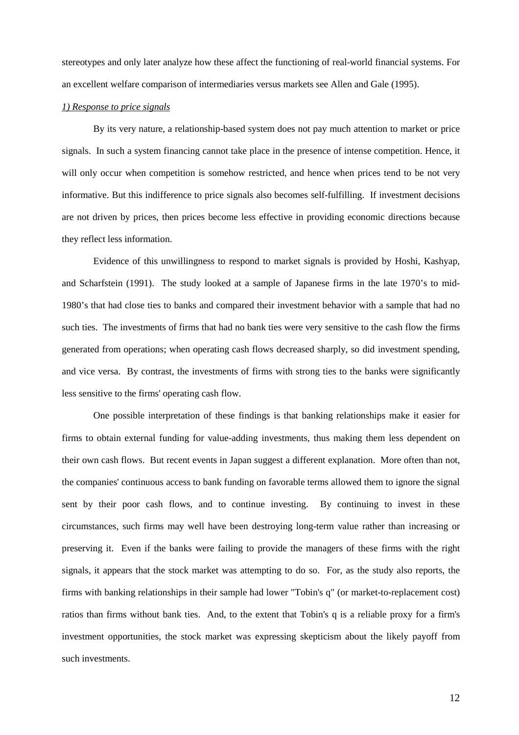stereotypes and only later analyze how these affect the functioning of real-world financial systems. For an excellent welfare comparison of intermediaries versus markets see Allen and Gale (1995).

*1) Response to price signals*

By its very nature, a relationship-based system does not pay much attention to market or price signals. In such a system financing cannot take place in the presence of intense competition. Hence, it will only occur when competition is somehow restricted, and hence when prices tend to be not very informative. But this indifference to price signals also becomes self-fulfilling. If investment decisions are not driven by prices, then prices become less effective in providing economic directions because they reflect less information.

Evidence of this unwillingness to respond to market signals is provided by Hoshi, Kashyap, and Scharfstein (1991). The study looked at a sample of Japanese firms in the late 1970's to mid-1980's that had close ties to banks and compared their investment behavior with a sample that had no such ties. The investments of firms that had no bank ties were very sensitive to the cash flow the firms generated from operations; when operating cash flows decreased sharply, so did investment spending, and vice versa. By contrast, the investments of firms with strong ties to the banks were significantly less sensitive to the firms' operating cash flow.

One possible interpretation of these findings is that banking relationships make it easier for firms to obtain external funding for value-adding investments, thus making them less dependent on their own cash flows. But recent events in Japan suggest a different explanation. More often than not, the companies' continuous access to bank funding on favorable terms allowed them to ignore the signal sent by their poor cash flows, and to continue investing. By continuing to invest in these circumstances, such firms may well have been destroying long-term value rather than increasing or preserving it. Even if the banks were failing to provide the managers of these firms with the right signals, it appears that the stock market was attempting to do so. For, as the study also reports, the firms with banking relationships in their sample had lower "Tobin's q" (or market-to-replacement cost) ratios than firms without bank ties. And, to the extent that Tobin's q is a reliable proxy for a firm's investment opportunities, the stock market was expressing skepticism about the likely payoff from such investments.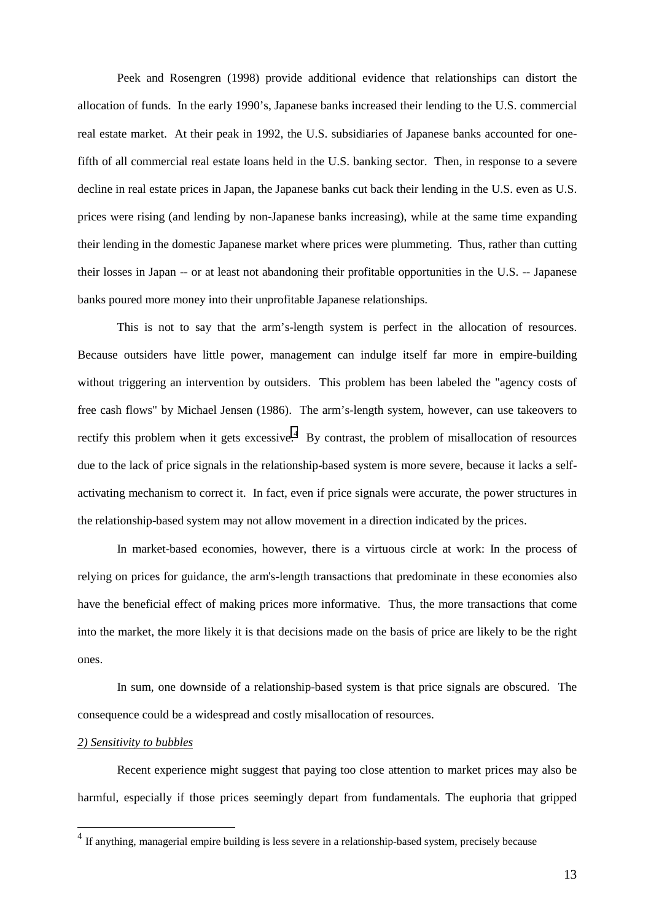Peek and Rosengren (1998) provide additional evidence that relationships can distort the allocation of funds. In the early 1990's, Japanese banks increased their lending to the U.S. commercial real estate market. At their peak in 1992, the U.S. subsidiaries of Japanese banks accounted for one-fifth of all commercial real estate loans held in the U.S. banking sector. Then, in response to a severe decline in real estate prices in Japan, the Japanese banks cut back their lending in the U.S. even as U.S. prices were rising (and lending by non-Japanese banks increasing), while at the same time expanding their lending in the domestic Japanese market where prices were plummeting. Thus, rather than cutting their losses in Japan -- or at least not abandoning their profitable opportunities in the U.S. -- Japanese banks poured more money into their unprofitable Japanese relationships.

This is not to say that the arm's-length system is perfect in the allocation of resources. Because outsiders have little power, management can indulge itself far more in empire-building without triggering an intervention by outsiders. This problem has been labeled the "agency costs of free cash flows" by Michael Jensen (1986). The arm's-length system, however, can use takeovers to rectify this problem when it gets excessive.[4] By contrast, the problem of misallocation of resources due to the lack of price signals in the relationship-based system is more severe, because it lacks a self-activating mechanism to correct it. In fact, even if price signals were accurate, the power structures in the relationship-based system may not allow movement in a direction indicated by the prices.

In market-based economies, however, there is a virtuous circle at work: In the process of relying on prices for guidance, the arm's-length transactions that predominate in these economies also have the beneficial effect of making prices more informative. Thus, the more transactions that come into the market, the more likely it is that decisions made on the basis of price are likely to be the right ones.

In sum, one downside of a relationship-based system is that price signals are obscured. The consequence could be a widespread and costly misallocation of resources.

*2) Sensitivity to bubbles*

Recent experience might suggest that paying too close attention to market prices may also be harmful, especially if those prices seemingly depart from fundamentals. The euphoria that gripped

[4] If anything, managerial empire building is less severe in a relationship-based system, precisely because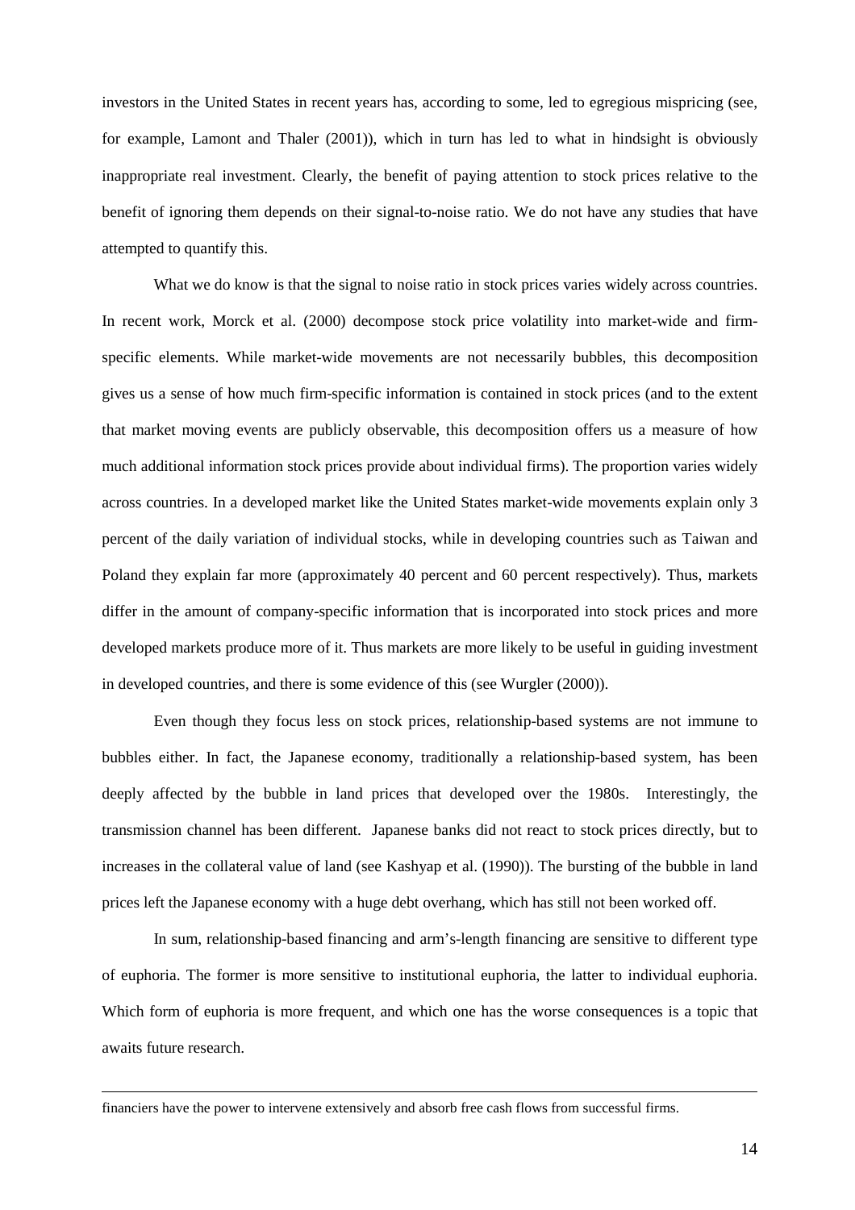investors in the United States in recent years has, according to some, led to egregious mispricing (see, for example, Lamont and Thaler (2001)), which in turn has led to what in hindsight is obviously inappropriate real investment. Clearly, the benefit of paying attention to stock prices relative to the benefit of ignoring them depends on their signal-to-noise ratio. We do not have any studies that have attempted to quantify this.

What we do know is that the signal to noise ratio in stock prices varies widely across countries. In recent work, Morck et al. (2000) decompose stock price volatility into market-wide and firm-specific elements. While market-wide movements are not necessarily bubbles, this decomposition gives us a sense of how much firm-specific information is contained in stock prices (and to the extent that market moving events are publicly observable, this decomposition offers us a measure of how much additional information stock prices provide about individual firms). The proportion varies widely across countries. In a developed market like the United States market-wide movements explain only 3 percent of the daily variation of individual stocks, while in developing countries such as Taiwan and Poland they explain far more (approximately 40 percent and 60 percent respectively). Thus, markets differ in the amount of company-specific information that is incorporated into stock prices and more developed markets produce more of it. Thus markets are more likely to be useful in guiding investment in developed countries, and there is some evidence of this (see Wurgler (2000)).

Even though they focus less on stock prices, relationship-based systems are not immune to bubbles either. In fact, the Japanese economy, traditionally a relationship-based system, has been deeply affected by the bubble in land prices that developed over the 1980s. Interestingly, the transmission channel has been different. Japanese banks did not react to stock prices directly, but to increases in the collateral value of land (see Kashyap et al. (1990)). The bursting of the bubble in land prices left the Japanese economy with a huge debt overhang, which has still not been worked off.

In sum, relationship-based financing and arm's-length financing are sensitive to different type of euphoria. The former is more sensitive to institutional euphoria, the latter to individual euphoria. Which form of euphoria is more frequent, and which one has the worse consequences is a topic that awaits future research.

---

financiers have the power to intervene extensively and absorb free cash flows from successful firms.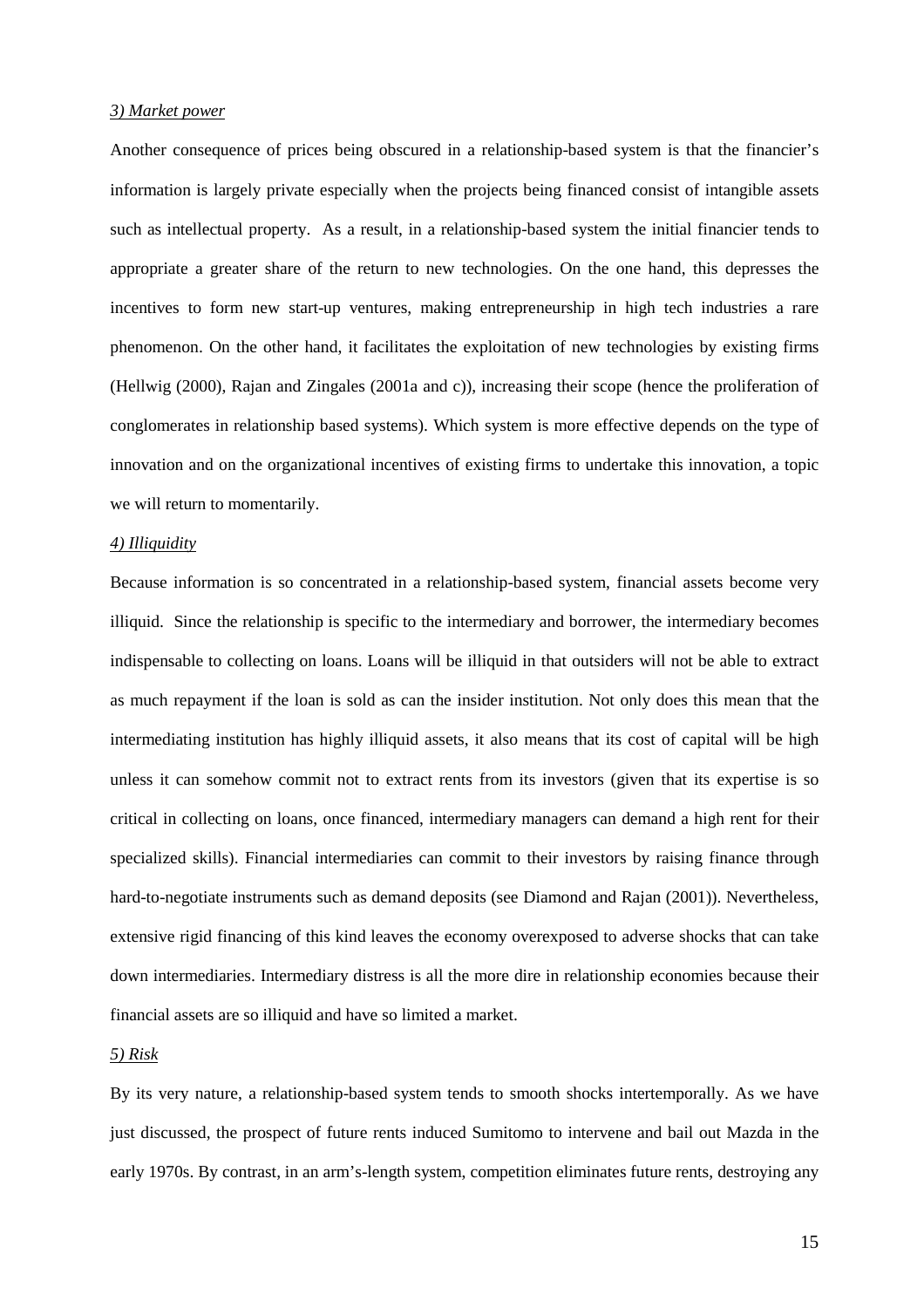*3) Market power*

Another consequence of prices being obscured in a relationship-based system is that the financier's information is largely private especially when the projects being financed consist of intangible assets such as intellectual property. As a result, in a relationship-based system the initial financier tends to appropriate a greater share of the return to new technologies. On the one hand, this depresses the incentives to form new start-up ventures, making entrepreneurship in high tech industries a rare phenomenon. On the other hand, it facilitates the exploitation of new technologies by existing firms (Hellwig (2000), Rajan and Zingales (2001a and c)), increasing their scope (hence the proliferation of conglomerates in relationship based systems). Which system is more effective depends on the type of innovation and on the organizational incentives of existing firms to undertake this innovation, a topic we will return to momentarily.

*4) Illiquidity*

Because information is so concentrated in a relationship-based system, financial assets become very illiquid. Since the relationship is specific to the intermediary and borrower, the intermediary becomes indispensable to collecting on loans. Loans will be illiquid in that outsiders will not be able to extract as much repayment if the loan is sold as can the insider institution. Not only does this mean that the intermediating institution has highly illiquid assets, it also means that its cost of capital will be high unless it can somehow commit not to extract rents from its investors (given that its expertise is so critical in collecting on loans, once financed, intermediary managers can demand a high rent for their specialized skills). Financial intermediaries can commit to their investors by raising finance through hard-to-negotiate instruments such as demand deposits (see Diamond and Rajan (2001)). Nevertheless, extensive rigid financing of this kind leaves the economy overexposed to adverse shocks that can take down intermediaries. Intermediary distress is all the more dire in relationship economies because their financial assets are so illiquid and have so limited a market.

*5) Risk*

By its very nature, a relationship-based system tends to smooth shocks intertemporally. As we have just discussed, the prospect of future rents induced Sumitomo to intervene and bail out Mazda in the early 1970s. By contrast, in an arm's-length system, competition eliminates future rents, destroying any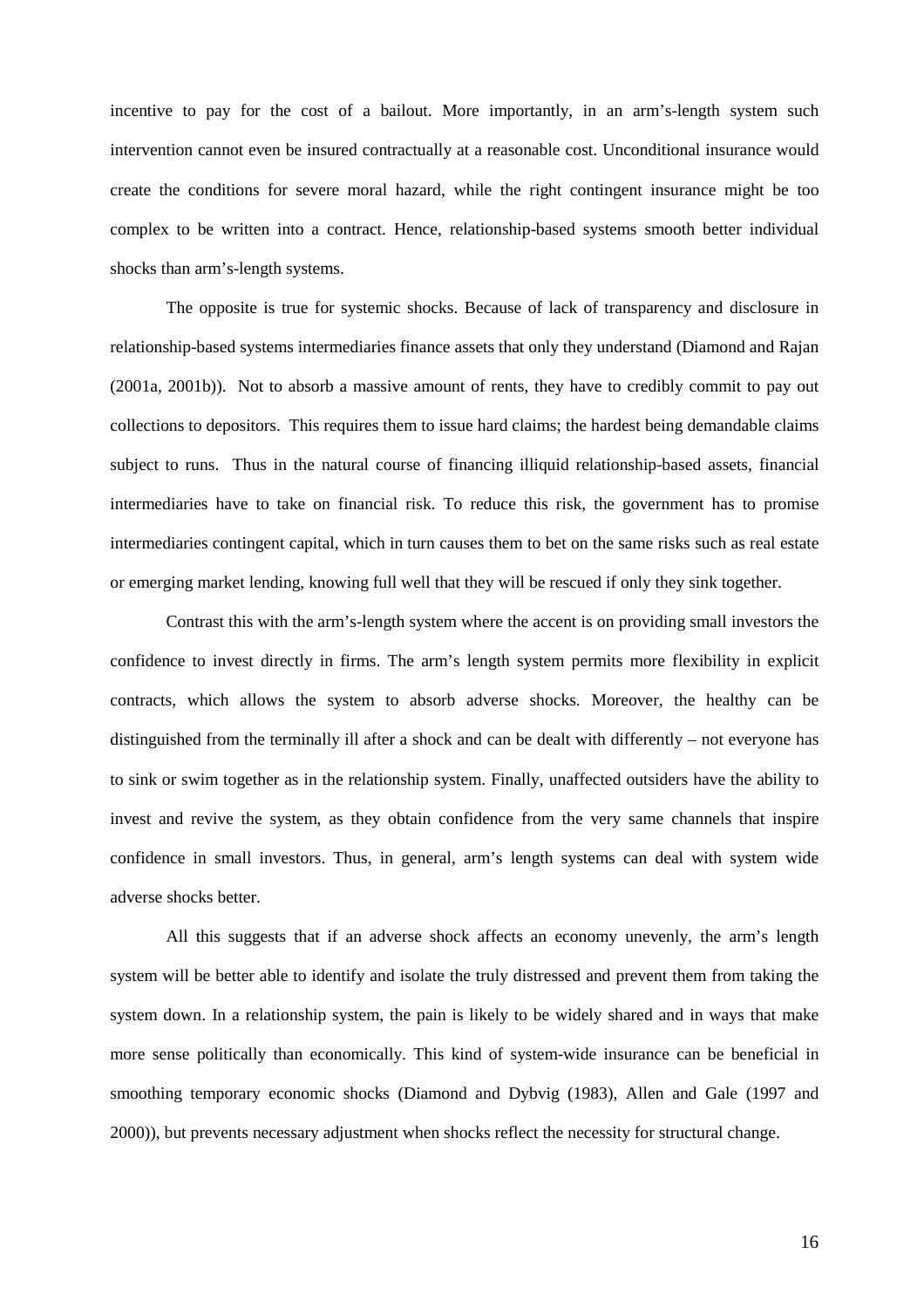incentive to pay for the cost of a bailout. More importantly, in an arm's-length system such intervention cannot even be insured contractually at a reasonable cost. Unconditional insurance would create the conditions for severe moral hazard, while the right contingent insurance might be too complex to be written into a contract. Hence, relationship-based systems smooth better individual shocks than arm's-length systems.

The opposite is true for systemic shocks. Because of lack of transparency and disclosure in relationship-based systems intermediaries finance assets that only they understand (Diamond and Rajan (2001a, 2001b)). Not to absorb a massive amount of rents, they have to credibly commit to pay out collections to depositors. This requires them to issue hard claims; the hardest being demandable claims subject to runs. Thus in the natural course of financing illiquid relationship-based assets, financial intermediaries have to take on financial risk. To reduce this risk, the government has to promise intermediaries contingent capital, which in turn causes them to bet on the same risks such as real estate or emerging market lending, knowing full well that they will be rescued if only they sink together.

Contrast this with the arm's-length system where the accent is on providing small investors the confidence to invest directly in firms. The arm's length system permits more flexibility in explicit contracts, which allows the system to absorb adverse shocks. Moreover, the healthy can be distinguished from the terminally ill after a shock and can be dealt with differently – not everyone has to sink or swim together as in the relationship system. Finally, unaffected outsiders have the ability to invest and revive the system, as they obtain confidence from the very same channels that inspire confidence in small investors. Thus, in general, arm's length systems can deal with system wide adverse shocks better.

All this suggests that if an adverse shock affects an economy unevenly, the arm's length system will be better able to identify and isolate the truly distressed and prevent them from taking the system down. In a relationship system, the pain is likely to be widely shared and in ways that make more sense politically than economically. This kind of system-wide insurance can be beneficial in smoothing temporary economic shocks (Diamond and Dybvig (1983), Allen and Gale (1997 and 2000)), but prevents necessary adjustment when shocks reflect the necessity for structural change.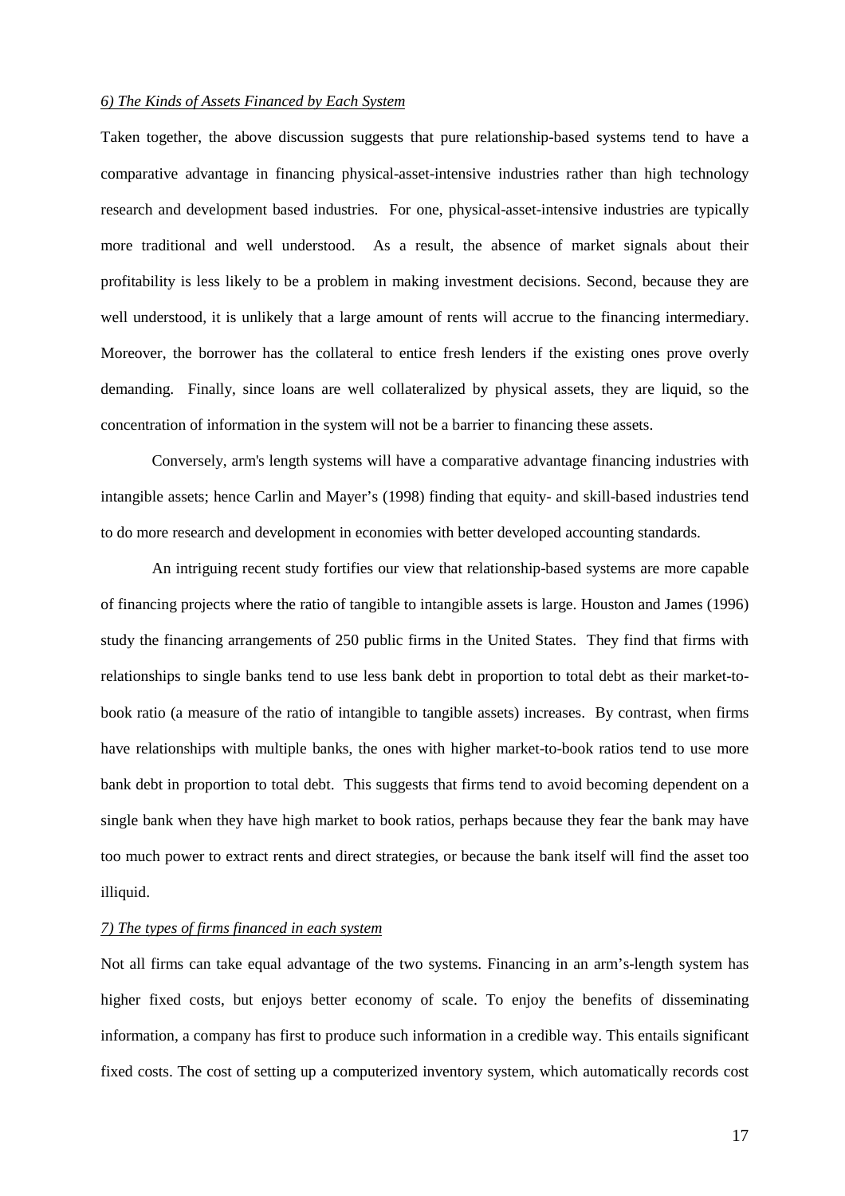*6) The Kinds of Assets Financed by Each System*

Taken together, the above discussion suggests that pure relationship-based systems tend to have a comparative advantage in financing physical-asset-intensive industries rather than high technology research and development based industries. For one, physical-asset-intensive industries are typically more traditional and well understood. As a result, the absence of market signals about their profitability is less likely to be a problem in making investment decisions. Second, because they are well understood, it is unlikely that a large amount of rents will accrue to the financing intermediary. Moreover, the borrower has the collateral to entice fresh lenders if the existing ones prove overly demanding. Finally, since loans are well collateralized by physical assets, they are liquid, so the concentration of information in the system will not be a barrier to financing these assets.

Conversely, arm's length systems will have a comparative advantage financing industries with intangible assets; hence Carlin and Mayer's (1998) finding that equity- and skill-based industries tend to do more research and development in economies with better developed accounting standards.

An intriguing recent study fortifies our view that relationship-based systems are more capable of financing projects where the ratio of tangible to intangible assets is large. Houston and James (1996) study the financing arrangements of 250 public firms in the United States. They find that firms with relationships to single banks tend to use less bank debt in proportion to total debt as their market-to-book ratio (a measure of the ratio of intangible to tangible assets) increases. By contrast, when firms have relationships with multiple banks, the ones with higher market-to-book ratios tend to use more bank debt in proportion to total debt. This suggests that firms tend to avoid becoming dependent on a single bank when they have high market to book ratios, perhaps because they fear the bank may have too much power to extract rents and direct strategies, or because the bank itself will find the asset too illiquid.

*7) The types of firms financed in each system*

Not all firms can take equal advantage of the two systems. Financing in an arm's-length system has higher fixed costs, but enjoys better economy of scale. To enjoy the benefits of disseminating information, a company has first to produce such information in a credible way. This entails significant fixed costs. The cost of setting up a computerized inventory system, which automatically records cost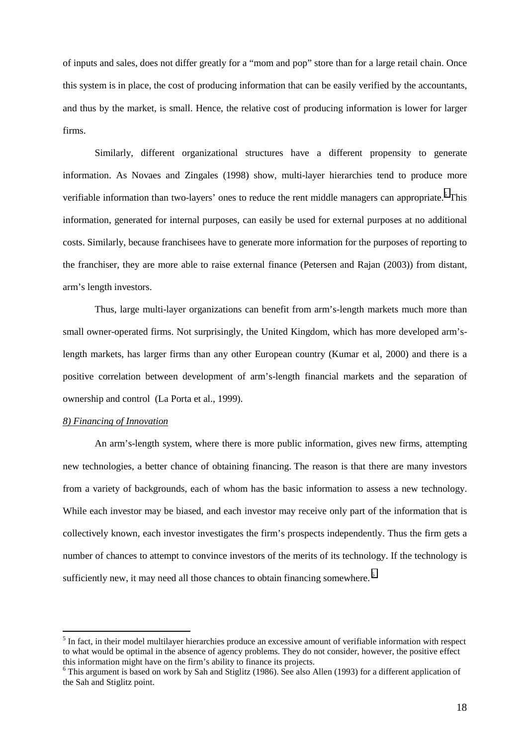of inputs and sales, does not differ greatly for a "mom and pop" store than for a large retail chain. Once this system is in place, the cost of producing information that can be easily verified by the accountants, and thus by the market, is small. Hence, the relative cost of producing information is lower for larger firms.

Similarly, different organizational structures have a different propensity to generate information. As Novaes and Zingales (1998) show, multi-layer hierarchies tend to produce more verifiable information than two-layers' ones to reduce the rent middle managers can appropriate.[5] This information, generated for internal purposes, can easily be used for external purposes at no additional costs. Similarly, because franchisees have to generate more information for the purposes of reporting to the franchiser, they are more able to raise external finance (Petersen and Rajan (2003)) from distant, arm's length investors.

Thus, large multi-layer organizations can benefit from arm's-length markets much more than small owner-operated firms. Not surprisingly, the United Kingdom, which has more developed arm's-length markets, has larger firms than any other European country (Kumar et al, 2000) and there is a positive correlation between development of arm's-length financial markets and the separation of ownership and control (La Porta et al., 1999).

*8) Financing of Innovation*

An arm's-length system, where there is more public information, gives new firms, attempting new technologies, a better chance of obtaining financing. The reason is that there are many investors from a variety of backgrounds, each of whom has the basic information to assess a new technology. While each investor may be biased, and each investor may receive only part of the information that is collectively known, each investor investigates the firm's prospects independently. Thus the firm gets a number of chances to attempt to convince investors of the merits of its technology. If the technology is sufficiently new, it may need all those chances to obtain financing somewhere.[6]

---

[5] In fact, in their model multilayer hierarchies produce an excessive amount of verifiable information with respect to what would be optimal in the absence of agency problems. They do not consider, however, the positive effect this information might have on the firm's ability to finance its projects.

[6] This argument is based on work by Sah and Stiglitz (1986). See also Allen (1993) for a different application of the Sah and Stiglitz point.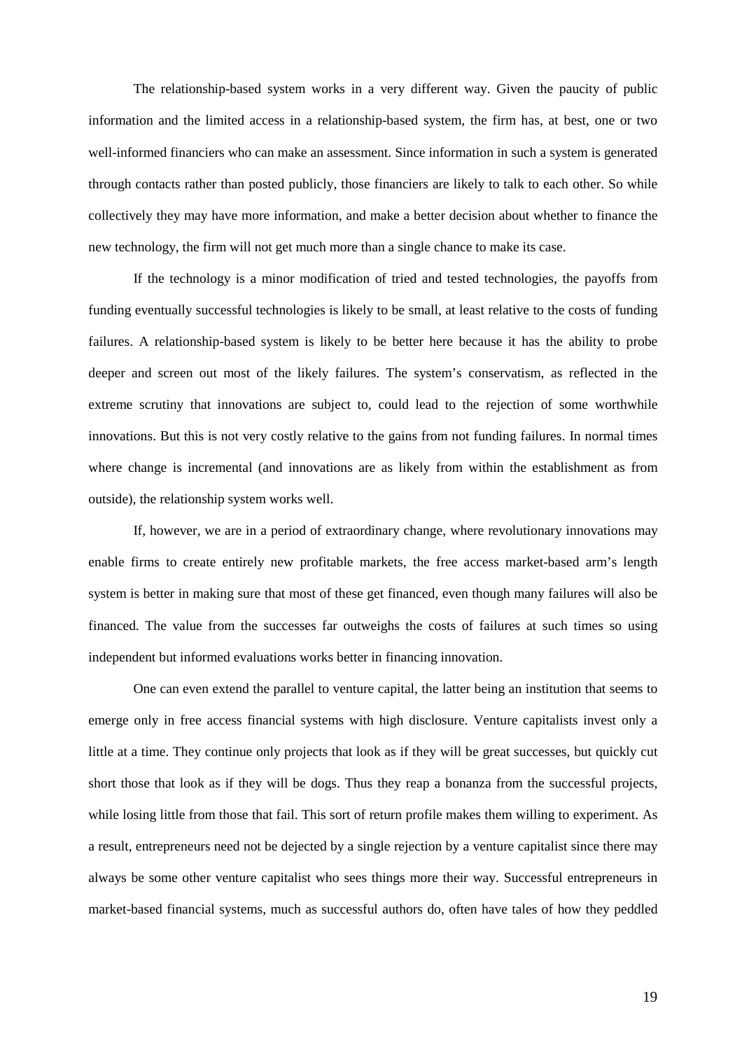The relationship-based system works in a very different way. Given the paucity of public information and the limited access in a relationship-based system, the firm has, at best, one or two well-informed financiers who can make an assessment. Since information in such a system is generated through contacts rather than posted publicly, those financiers are likely to talk to each other. So while collectively they may have more information, and make a better decision about whether to finance the new technology, the firm will not get much more than a single chance to make its case.

If the technology is a minor modification of tried and tested technologies, the payoffs from funding eventually successful technologies is likely to be small, at least relative to the costs of funding failures. A relationship-based system is likely to be better here because it has the ability to probe deeper and screen out most of the likely failures. The system's conservatism, as reflected in the extreme scrutiny that innovations are subject to, could lead to the rejection of some worthwhile innovations. But this is not very costly relative to the gains from not funding failures. In normal times where change is incremental (and innovations are as likely from within the establishment as from outside), the relationship system works well.

If, however, we are in a period of extraordinary change, where revolutionary innovations may enable firms to create entirely new profitable markets, the free access market-based arm's length system is better in making sure that most of these get financed, even though many failures will also be financed. The value from the successes far outweighs the costs of failures at such times so using independent but informed evaluations works better in financing innovation.

One can even extend the parallel to venture capital, the latter being an institution that seems to emerge only in free access financial systems with high disclosure. Venture capitalists invest only a little at a time. They continue only projects that look as if they will be great successes, but quickly cut short those that look as if they will be dogs. Thus they reap a bonanza from the successful projects, while losing little from those that fail. This sort of return profile makes them willing to experiment. As a result, entrepreneurs need not be dejected by a single rejection by a venture capitalist since there may always be some other venture capitalist who sees things more their way. Successful entrepreneurs in market-based financial systems, much as successful authors do, often have tales of how they peddled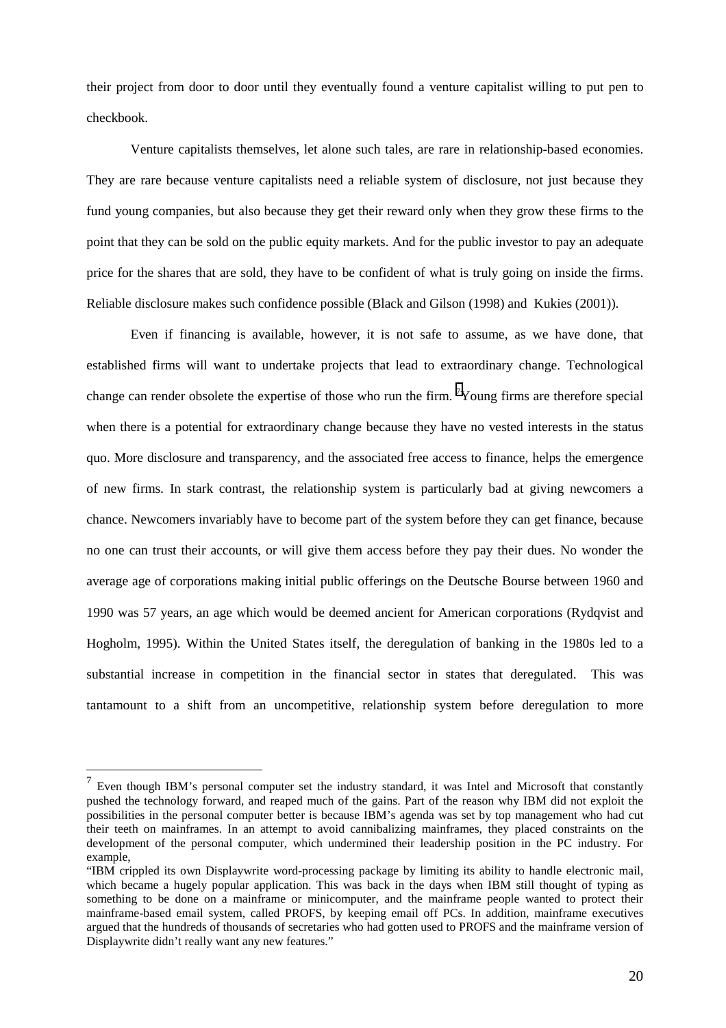their project from door to door until they eventually found a venture capitalist willing to put pen to checkbook.

Venture capitalists themselves, let alone such tales, are rare in relationship-based economies. They are rare because venture capitalists need a reliable system of disclosure, not just because they fund young companies, but also because they get their reward only when they grow these firms to the point that they can be sold on the public equity markets. And for the public investor to pay an adequate price for the shares that are sold, they have to be confident of what is truly going on inside the firms. Reliable disclosure makes such confidence possible (Black and Gilson (1998) and Kukies (2001)).

Even if financing is available, however, it is not safe to assume, as we have done, that established firms will want to undertake projects that lead to extraordinary change. Technological change can render obsolete the expertise of those who run the firm. [7] Young firms are therefore special when there is a potential for extraordinary change because they have no vested interests in the status quo. More disclosure and transparency, and the associated free access to finance, helps the emergence of new firms. In stark contrast, the relationship system is particularly bad at giving newcomers a chance. Newcomers invariably have to become part of the system before they can get finance, because no one can trust their accounts, or will give them access before they pay their dues. No wonder the average age of corporations making initial public offerings on the Deutsche Bourse between 1960 and 1990 was 57 years, an age which would be deemed ancient for American corporations (Rydqvist and Hogholm, 1995). Within the United States itself, the deregulation of banking in the 1980s led to a substantial increase in competition in the financial sector in states that deregulated. This was tantamount to a shift from an uncompetitive, relationship system before deregulation to more

---

[7] Even though IBM's personal computer set the industry standard, it was Intel and Microsoft that constantly pushed the technology forward, and reaped much of the gains. Part of the reason why IBM did not exploit the possibilities in the personal computer better is because IBM's agenda was set by top management who had cut their teeth on mainframes. In an attempt to avoid cannibalizing mainframes, they placed constraints on the development of the personal computer, which undermined their leadership position in the PC industry. For example,

"IBM crippled its own Displaywrite word-processing package by limiting its ability to handle electronic mail, which became a hugely popular application. This was back in the days when IBM still thought of typing as something to be done on a mainframe or minicomputer, and the mainframe people wanted to protect their mainframe-based email system, called PROFS, by keeping email off PCs. In addition, mainframe executives argued that the hundreds of thousands of secretaries who had gotten used to PROFS and the mainframe version of Displaywrite didn't really want any new features."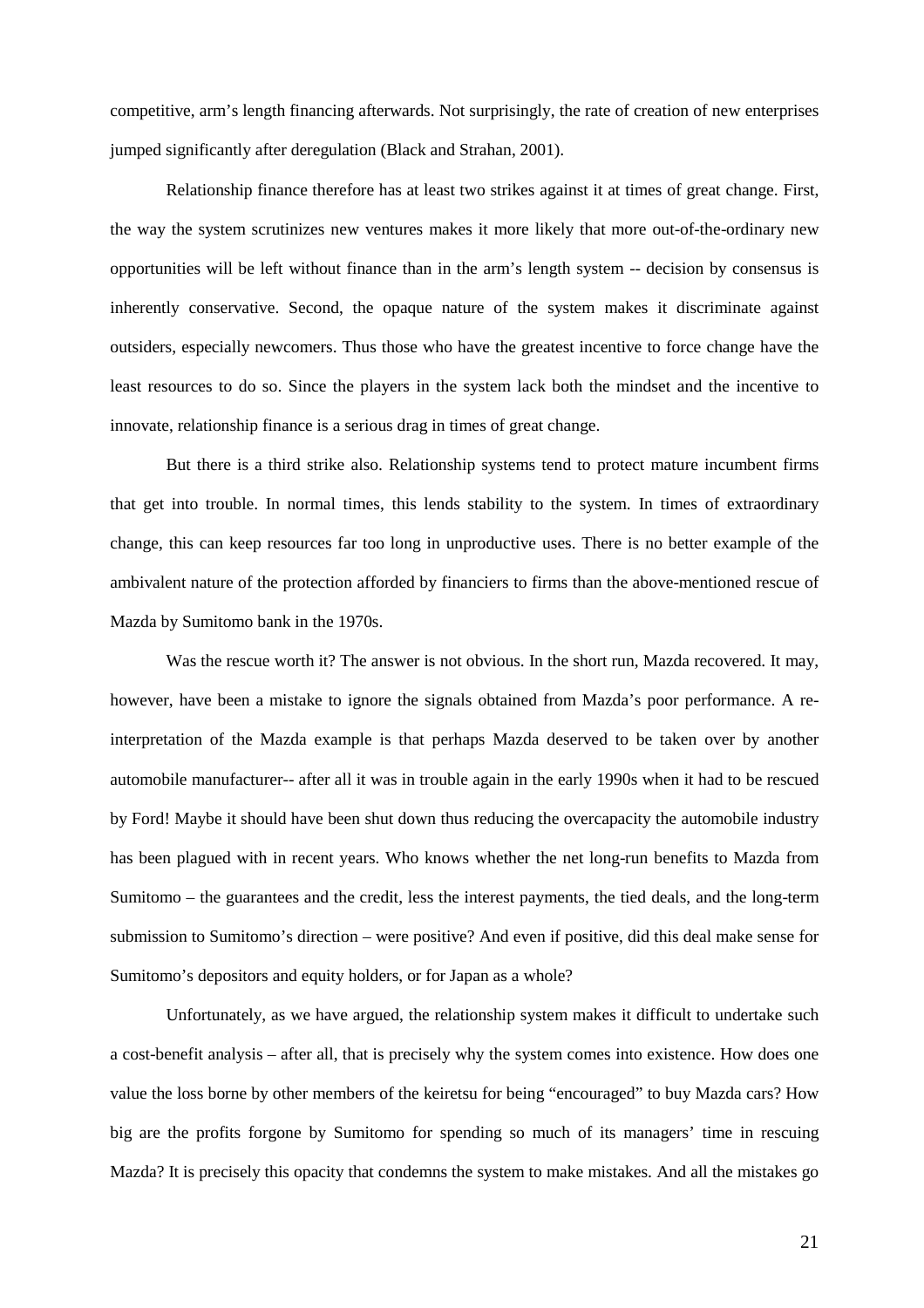competitive, arm's length financing afterwards. Not surprisingly, the rate of creation of new enterprises jumped significantly after deregulation (Black and Strahan, 2001).

Relationship finance therefore has at least two strikes against it at times of great change. First, the way the system scrutinizes new ventures makes it more likely that more out-of-the-ordinary new opportunities will be left without finance than in the arm's length system -- decision by consensus is inherently conservative. Second, the opaque nature of the system makes it discriminate against outsiders, especially newcomers. Thus those who have the greatest incentive to force change have the least resources to do so. Since the players in the system lack both the mindset and the incentive to innovate, relationship finance is a serious drag in times of great change.

But there is a third strike also. Relationship systems tend to protect mature incumbent firms that get into trouble. In normal times, this lends stability to the system. In times of extraordinary change, this can keep resources far too long in unproductive uses. There is no better example of the ambivalent nature of the protection afforded by financiers to firms than the above-mentioned rescue of Mazda by Sumitomo bank in the 1970s.

Was the rescue worth it? The answer is not obvious. In the short run, Mazda recovered. It may, however, have been a mistake to ignore the signals obtained from Mazda's poor performance. A re-interpretation of the Mazda example is that perhaps Mazda deserved to be taken over by another automobile manufacturer-- after all it was in trouble again in the early 1990s when it had to be rescued by Ford! Maybe it should have been shut down thus reducing the overcapacity the automobile industry has been plagued with in recent years. Who knows whether the net long-run benefits to Mazda from Sumitomo – the guarantees and the credit, less the interest payments, the tied deals, and the long-term submission to Sumitomo's direction – were positive? And even if positive, did this deal make sense for Sumitomo's depositors and equity holders, or for Japan as a whole?

Unfortunately, as we have argued, the relationship system makes it difficult to undertake such a cost-benefit analysis – after all, that is precisely why the system comes into existence. How does one value the loss borne by other members of the keiretsu for being "encouraged" to buy Mazda cars? How big are the profits forgone by Sumitomo for spending so much of its managers' time in rescuing Mazda? It is precisely this opacity that condemns the system to make mistakes. And all the mistakes go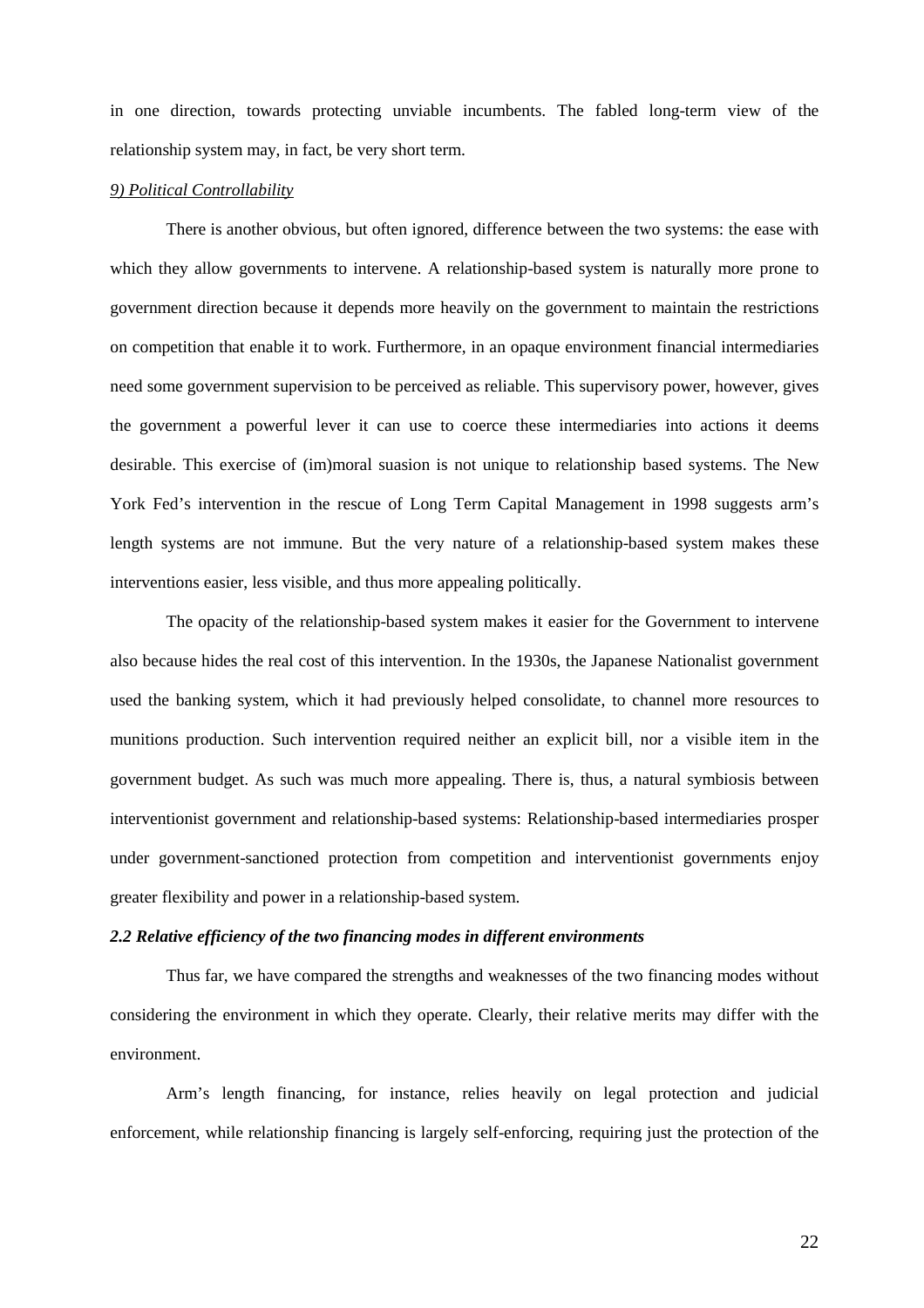in one direction, towards protecting unviable incumbents. The fabled long-term view of the relationship system may, in fact, be very short term.

*9) Political Controllability*

There is another obvious, but often ignored, difference between the two systems: the ease with which they allow governments to intervene. A relationship-based system is naturally more prone to government direction because it depends more heavily on the government to maintain the restrictions on competition that enable it to work. Furthermore, in an opaque environment financial intermediaries need some government supervision to be perceived as reliable. This supervisory power, however, gives the government a powerful lever it can use to coerce these intermediaries into actions it deems desirable. This exercise of (im)moral suasion is not unique to relationship based systems. The New York Fed's intervention in the rescue of Long Term Capital Management in 1998 suggests arm's length systems are not immune. But the very nature of a relationship-based system makes these interventions easier, less visible, and thus more appealing politically.

The opacity of the relationship-based system makes it easier for the Government to intervene also because hides the real cost of this intervention. In the 1930s, the Japanese Nationalist government used the banking system, which it had previously helped consolidate, to channel more resources to munitions production. Such intervention required neither an explicit bill, nor a visible item in the government budget. As such was much more appealing. There is, thus, a natural symbiosis between interventionist government and relationship-based systems: Relationship-based intermediaries prosper under government-sanctioned protection from competition and interventionist governments enjoy greater flexibility and power in a relationship-based system.

### *2.2 Relative efficiency of the two financing modes in different environments*

Thus far, we have compared the strengths and weaknesses of the two financing modes without considering the environment in which they operate. Clearly, their relative merits may differ with the environment.

Arm's length financing, for instance, relies heavily on legal protection and judicial enforcement, while relationship financing is largely self-enforcing, requiring just the protection of the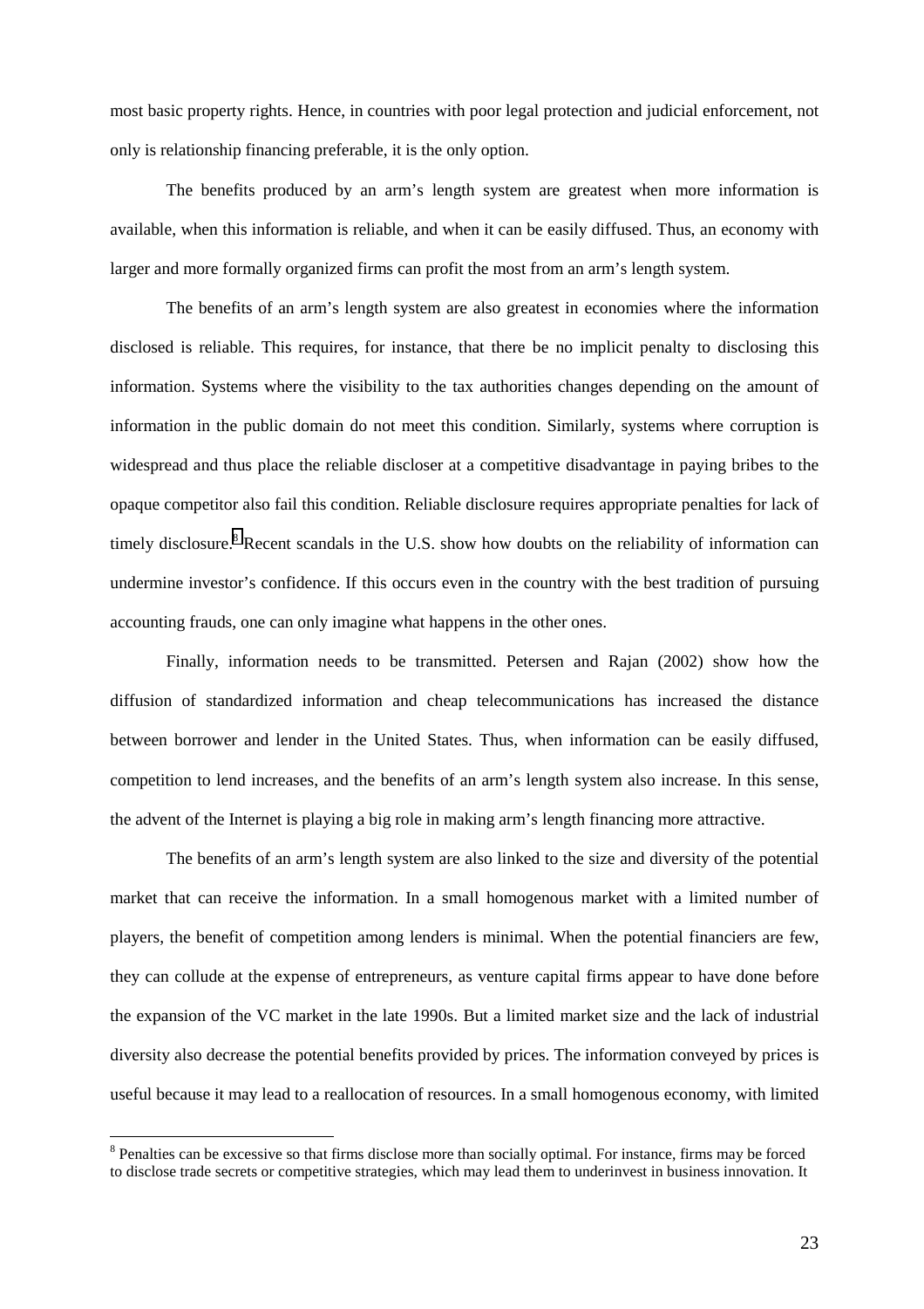most basic property rights. Hence, in countries with poor legal protection and judicial enforcement, not only is relationship financing preferable, it is the only option.

The benefits produced by an arm's length system are greatest when more information is available, when this information is reliable, and when it can be easily diffused. Thus, an economy with larger and more formally organized firms can profit the most from an arm's length system.

The benefits of an arm's length system are also greatest in economies where the information disclosed is reliable. This requires, for instance, that there be no implicit penalty to disclosing this information. Systems where the visibility to the tax authorities changes depending on the amount of information in the public domain do not meet this condition. Similarly, systems where corruption is widespread and thus place the reliable discloser at a competitive disadvantage in paying bribes to the opaque competitor also fail this condition. Reliable disclosure requires appropriate penalties for lack of timely disclosure.[8] Recent scandals in the U.S. show how doubts on the reliability of information can undermine investor's confidence. If this occurs even in the country with the best tradition of pursuing accounting frauds, one can only imagine what happens in the other ones.

Finally, information needs to be transmitted. Petersen and Rajan (2002) show how the diffusion of standardized information and cheap telecommunications has increased the distance between borrower and lender in the United States. Thus, when information can be easily diffused, competition to lend increases, and the benefits of an arm's length system also increase. In this sense, the advent of the Internet is playing a big role in making arm's length financing more attractive.

The benefits of an arm's length system are also linked to the size and diversity of the potential market that can receive the information. In a small homogenous market with a limited number of players, the benefit of competition among lenders is minimal. When the potential financiers are few, they can collude at the expense of entrepreneurs, as venture capital firms appear to have done before the expansion of the VC market in the late 1990s. But a limited market size and the lack of industrial diversity also decrease the potential benefits provided by prices. The information conveyed by prices is useful because it may lead to a reallocation of resources. In a small homogenous economy, with limited

[8] Penalties can be excessive so that firms disclose more than socially optimal. For instance, firms may be forced to disclose trade secrets or competitive strategies, which may lead them to underinvest in business innovation. It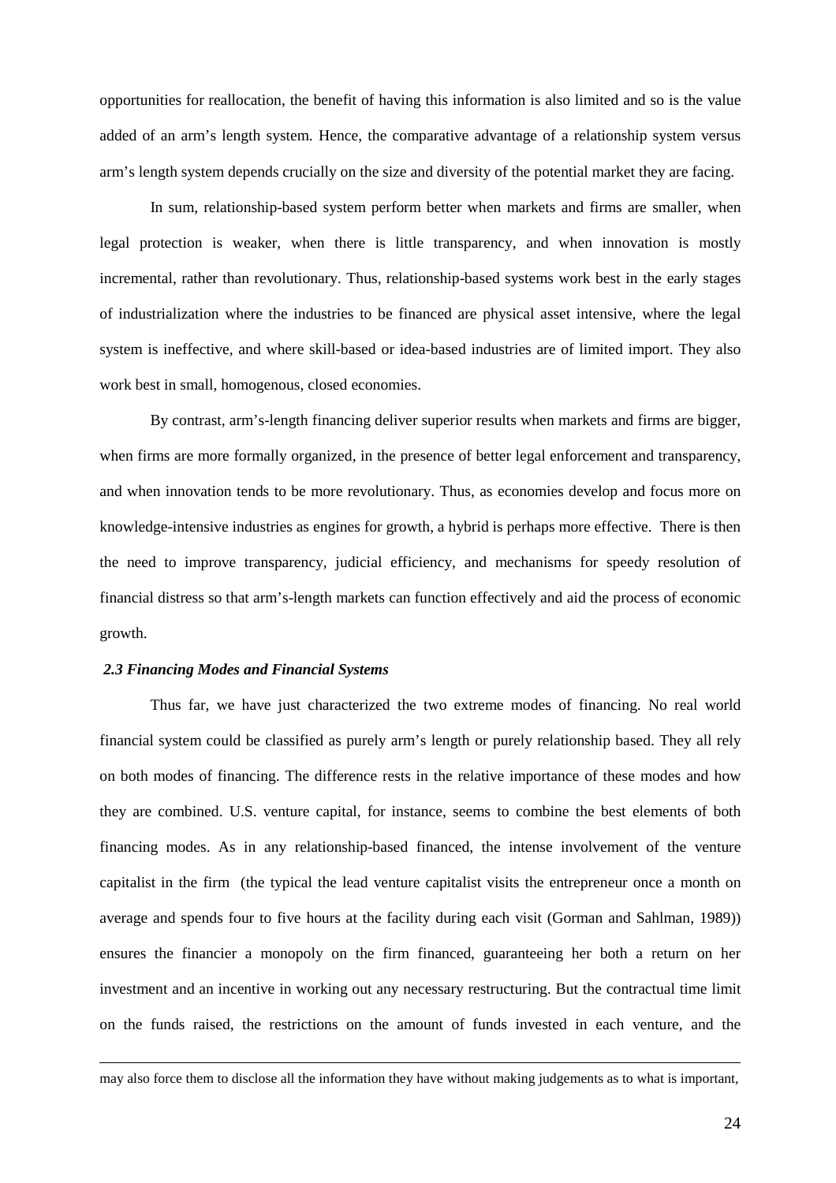opportunities for reallocation, the benefit of having this information is also limited and so is the value added of an arm's length system. Hence, the comparative advantage of a relationship system versus arm's length system depends crucially on the size and diversity of the potential market they are facing.

In sum, relationship-based system perform better when markets and firms are smaller, when legal protection is weaker, when there is little transparency, and when innovation is mostly incremental, rather than revolutionary. Thus, relationship-based systems work best in the early stages of industrialization where the industries to be financed are physical asset intensive, where the legal system is ineffective, and where skill-based or idea-based industries are of limited import. They also work best in small, homogenous, closed economies.

By contrast, arm's-length financing deliver superior results when markets and firms are bigger, when firms are more formally organized, in the presence of better legal enforcement and transparency, and when innovation tends to be more revolutionary. Thus, as economies develop and focus more on knowledge-intensive industries as engines for growth, a hybrid is perhaps more effective. There is then the need to improve transparency, judicial efficiency, and mechanisms for speedy resolution of financial distress so that arm's-length markets can function effectively and aid the process of economic growth.

### *2.3 Financing Modes and Financial Systems*

Thus far, we have just characterized the two extreme modes of financing. No real world financial system could be classified as purely arm's length or purely relationship based. They all rely on both modes of financing. The difference rests in the relative importance of these modes and how they are combined. U.S. venture capital, for instance, seems to combine the best elements of both financing modes. As in any relationship-based financed, the intense involvement of the venture capitalist in the firm (the typical the lead venture capitalist visits the entrepreneur once a month on average and spends four to five hours at the facility during each visit (Gorman and Sahlman, 1989)) ensures the financier a monopoly on the firm financed, guaranteeing her both a return on her investment and an incentive in working out any necessary restructuring. But the contractual time limit on the funds raised, the restrictions on the amount of funds invested in each venture, and the

---

may also force them to disclose all the information they have without making judgements as to what is important,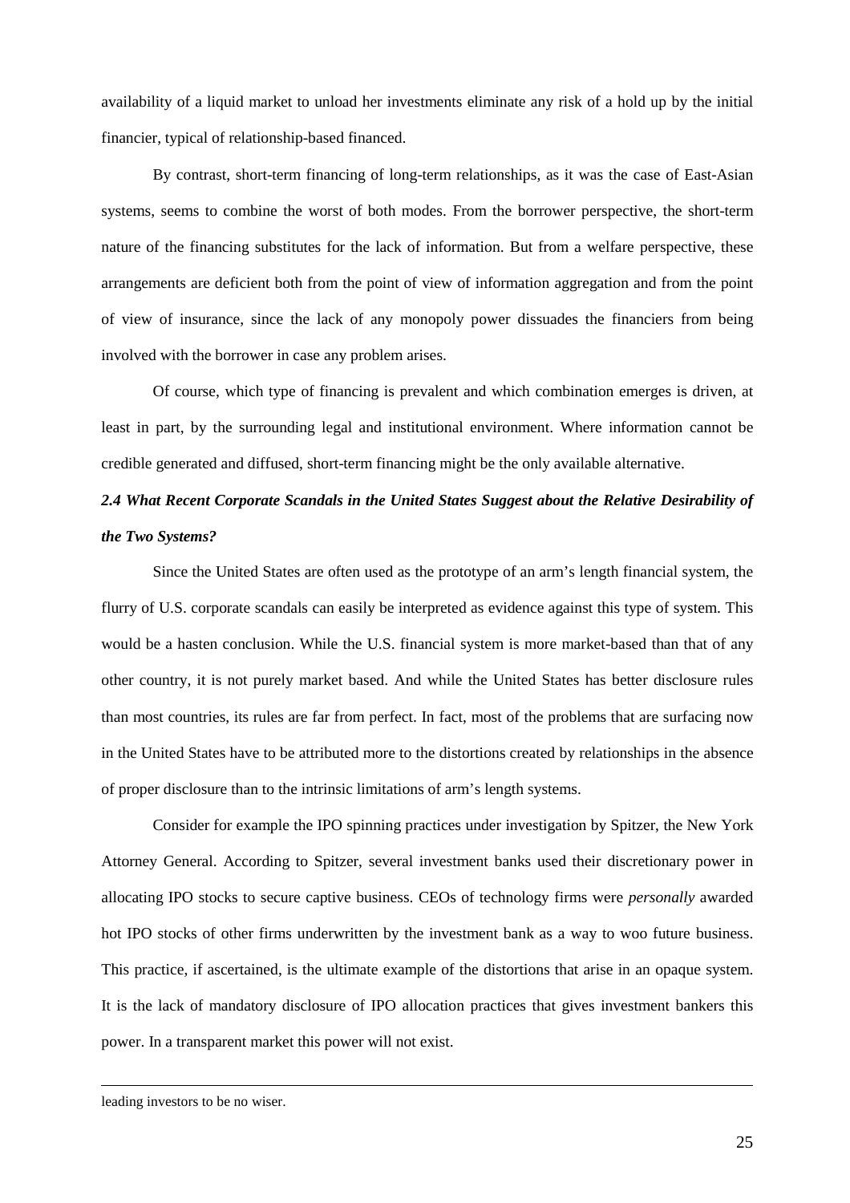availability of a liquid market to unload her investments eliminate any risk of a hold up by the initial financier, typical of relationship-based financed.

By contrast, short-term financing of long-term relationships, as it was the case of East-Asian systems, seems to combine the worst of both modes. From the borrower perspective, the short-term nature of the financing substitutes for the lack of information. But from a welfare perspective, these arrangements are deficient both from the point of view of information aggregation and from the point of view of insurance, since the lack of any monopoly power dissuades the financiers from being involved with the borrower in case any problem arises.

Of course, which type of financing is prevalent and which combination emerges is driven, at least in part, by the surrounding legal and institutional environment. Where information cannot be credible generated and diffused, short-term financing might be the only available alternative.

### *2.4 What Recent Corporate Scandals in the United States Suggest about the Relative Desirability of the Two Systems?*

Since the United States are often used as the prototype of an arm's length financial system, the flurry of U.S. corporate scandals can easily be interpreted as evidence against this type of system. This would be a hasten conclusion. While the U.S. financial system is more market-based than that of any other country, it is not purely market based. And while the United States has better disclosure rules than most countries, its rules are far from perfect. In fact, most of the problems that are surfacing now in the United States have to be attributed more to the distortions created by relationships in the absence of proper disclosure than to the intrinsic limitations of arm's length systems.

Consider for example the IPO spinning practices under investigation by Spitzer, the New York Attorney General. According to Spitzer, several investment banks used their discretionary power in allocating IPO stocks to secure captive business. CEOs of technology firms were *personally* awarded hot IPO stocks of other firms underwritten by the investment bank as a way to woo future business. This practice, if ascertained, is the ultimate example of the distortions that arise in an opaque system. It is the lack of mandatory disclosure of IPO allocation practices that gives investment bankers this power. In a transparent market this power will not exist.

---

leading investors to be no wiser.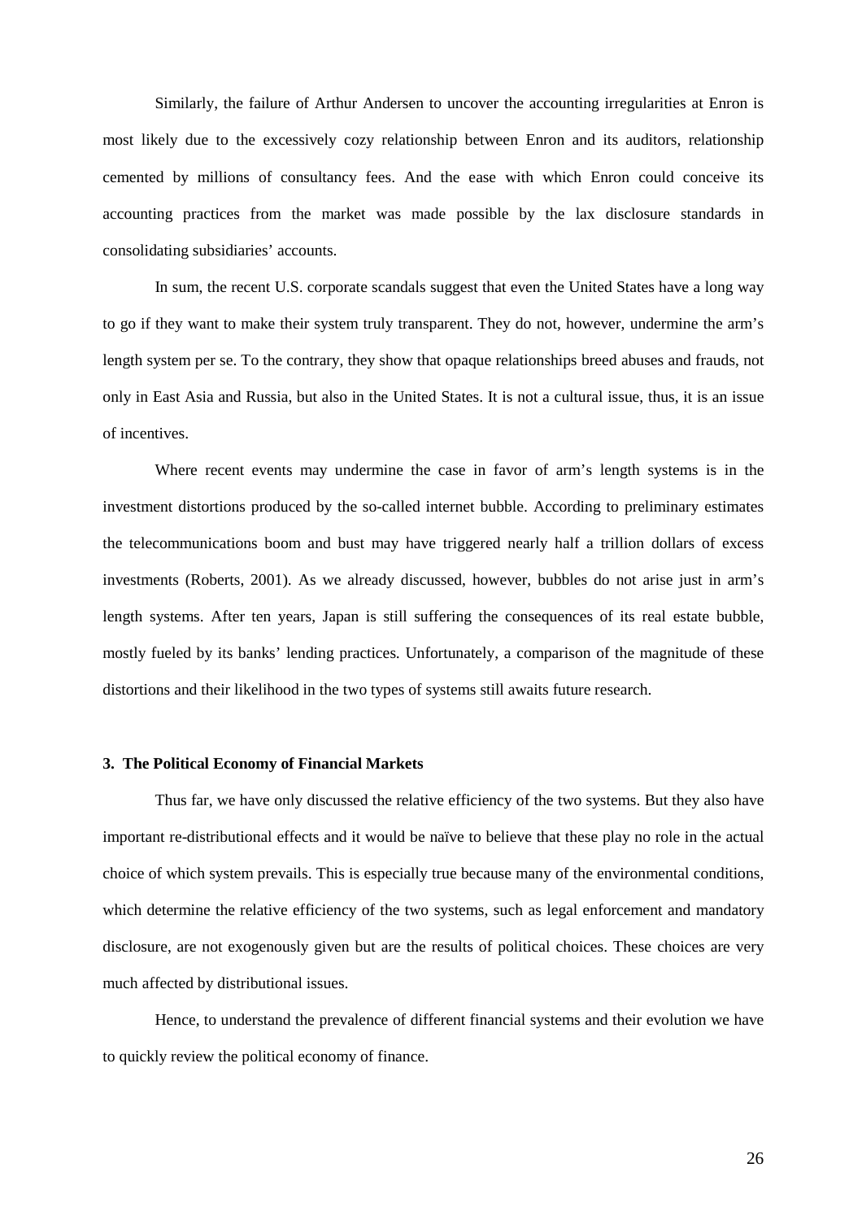Similarly, the failure of Arthur Andersen to uncover the accounting irregularities at Enron is most likely due to the excessively cozy relationship between Enron and its auditors, relationship cemented by millions of consultancy fees. And the ease with which Enron could conceive its accounting practices from the market was made possible by the lax disclosure standards in consolidating subsidiaries' accounts.

In sum, the recent U.S. corporate scandals suggest that even the United States have a long way to go if they want to make their system truly transparent. They do not, however, undermine the arm's length system per se. To the contrary, they show that opaque relationships breed abuses and frauds, not only in East Asia and Russia, but also in the United States. It is not a cultural issue, thus, it is an issue of incentives.

Where recent events may undermine the case in favor of arm's length systems is in the investment distortions produced by the so-called internet bubble. According to preliminary estimates the telecommunications boom and bust may have triggered nearly half a trillion dollars of excess investments (Roberts, 2001). As we already discussed, however, bubbles do not arise just in arm's length systems. After ten years, Japan is still suffering the consequences of its real estate bubble, mostly fueled by its banks' lending practices. Unfortunately, a comparison of the magnitude of these distortions and their likelihood in the two types of systems still awaits future research.

### 3. The Political Economy of Financial Markets

Thus far, we have only discussed the relative efficiency of the two systems. But they also have important re-distributional effects and it would be naïve to believe that these play no role in the actual choice of which system prevails. This is especially true because many of the environmental conditions, which determine the relative efficiency of the two systems, such as legal enforcement and mandatory disclosure, are not exogenously given but are the results of political choices. These choices are very much affected by distributional issues.

Hence, to understand the prevalence of different financial systems and their evolution we have to quickly review the political economy of finance.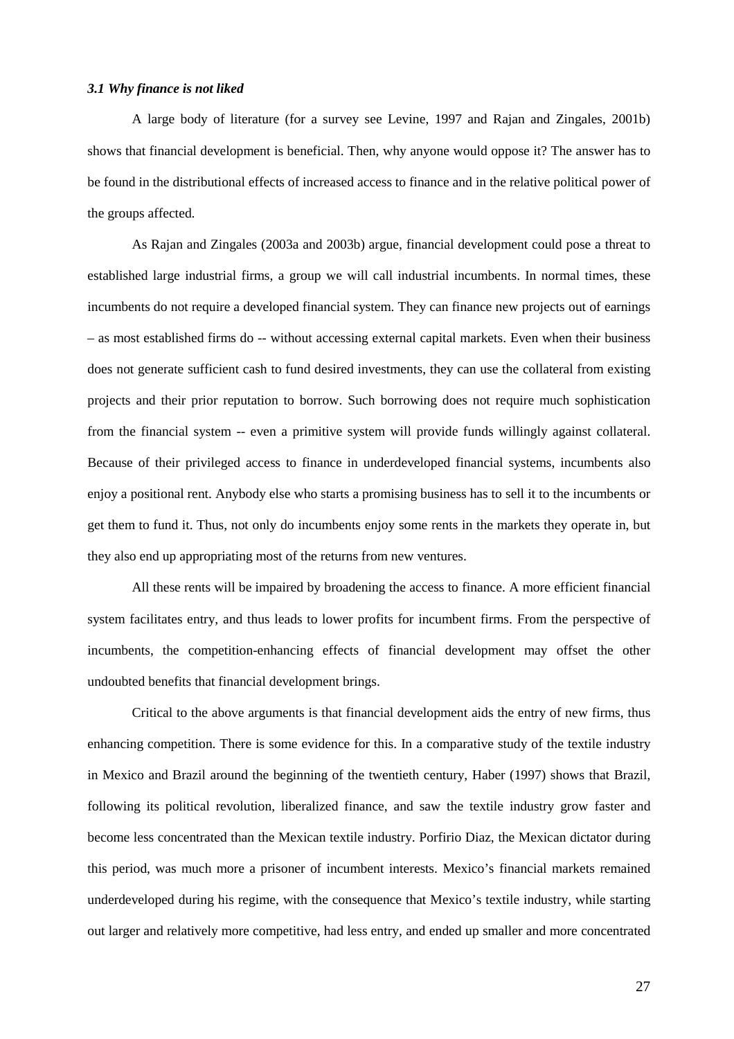### *3.1 Why finance is not liked*

A large body of literature (for a survey see Levine, 1997 and Rajan and Zingales, 2001b) shows that financial development is beneficial. Then, why anyone would oppose it? The answer has to be found in the distributional effects of increased access to finance and in the relative political power of the groups affected.

As Rajan and Zingales (2003a and 2003b) argue, financial development could pose a threat to established large industrial firms, a group we will call industrial incumbents. In normal times, these incumbents do not require a developed financial system. They can finance new projects out of earnings – as most established firms do -- without accessing external capital markets. Even when their business does not generate sufficient cash to fund desired investments, they can use the collateral from existing projects and their prior reputation to borrow. Such borrowing does not require much sophistication from the financial system -- even a primitive system will provide funds willingly against collateral. Because of their privileged access to finance in underdeveloped financial systems, incumbents also enjoy a positional rent. Anybody else who starts a promising business has to sell it to the incumbents or get them to fund it. Thus, not only do incumbents enjoy some rents in the markets they operate in, but they also end up appropriating most of the returns from new ventures.

All these rents will be impaired by broadening the access to finance. A more efficient financial system facilitates entry, and thus leads to lower profits for incumbent firms. From the perspective of incumbents, the competition-enhancing effects of financial development may offset the other undoubted benefits that financial development brings.

Critical to the above arguments is that financial development aids the entry of new firms, thus enhancing competition. There is some evidence for this. In a comparative study of the textile industry in Mexico and Brazil around the beginning of the twentieth century, Haber (1997) shows that Brazil, following its political revolution, liberalized finance, and saw the textile industry grow faster and become less concentrated than the Mexican textile industry. Porfirio Diaz, the Mexican dictator during this period, was much more a prisoner of incumbent interests. Mexico's financial markets remained underdeveloped during his regime, with the consequence that Mexico's textile industry, while starting out larger and relatively more competitive, had less entry, and ended up smaller and more concentrated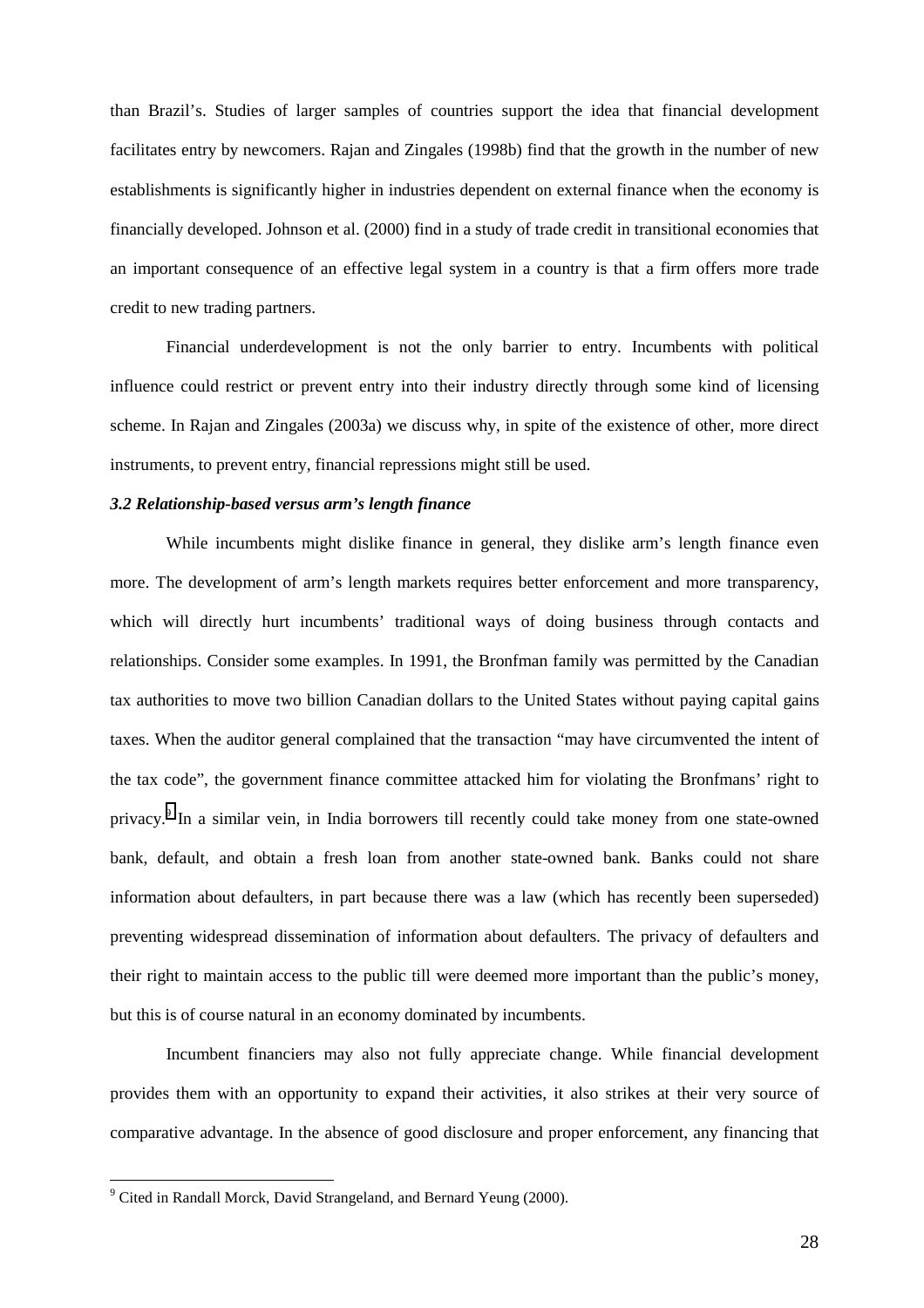than Brazil's. Studies of larger samples of countries support the idea that financial development facilitates entry by newcomers. Rajan and Zingales (1998b) find that the growth in the number of new establishments is significantly higher in industries dependent on external finance when the economy is financially developed. Johnson et al. (2000) find in a study of trade credit in transitional economies that an important consequence of an effective legal system in a country is that a firm offers more trade credit to new trading partners.

Financial underdevelopment is not the only barrier to entry. Incumbents with political influence could restrict or prevent entry into their industry directly through some kind of licensing scheme. In Rajan and Zingales (2003a) we discuss why, in spite of the existence of other, more direct instruments, to prevent entry, financial repressions might still be used.

### *3.2 Relationship-based versus arm's length finance*

While incumbents might dislike finance in general, they dislike arm's length finance even more. The development of arm's length markets requires better enforcement and more transparency, which will directly hurt incumbents' traditional ways of doing business through contacts and relationships. Consider some examples. In 1991, the Bronfman family was permitted by the Canadian tax authorities to move two billion Canadian dollars to the United States without paying capital gains taxes. When the auditor general complained that the transaction "may have circumvented the intent of the tax code", the government finance committee attacked him for violating the Bronfmans' right to privacy.[9] In a similar vein, in India borrowers till recently could take money from one state-owned bank, default, and obtain a fresh loan from another state-owned bank. Banks could not share information about defaulters, in part because there was a law (which has recently been superseded) preventing widespread dissemination of information about defaulters. The privacy of defaulters and their right to maintain access to the public till were deemed more important than the public's money, but this is of course natural in an economy dominated by incumbents.

Incumbent financiers may also not fully appreciate change. While financial development provides them with an opportunity to expand their activities, it also strikes at their very source of comparative advantage. In the absence of good disclosure and proper enforcement, any financing that

[9] Cited in Randall Morck, David Strangeland, and Bernard Yeung (2000).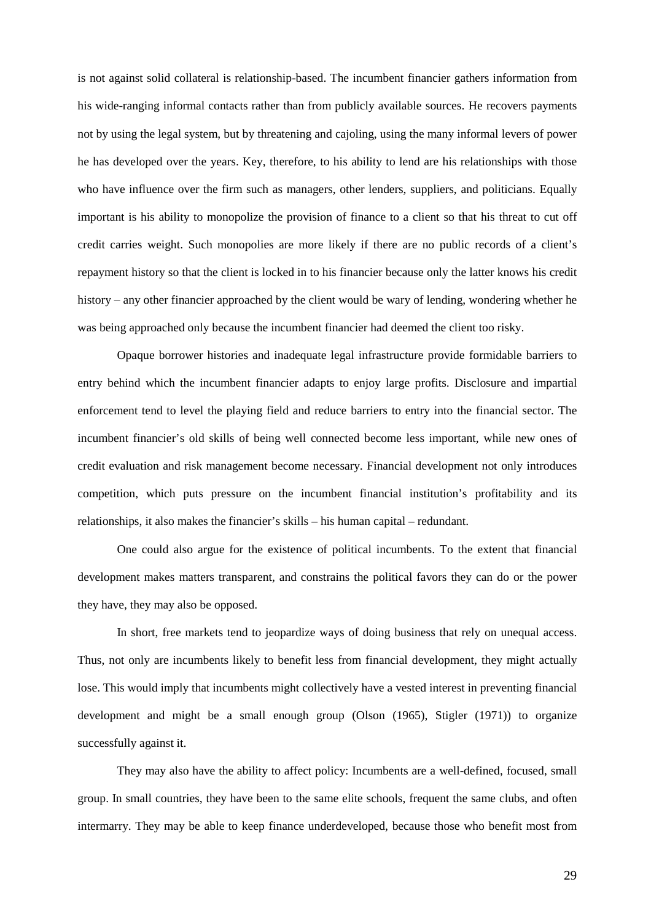is not against solid collateral is relationship-based. The incumbent financier gathers information from his wide-ranging informal contacts rather than from publicly available sources. He recovers payments not by using the legal system, but by threatening and cajoling, using the many informal levers of power he has developed over the years. Key, therefore, to his ability to lend are his relationships with those who have influence over the firm such as managers, other lenders, suppliers, and politicians. Equally important is his ability to monopolize the provision of finance to a client so that his threat to cut off credit carries weight. Such monopolies are more likely if there are no public records of a client's repayment history so that the client is locked in to his financier because only the latter knows his credit history – any other financier approached by the client would be wary of lending, wondering whether he was being approached only because the incumbent financier had deemed the client too risky.

Opaque borrower histories and inadequate legal infrastructure provide formidable barriers to entry behind which the incumbent financier adapts to enjoy large profits. Disclosure and impartial enforcement tend to level the playing field and reduce barriers to entry into the financial sector. The incumbent financier's old skills of being well connected become less important, while new ones of credit evaluation and risk management become necessary. Financial development not only introduces competition, which puts pressure on the incumbent financial institution's profitability and its relationships, it also makes the financier's skills – his human capital – redundant.

One could also argue for the existence of political incumbents. To the extent that financial development makes matters transparent, and constrains the political favors they can do or the power they have, they may also be opposed.

In short, free markets tend to jeopardize ways of doing business that rely on unequal access. Thus, not only are incumbents likely to benefit less from financial development, they might actually lose. This would imply that incumbents might collectively have a vested interest in preventing financial development and might be a small enough group (Olson (1965), Stigler (1971)) to organize successfully against it.

They may also have the ability to affect policy: Incumbents are a well-defined, focused, small group. In small countries, they have been to the same elite schools, frequent the same clubs, and often intermarry. They may be able to keep finance underdeveloped, because those who benefit most from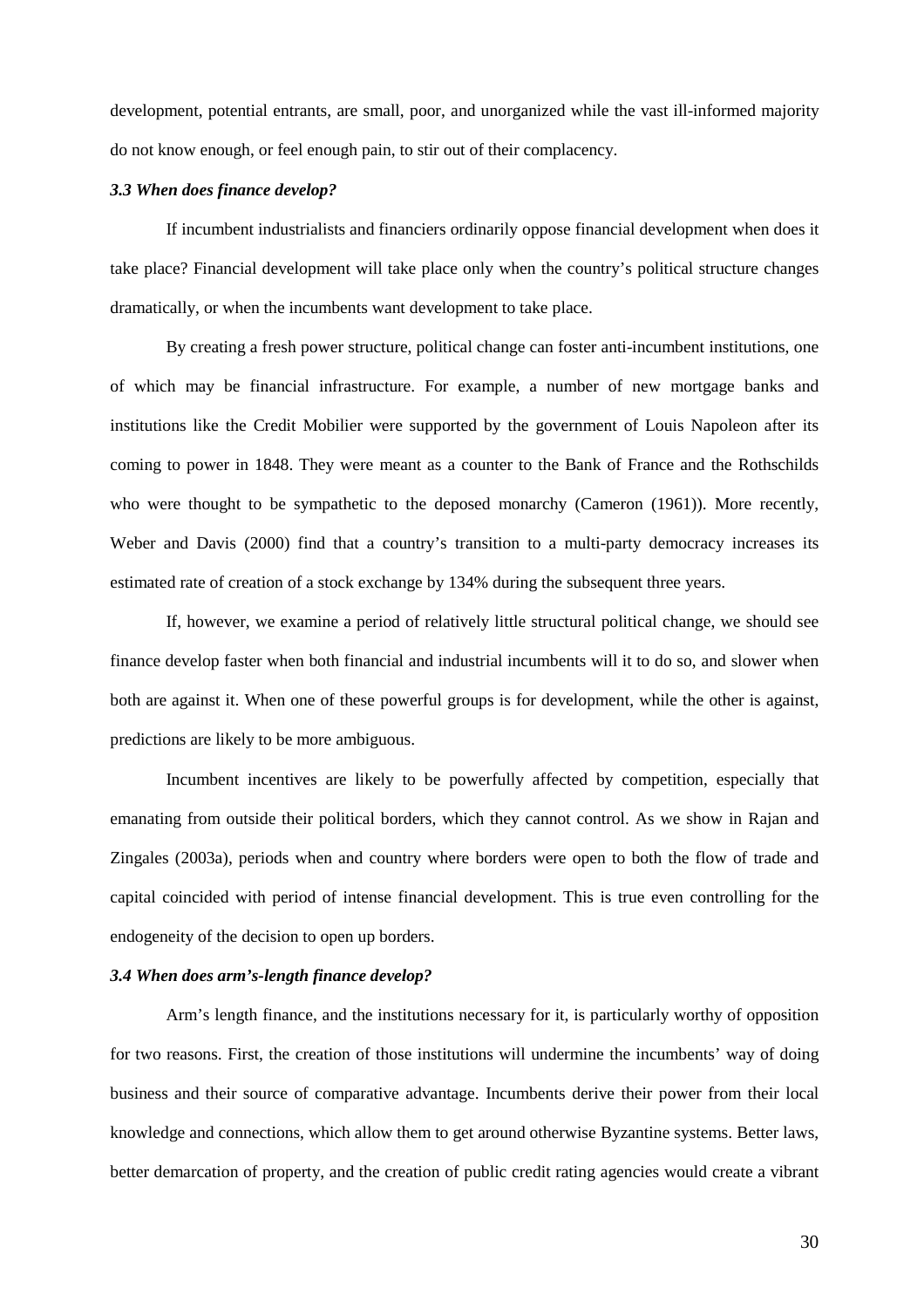development, potential entrants, are small, poor, and unorganized while the vast ill-informed majority do not know enough, or feel enough pain, to stir out of their complacency.

### *3.3 When does finance develop?*

If incumbent industrialists and financiers ordinarily oppose financial development when does it take place? Financial development will take place only when the country's political structure changes dramatically, or when the incumbents want development to take place.

By creating a fresh power structure, political change can foster anti-incumbent institutions, one of which may be financial infrastructure. For example, a number of new mortgage banks and institutions like the Credit Mobilier were supported by the government of Louis Napoleon after its coming to power in 1848. They were meant as a counter to the Bank of France and the Rothschilds who were thought to be sympathetic to the deposed monarchy (Cameron (1961)). More recently, Weber and Davis (2000) find that a country's transition to a multi-party democracy increases its estimated rate of creation of a stock exchange by 134% during the subsequent three years.

If, however, we examine a period of relatively little structural political change, we should see finance develop faster when both financial and industrial incumbents will it to do so, and slower when both are against it. When one of these powerful groups is for development, while the other is against, predictions are likely to be more ambiguous.

Incumbent incentives are likely to be powerfully affected by competition, especially that emanating from outside their political borders, which they cannot control. As we show in Rajan and Zingales (2003a), periods when and country where borders were open to both the flow of trade and capital coincided with period of intense financial development. This is true even controlling for the endogeneity of the decision to open up borders.

### *3.4 When does arm's-length finance develop?*

Arm's length finance, and the institutions necessary for it, is particularly worthy of opposition for two reasons. First, the creation of those institutions will undermine the incumbents' way of doing business and their source of comparative advantage. Incumbents derive their power from their local knowledge and connections, which allow them to get around otherwise Byzantine systems. Better laws, better demarcation of property, and the creation of public credit rating agencies would create a vibrant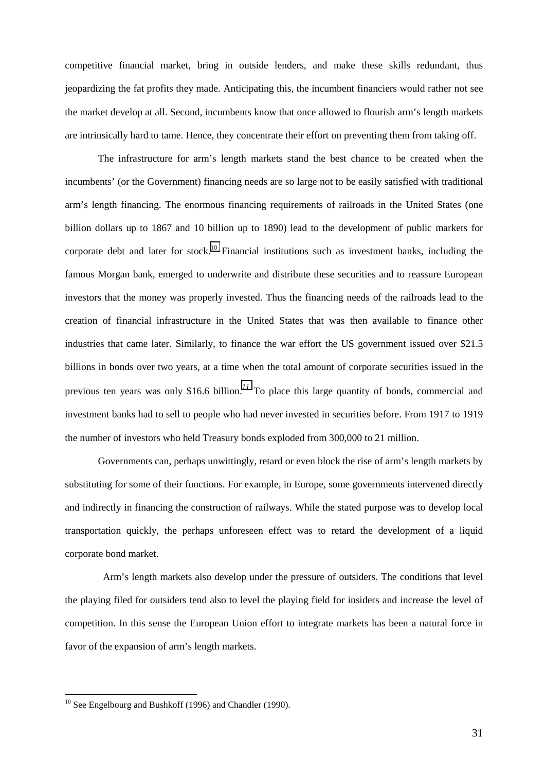competitive financial market, bring in outside lenders, and make these skills redundant, thus jeopardizing the fat profits they made. Anticipating this, the incumbent financiers would rather not see the market develop at all. Second, incumbents know that once allowed to flourish arm's length markets are intrinsically hard to tame. Hence, they concentrate their effort on preventing them from taking off.

The infrastructure for arm's length markets stand the best chance to be created when the incumbents' (or the Government) financing needs are so large not to be easily satisfied with traditional arm's length financing. The enormous financing requirements of railroads in the United States (one billion dollars up to 1867 and 10 billion up to 1890) lead to the development of public markets for corporate debt and later for stock.[10] Financial institutions such as investment banks, including the famous Morgan bank, emerged to underwrite and distribute these securities and to reassure European investors that the money was properly invested. Thus the financing needs of the railroads lead to the creation of financial infrastructure in the United States that was then available to finance other industries that came later. Similarly, to finance the war effort the US government issued over $21.5 billions in bonds over two years, at a time when the total amount of corporate securities issued in the previous ten years was only $16.6 billion.[11] To place this large quantity of bonds, commercial and investment banks had to sell to people who had never invested in securities before. From 1917 to 1919 the number of investors who held Treasury bonds exploded from 300,000 to 21 million.

Governments can, perhaps unwittingly, retard or even block the rise of arm's length markets by substituting for some of their functions. For example, in Europe, some governments intervened directly and indirectly in financing the construction of railways. While the stated purpose was to develop local transportation quickly, the perhaps unforeseen effect was to retard the development of a liquid corporate bond market.

Arm's length markets also develop under the pressure of outsiders. The conditions that level the playing filed for outsiders tend also to level the playing field for insiders and increase the level of competition. In this sense the European Union effort to integrate markets has been a natural force in favor of the expansion of arm's length markets.

---

[10] See Engelbourg and Bushkoff (1996) and Chandler (1990).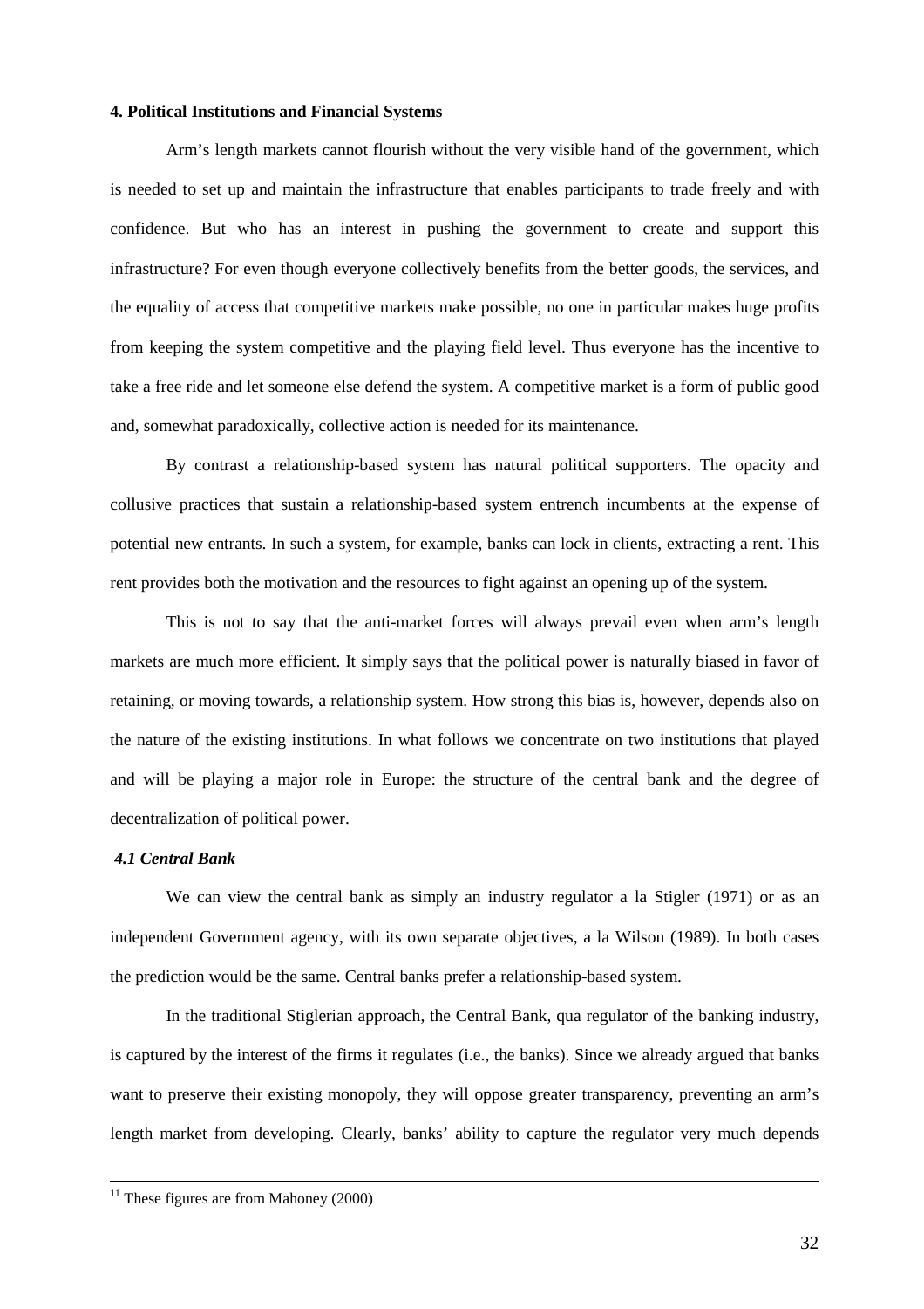### 4. Political Institutions and Financial Systems

Arm's length markets cannot flourish without the very visible hand of the government, which is needed to set up and maintain the infrastructure that enables participants to trade freely and with confidence. But who has an interest in pushing the government to create and support this infrastructure? For even though everyone collectively benefits from the better goods, the services, and the equality of access that competitive markets make possible, no one in particular makes huge profits from keeping the system competitive and the playing field level. Thus everyone has the incentive to take a free ride and let someone else defend the system. A competitive market is a form of public good and, somewhat paradoxically, collective action is needed for its maintenance.

By contrast a relationship-based system has natural political supporters. The opacity and collusive practices that sustain a relationship-based system entrench incumbents at the expense of potential new entrants. In such a system, for example, banks can lock in clients, extracting a rent. This rent provides both the motivation and the resources to fight against an opening up of the system.

This is not to say that the anti-market forces will always prevail even when arm's length markets are much more efficient. It simply says that the political power is naturally biased in favor of retaining, or moving towards, a relationship system. How strong this bias is, however, depends also on the nature of the existing institutions. In what follows we concentrate on two institutions that played and will be playing a major role in Europe: the structure of the central bank and the degree of decentralization of political power.

#### *4.1 Central Bank*

We can view the central bank as simply an industry regulator a la Stigler (1971) or as an independent Government agency, with its own separate objectives, a la Wilson (1989). In both cases the prediction would be the same. Central banks prefer a relationship-based system.

In the traditional Stiglerian approach, the Central Bank, qua regulator of the banking industry, is captured by the interest of the firms it regulates (i.e., the banks). Since we already argued that banks want to preserve their existing monopoly, they will oppose greater transparency, preventing an arm's length market from developing. Clearly, banks' ability to capture the regulator very much depends

[11] These figures are from Mahoney (2000)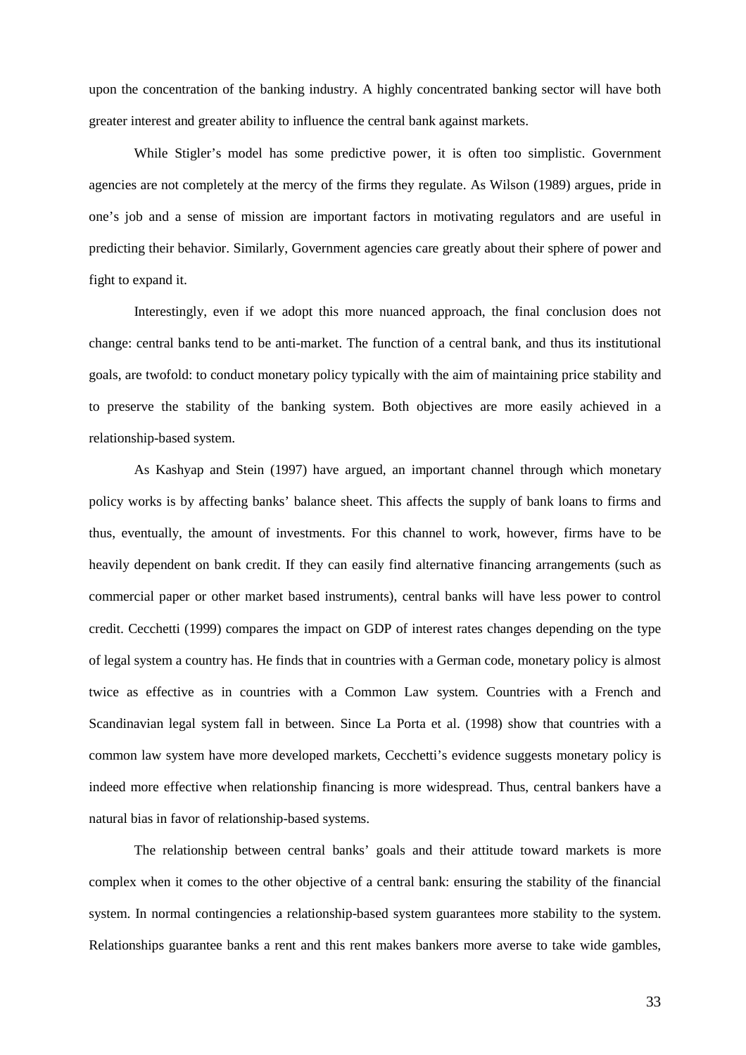upon the concentration of the banking industry. A highly concentrated banking sector will have both greater interest and greater ability to influence the central bank against markets.

While Stigler's model has some predictive power, it is often too simplistic. Government agencies are not completely at the mercy of the firms they regulate. As Wilson (1989) argues, pride in one's job and a sense of mission are important factors in motivating regulators and are useful in predicting their behavior. Similarly, Government agencies care greatly about their sphere of power and fight to expand it.

Interestingly, even if we adopt this more nuanced approach, the final conclusion does not change: central banks tend to be anti-market. The function of a central bank, and thus its institutional goals, are twofold: to conduct monetary policy typically with the aim of maintaining price stability and to preserve the stability of the banking system. Both objectives are more easily achieved in a relationship-based system.

As Kashyap and Stein (1997) have argued, an important channel through which monetary policy works is by affecting banks' balance sheet. This affects the supply of bank loans to firms and thus, eventually, the amount of investments. For this channel to work, however, firms have to be heavily dependent on bank credit. If they can easily find alternative financing arrangements (such as commercial paper or other market based instruments), central banks will have less power to control credit. Cecchetti (1999) compares the impact on GDP of interest rates changes depending on the type of legal system a country has. He finds that in countries with a German code, monetary policy is almost twice as effective as in countries with a Common Law system. Countries with a French and Scandinavian legal system fall in between. Since La Porta et al. (1998) show that countries with a common law system have more developed markets, Cecchetti's evidence suggests monetary policy is indeed more effective when relationship financing is more widespread. Thus, central bankers have a natural bias in favor of relationship-based systems.

The relationship between central banks' goals and their attitude toward markets is more complex when it comes to the other objective of a central bank: ensuring the stability of the financial system. In normal contingencies a relationship-based system guarantees more stability to the system. Relationships guarantee banks a rent and this rent makes bankers more averse to take wide gambles,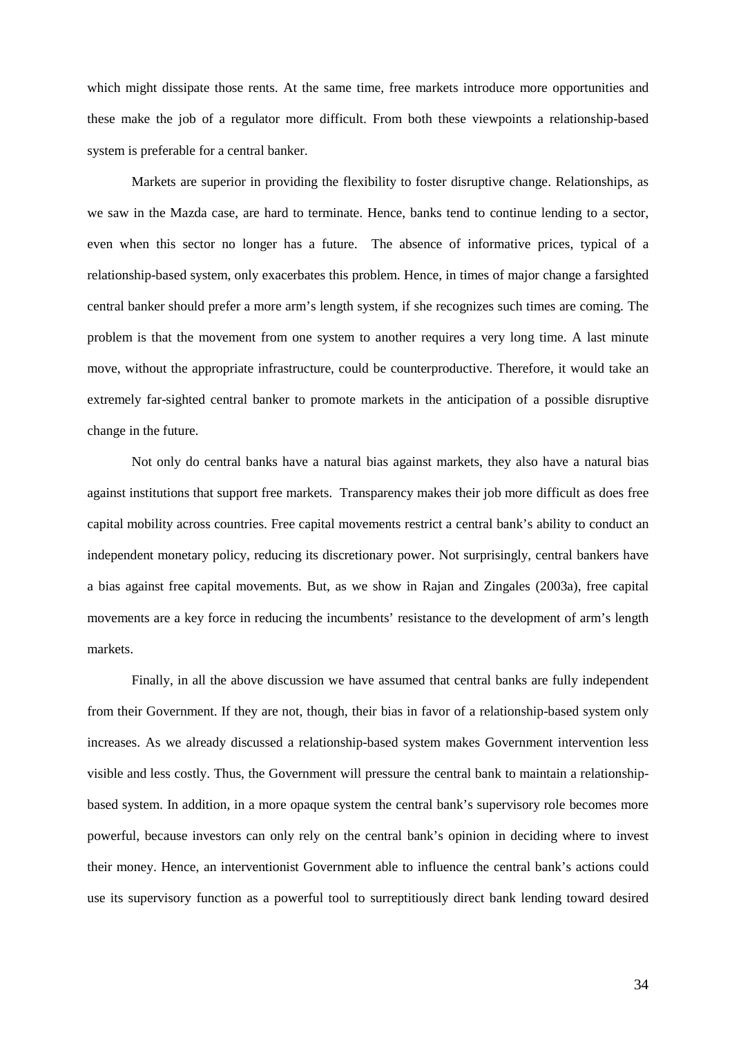which might dissipate those rents. At the same time, free markets introduce more opportunities and these make the job of a regulator more difficult. From both these viewpoints a relationship-based system is preferable for a central banker.

Markets are superior in providing the flexibility to foster disruptive change. Relationships, as we saw in the Mazda case, are hard to terminate. Hence, banks tend to continue lending to a sector, even when this sector no longer has a future. The absence of informative prices, typical of a relationship-based system, only exacerbates this problem. Hence, in times of major change a farsighted central banker should prefer a more arm's length system, if she recognizes such times are coming. The problem is that the movement from one system to another requires a very long time. A last minute move, without the appropriate infrastructure, could be counterproductive. Therefore, it would take an extremely far-sighted central banker to promote markets in the anticipation of a possible disruptive change in the future.

Not only do central banks have a natural bias against markets, they also have a natural bias against institutions that support free markets. Transparency makes their job more difficult as does free capital mobility across countries. Free capital movements restrict a central bank's ability to conduct an independent monetary policy, reducing its discretionary power. Not surprisingly, central bankers have a bias against free capital movements. But, as we show in Rajan and Zingales (2003a), free capital movements are a key force in reducing the incumbents' resistance to the development of arm's length markets.

Finally, in all the above discussion we have assumed that central banks are fully independent from their Government. If they are not, though, their bias in favor of a relationship-based system only increases. As we already discussed a relationship-based system makes Government intervention less visible and less costly. Thus, the Government will pressure the central bank to maintain a relationship-based system. In addition, in a more opaque system the central bank's supervisory role becomes more powerful, because investors can only rely on the central bank's opinion in deciding where to invest their money. Hence, an interventionist Government able to influence the central bank's actions could use its supervisory function as a powerful tool to surreptitiously direct bank lending toward desired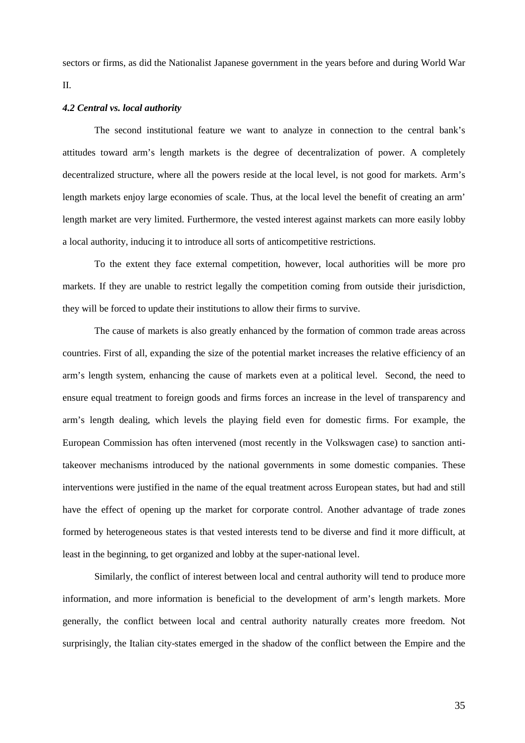sectors or firms, as did the Nationalist Japanese government in the years before and during World War II.

### *4.2 Central vs. local authority*

The second institutional feature we want to analyze in connection to the central bank's attitudes toward arm's length markets is the degree of decentralization of power. A completely decentralized structure, where all the powers reside at the local level, is not good for markets. Arm's length markets enjoy large economies of scale. Thus, at the local level the benefit of creating an arm' length market are very limited. Furthermore, the vested interest against markets can more easily lobby a local authority, inducing it to introduce all sorts of anticompetitive restrictions.

To the extent they face external competition, however, local authorities will be more pro markets. If they are unable to restrict legally the competition coming from outside their jurisdiction, they will be forced to update their institutions to allow their firms to survive.

The cause of markets is also greatly enhanced by the formation of common trade areas across countries. First of all, expanding the size of the potential market increases the relative efficiency of an arm's length system, enhancing the cause of markets even at a political level. Second, the need to ensure equal treatment to foreign goods and firms forces an increase in the level of transparency and arm's length dealing, which levels the playing field even for domestic firms. For example, the European Commission has often intervened (most recently in the Volkswagen case) to sanction anti-takeover mechanisms introduced by the national governments in some domestic companies. These interventions were justified in the name of the equal treatment across European states, but had and still have the effect of opening up the market for corporate control. Another advantage of trade zones formed by heterogeneous states is that vested interests tend to be diverse and find it more difficult, at least in the beginning, to get organized and lobby at the super-national level.

Similarly, the conflict of interest between local and central authority will tend to produce more information, and more information is beneficial to the development of arm's length markets. More generally, the conflict between local and central authority naturally creates more freedom. Not surprisingly, the Italian city-states emerged in the shadow of the conflict between the Empire and the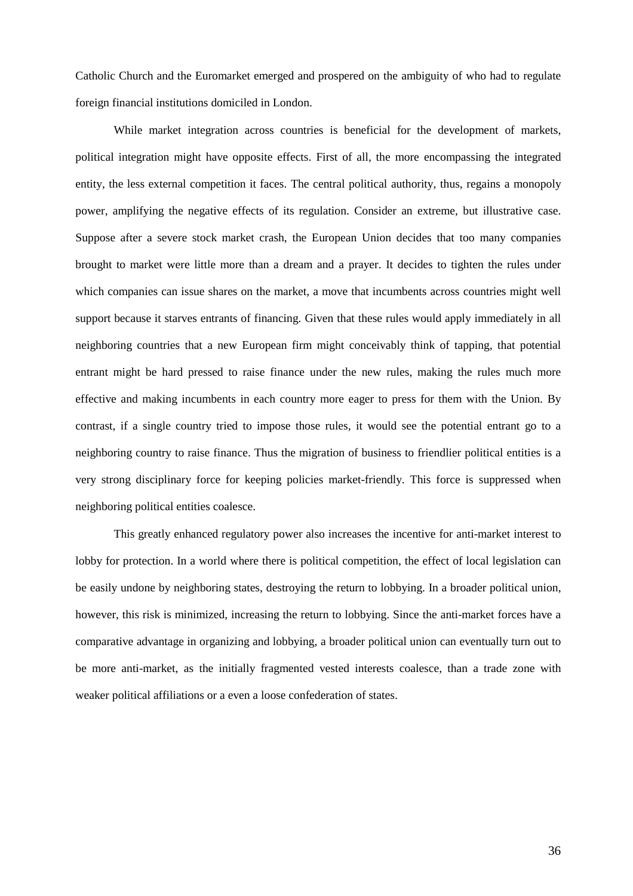Catholic Church and the Euromarket emerged and prospered on the ambiguity of who had to regulate foreign financial institutions domiciled in London.

While market integration across countries is beneficial for the development of markets, political integration might have opposite effects. First of all, the more encompassing the integrated entity, the less external competition it faces. The central political authority, thus, regains a monopoly power, amplifying the negative effects of its regulation. Consider an extreme, but illustrative case. Suppose after a severe stock market crash, the European Union decides that too many companies brought to market were little more than a dream and a prayer. It decides to tighten the rules under which companies can issue shares on the market, a move that incumbents across countries might well support because it starves entrants of financing. Given that these rules would apply immediately in all neighboring countries that a new European firm might conceivably think of tapping, that potential entrant might be hard pressed to raise finance under the new rules, making the rules much more effective and making incumbents in each country more eager to press for them with the Union. By contrast, if a single country tried to impose those rules, it would see the potential entrant go to a neighboring country to raise finance. Thus the migration of business to friendlier political entities is a very strong disciplinary force for keeping policies market-friendly. This force is suppressed when neighboring political entities coalesce.

This greatly enhanced regulatory power also increases the incentive for anti-market interest to lobby for protection. In a world where there is political competition, the effect of local legislation can be easily undone by neighboring states, destroying the return to lobbying. In a broader political union, however, this risk is minimized, increasing the return to lobbying. Since the anti-market forces have a comparative advantage in organizing and lobbying, a broader political union can eventually turn out to be more anti-market, as the initially fragmented vested interests coalesce, than a trade zone with weaker political affiliations or a even a loose confederation of states.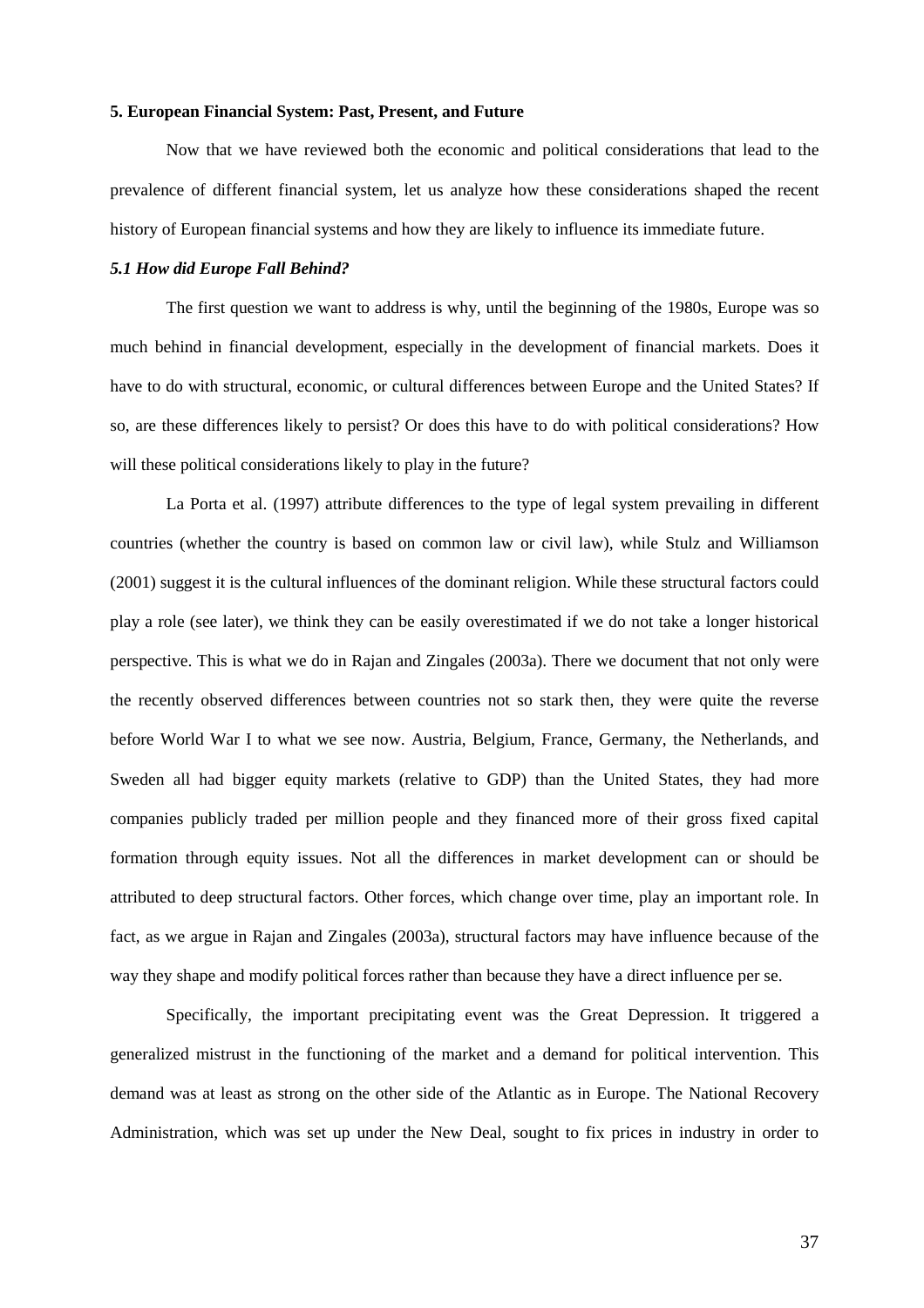### 5. European Financial System: Past, Present, and Future

Now that we have reviewed both the economic and political considerations that lead to the prevalence of different financial system, let us analyze how these considerations shaped the recent history of European financial systems and how they are likely to influence its immediate future.

#### *5.1 How did Europe Fall Behind?*

The first question we want to address is why, until the beginning of the 1980s, Europe was so much behind in financial development, especially in the development of financial markets. Does it have to do with structural, economic, or cultural differences between Europe and the United States? If so, are these differences likely to persist? Or does this have to do with political considerations? How will these political considerations likely to play in the future?

La Porta et al. (1997) attribute differences to the type of legal system prevailing in different countries (whether the country is based on common law or civil law), while Stulz and Williamson (2001) suggest it is the cultural influences of the dominant religion. While these structural factors could play a role (see later), we think they can be easily overestimated if we do not take a longer historical perspective. This is what we do in Rajan and Zingales (2003a). There we document that not only were the recently observed differences between countries not so stark then, they were quite the reverse before World War I to what we see now. Austria, Belgium, France, Germany, the Netherlands, and Sweden all had bigger equity markets (relative to GDP) than the United States, they had more companies publicly traded per million people and they financed more of their gross fixed capital formation through equity issues. Not all the differences in market development can or should be attributed to deep structural factors. Other forces, which change over time, play an important role. In fact, as we argue in Rajan and Zingales (2003a), structural factors may have influence because of the way they shape and modify political forces rather than because they have a direct influence per se.

Specifically, the important precipitating event was the Great Depression. It triggered a generalized mistrust in the functioning of the market and a demand for political intervention. This demand was at least as strong on the other side of the Atlantic as in Europe. The National Recovery Administration, which was set up under the New Deal, sought to fix prices in industry in order to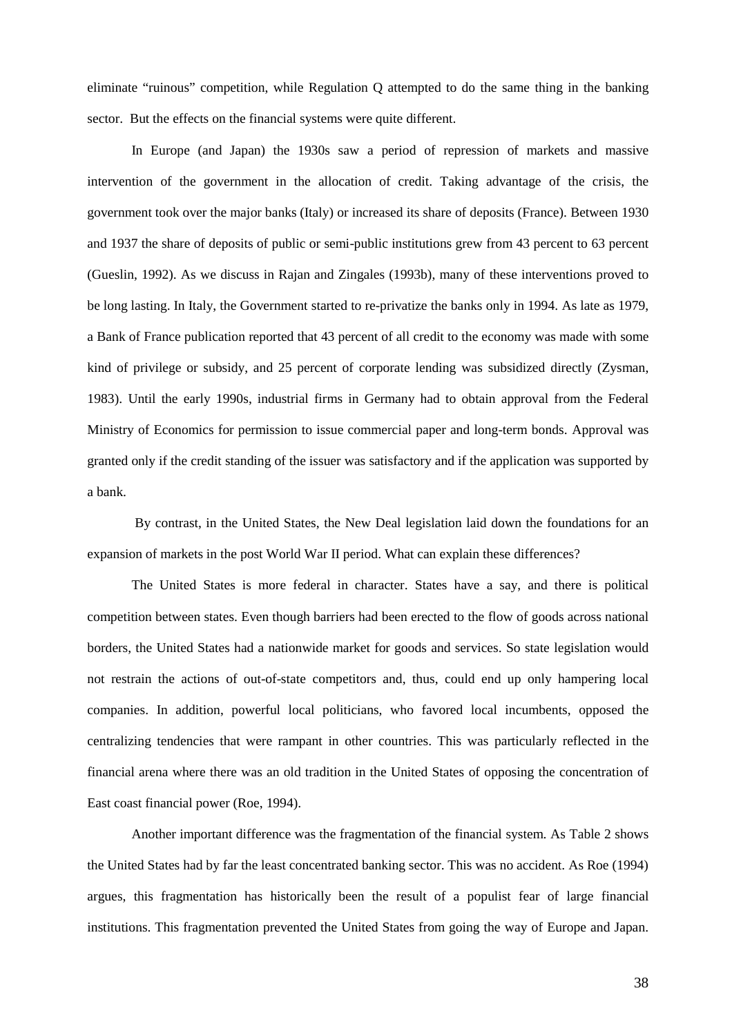eliminate "ruinous" competition, while Regulation Q attempted to do the same thing in the banking sector. But the effects on the financial systems were quite different.

In Europe (and Japan) the 1930s saw a period of repression of markets and massive intervention of the government in the allocation of credit. Taking advantage of the crisis, the government took over the major banks (Italy) or increased its share of deposits (France). Between 1930 and 1937 the share of deposits of public or semi-public institutions grew from 43 percent to 63 percent (Gueslin, 1992). As we discuss in Rajan and Zingales (1993b), many of these interventions proved to be long lasting. In Italy, the Government started to re-privatize the banks only in 1994. As late as 1979, a Bank of France publication reported that 43 percent of all credit to the economy was made with some kind of privilege or subsidy, and 25 percent of corporate lending was subsidized directly (Zysman, 1983). Until the early 1990s, industrial firms in Germany had to obtain approval from the Federal Ministry of Economics for permission to issue commercial paper and long-term bonds. Approval was granted only if the credit standing of the issuer was satisfactory and if the application was supported by a bank.

By contrast, in the United States, the New Deal legislation laid down the foundations for an expansion of markets in the post World War II period. What can explain these differences?

The United States is more federal in character. States have a say, and there is political competition between states. Even though barriers had been erected to the flow of goods across national borders, the United States had a nationwide market for goods and services. So state legislation would not restrain the actions of out-of-state competitors and, thus, could end up only hampering local companies. In addition, powerful local politicians, who favored local incumbents, opposed the centralizing tendencies that were rampant in other countries. This was particularly reflected in the financial arena where there was an old tradition in the United States of opposing the concentration of East coast financial power (Roe, 1994).

Another important difference was the fragmentation of the financial system. As Table 2 shows the United States had by far the least concentrated banking sector. This was no accident. As Roe (1994) argues, this fragmentation has historically been the result of a populist fear of large financial institutions. This fragmentation prevented the United States from going the way of Europe and Japan.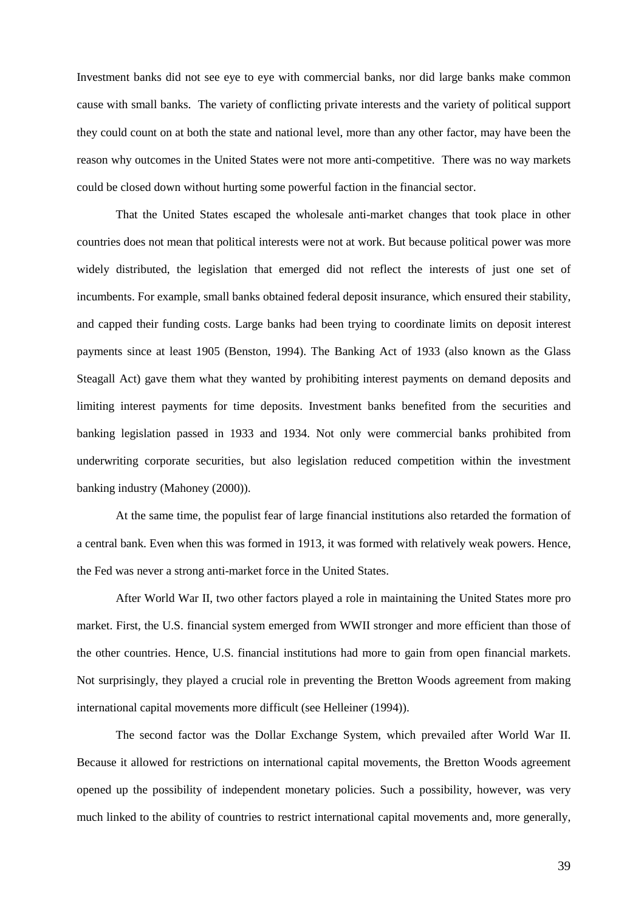Investment banks did not see eye to eye with commercial banks, nor did large banks make common cause with small banks. The variety of conflicting private interests and the variety of political support they could count on at both the state and national level, more than any other factor, may have been the reason why outcomes in the United States were not more anti-competitive. There was no way markets could be closed down without hurting some powerful faction in the financial sector.

That the United States escaped the wholesale anti-market changes that took place in other countries does not mean that political interests were not at work. But because political power was more widely distributed, the legislation that emerged did not reflect the interests of just one set of incumbents. For example, small banks obtained federal deposit insurance, which ensured their stability, and capped their funding costs. Large banks had been trying to coordinate limits on deposit interest payments since at least 1905 (Benston, 1994). The Banking Act of 1933 (also known as the Glass Steagall Act) gave them what they wanted by prohibiting interest payments on demand deposits and limiting interest payments for time deposits. Investment banks benefited from the securities and banking legislation passed in 1933 and 1934. Not only were commercial banks prohibited from underwriting corporate securities, but also legislation reduced competition within the investment banking industry (Mahoney (2000)).

At the same time, the populist fear of large financial institutions also retarded the formation of a central bank. Even when this was formed in 1913, it was formed with relatively weak powers. Hence, the Fed was never a strong anti-market force in the United States.

After World War II, two other factors played a role in maintaining the United States more pro market. First, the U.S. financial system emerged from WWII stronger and more efficient than those of the other countries. Hence, U.S. financial institutions had more to gain from open financial markets. Not surprisingly, they played a crucial role in preventing the Bretton Woods agreement from making international capital movements more difficult (see Helleiner (1994)).

The second factor was the Dollar Exchange System, which prevailed after World War II. Because it allowed for restrictions on international capital movements, the Bretton Woods agreement opened up the possibility of independent monetary policies. Such a possibility, however, was very much linked to the ability of countries to restrict international capital movements and, more generally,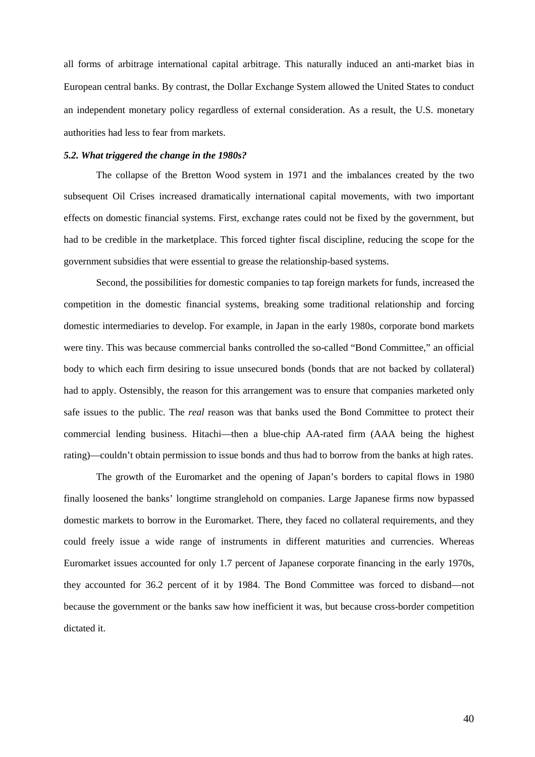all forms of arbitrage international capital arbitrage. This naturally induced an anti-market bias in European central banks. By contrast, the Dollar Exchange System allowed the United States to conduct an independent monetary policy regardless of external consideration. As a result, the U.S. monetary authorities had less to fear from markets.

### *5.2. What triggered the change in the 1980s?*

The collapse of the Bretton Wood system in 1971 and the imbalances created by the two subsequent Oil Crises increased dramatically international capital movements, with two important effects on domestic financial systems. First, exchange rates could not be fixed by the government, but had to be credible in the marketplace. This forced tighter fiscal discipline, reducing the scope for the government subsidies that were essential to grease the relationship-based systems.

Second, the possibilities for domestic companies to tap foreign markets for funds, increased the competition in the domestic financial systems, breaking some traditional relationship and forcing domestic intermediaries to develop. For example, in Japan in the early 1980s, corporate bond markets were tiny. This was because commercial banks controlled the so-called "Bond Committee," an official body to which each firm desiring to issue unsecured bonds (bonds that are not backed by collateral) had to apply. Ostensibly, the reason for this arrangement was to ensure that companies marketed only safe issues to the public. The *real* reason was that banks used the Bond Committee to protect their commercial lending business. Hitachi—then a blue-chip AA-rated firm (AAA being the highest rating)—couldn't obtain permission to issue bonds and thus had to borrow from the banks at high rates.

The growth of the Euromarket and the opening of Japan's borders to capital flows in 1980 finally loosened the banks' longtime stranglehold on companies. Large Japanese firms now bypassed domestic markets to borrow in the Euromarket. There, they faced no collateral requirements, and they could freely issue a wide range of instruments in different maturities and currencies. Whereas Euromarket issues accounted for only 1.7 percent of Japanese corporate financing in the early 1970s, they accounted for 36.2 percent of it by 1984. The Bond Committee was forced to disband—not because the government or the banks saw how inefficient it was, but because cross-border competition dictated it.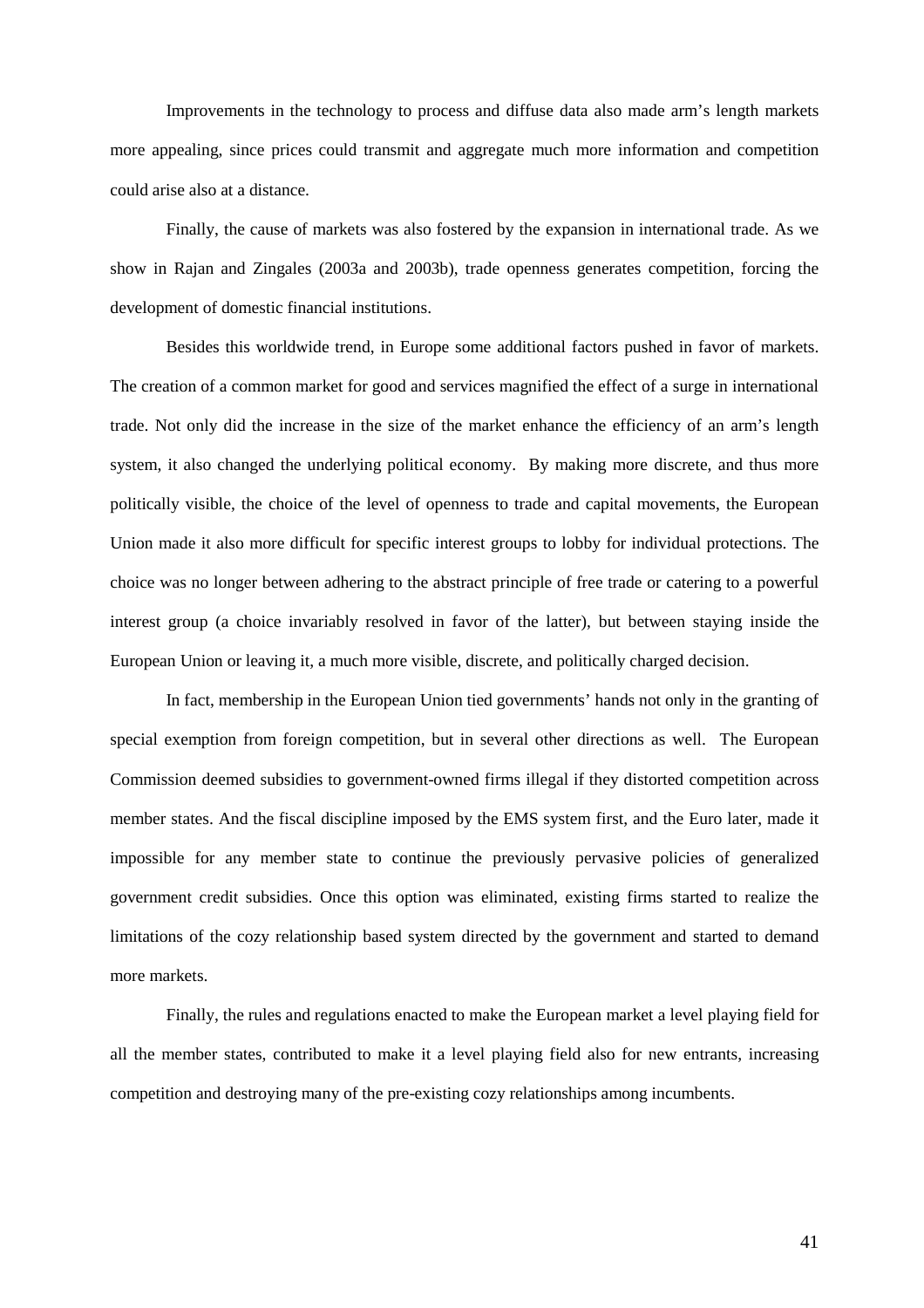Improvements in the technology to process and diffuse data also made arm's length markets more appealing, since prices could transmit and aggregate much more information and competition could arise also at a distance.

Finally, the cause of markets was also fostered by the expansion in international trade. As we show in Rajan and Zingales (2003a and 2003b), trade openness generates competition, forcing the development of domestic financial institutions.

Besides this worldwide trend, in Europe some additional factors pushed in favor of markets. The creation of a common market for good and services magnified the effect of a surge in international trade. Not only did the increase in the size of the market enhance the efficiency of an arm's length system, it also changed the underlying political economy. By making more discrete, and thus more politically visible, the choice of the level of openness to trade and capital movements, the European Union made it also more difficult for specific interest groups to lobby for individual protections. The choice was no longer between adhering to the abstract principle of free trade or catering to a powerful interest group (a choice invariably resolved in favor of the latter), but between staying inside the European Union or leaving it, a much more visible, discrete, and politically charged decision.

In fact, membership in the European Union tied governments' hands not only in the granting of special exemption from foreign competition, but in several other directions as well. The European Commission deemed subsidies to government-owned firms illegal if they distorted competition across member states. And the fiscal discipline imposed by the EMS system first, and the Euro later, made it impossible for any member state to continue the previously pervasive policies of generalized government credit subsidies. Once this option was eliminated, existing firms started to realize the limitations of the cozy relationship based system directed by the government and started to demand more markets.

Finally, the rules and regulations enacted to make the European market a level playing field for all the member states, contributed to make it a level playing field also for new entrants, increasing competition and destroying many of the pre-existing cozy relationships among incumbents.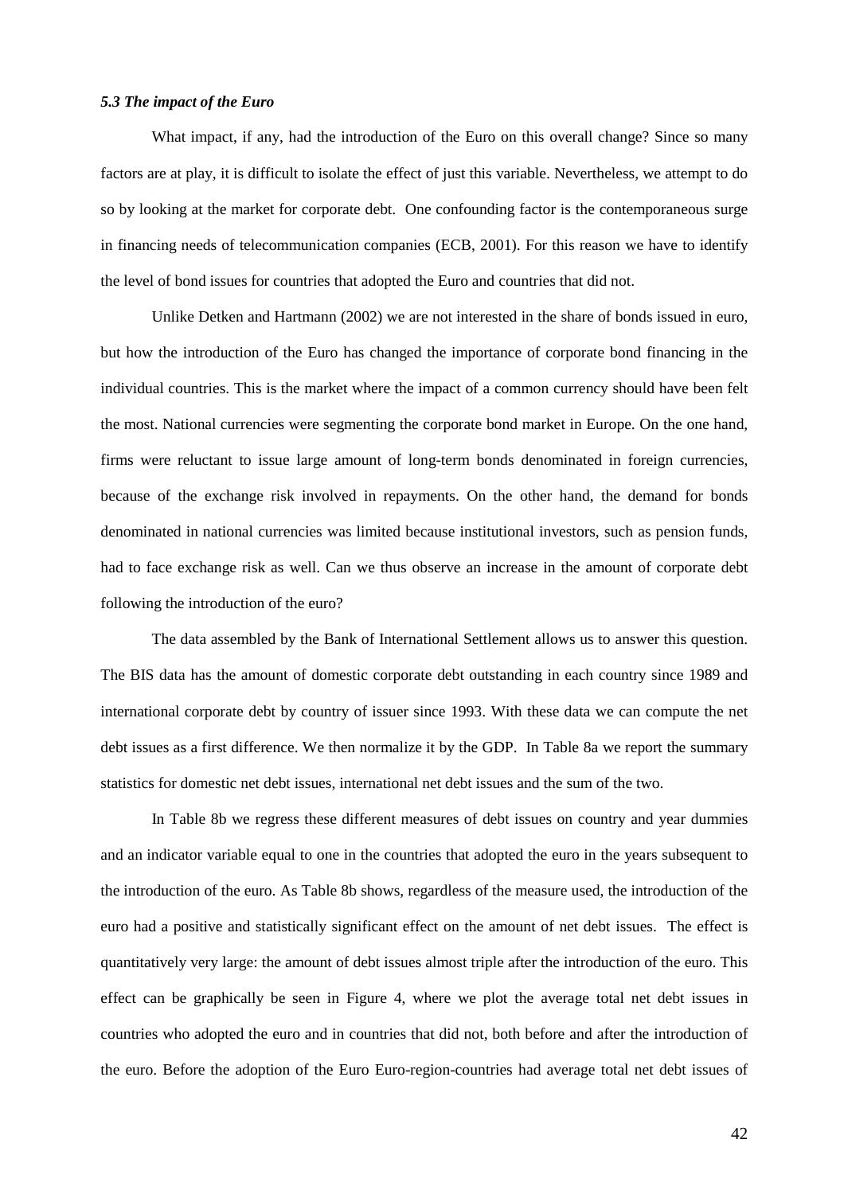### *5.3 The impact of the Euro*

What impact, if any, had the introduction of the Euro on this overall change? Since so many factors are at play, it is difficult to isolate the effect of just this variable. Nevertheless, we attempt to do so by looking at the market for corporate debt. One confounding factor is the contemporaneous surge in financing needs of telecommunication companies (ECB, 2001). For this reason we have to identify the level of bond issues for countries that adopted the Euro and countries that did not.

Unlike Detken and Hartmann (2002) we are not interested in the share of bonds issued in euro, but how the introduction of the Euro has changed the importance of corporate bond financing in the individual countries. This is the market where the impact of a common currency should have been felt the most. National currencies were segmenting the corporate bond market in Europe. On the one hand, firms were reluctant to issue large amount of long-term bonds denominated in foreign currencies, because of the exchange risk involved in repayments. On the other hand, the demand for bonds denominated in national currencies was limited because institutional investors, such as pension funds, had to face exchange risk as well. Can we thus observe an increase in the amount of corporate debt following the introduction of the euro?

The data assembled by the Bank of International Settlement allows us to answer this question. The BIS data has the amount of domestic corporate debt outstanding in each country since 1989 and international corporate debt by country of issuer since 1993. With these data we can compute the net debt issues as a first difference. We then normalize it by the GDP. In Table 8a we report the summary statistics for domestic net debt issues, international net debt issues and the sum of the two.

In Table 8b we regress these different measures of debt issues on country and year dummies and an indicator variable equal to one in the countries that adopted the euro in the years subsequent to the introduction of the euro. As Table 8b shows, regardless of the measure used, the introduction of the euro had a positive and statistically significant effect on the amount of net debt issues. The effect is quantitatively very large: the amount of debt issues almost triple after the introduction of the euro. This effect can be graphically be seen in Figure 4, where we plot the average total net debt issues in countries who adopted the euro and in countries that did not, both before and after the introduction of the euro. Before the adoption of the Euro Euro-region-countries had average total net debt issues of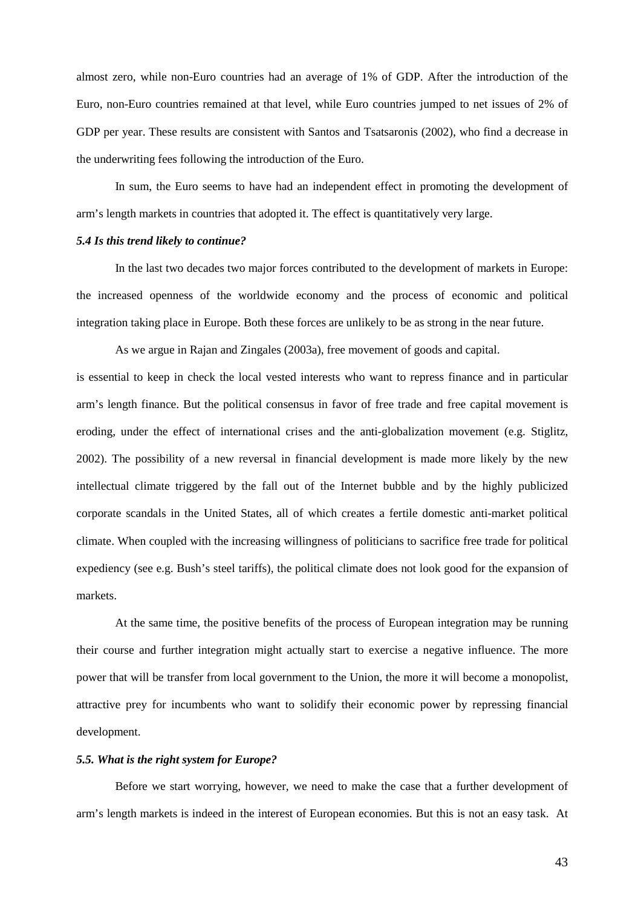almost zero, while non-Euro countries had an average of 1% of GDP. After the introduction of the Euro, non-Euro countries remained at that level, while Euro countries jumped to net issues of 2% of GDP per year. These results are consistent with Santos and Tsatsaronis (2002), who find a decrease in the underwriting fees following the introduction of the Euro.

In sum, the Euro seems to have had an independent effect in promoting the development of arm's length markets in countries that adopted it. The effect is quantitatively very large.

### *5.4 Is this trend likely to continue?*

In the last two decades two major forces contributed to the development of markets in Europe: the increased openness of the worldwide economy and the process of economic and political integration taking place in Europe. Both these forces are unlikely to be as strong in the near future.

As we argue in Rajan and Zingales (2003a), free movement of goods and capital.

is essential to keep in check the local vested interests who want to repress finance and in particular arm's length finance. But the political consensus in favor of free trade and free capital movement is eroding, under the effect of international crises and the anti-globalization movement (e.g. Stiglitz, 2002). The possibility of a new reversal in financial development is made more likely by the new intellectual climate triggered by the fall out of the Internet bubble and by the highly publicized corporate scandals in the United States, all of which creates a fertile domestic anti-market political climate. When coupled with the increasing willingness of politicians to sacrifice free trade for political expediency (see e.g. Bush's steel tariffs), the political climate does not look good for the expansion of markets.

At the same time, the positive benefits of the process of European integration may be running their course and further integration might actually start to exercise a negative influence. The more power that will be transfer from local government to the Union, the more it will become a monopolist, attractive prey for incumbents who want to solidify their economic power by repressing financial development.

### *5.5. What is the right system for Europe?*

Before we start worrying, however, we need to make the case that a further development of arm's length markets is indeed in the interest of European economies. But this is not an easy task. At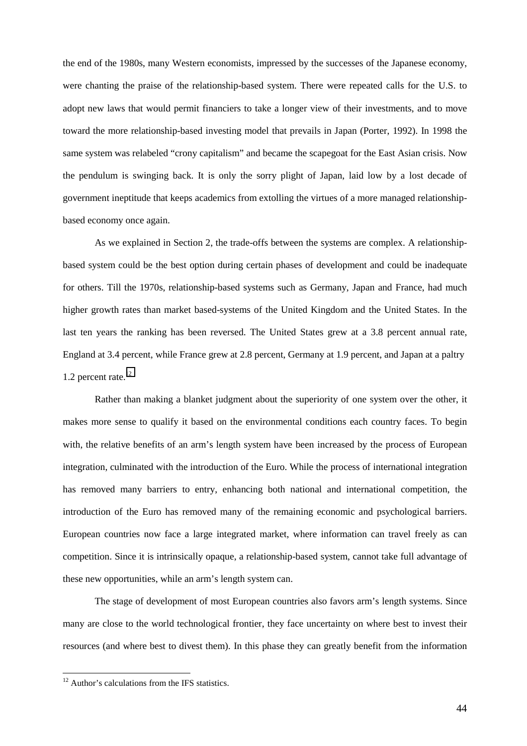the end of the 1980s, many Western economists, impressed by the successes of the Japanese economy, were chanting the praise of the relationship-based system. There were repeated calls for the U.S. to adopt new laws that would permit financiers to take a longer view of their investments, and to move toward the more relationship-based investing model that prevails in Japan (Porter, 1992). In 1998 the same system was relabeled "crony capitalism" and became the scapegoat for the East Asian crisis. Now the pendulum is swinging back. It is only the sorry plight of Japan, laid low by a lost decade of government ineptitude that keeps academics from extolling the virtues of a more managed relationship-based economy once again.

As we explained in Section 2, the trade-offs between the systems are complex. A relationship-based system could be the best option during certain phases of development and could be inadequate for others. Till the 1970s, relationship-based systems such as Germany, Japan and France, had much higher growth rates than market based-systems of the United Kingdom and the United States. In the last ten years the ranking has been reversed. The United States grew at a 3.8 percent annual rate, England at 3.4 percent, while France grew at 2.8 percent, Germany at 1.9 percent, and Japan at a paltry 1.2 percent rate.[12]

Rather than making a blanket judgment about the superiority of one system over the other, it makes more sense to qualify it based on the environmental conditions each country faces. To begin with, the relative benefits of an arm's length system have been increased by the process of European integration, culminated with the introduction of the Euro. While the process of international integration has removed many barriers to entry, enhancing both national and international competition, the introduction of the Euro has removed many of the remaining economic and psychological barriers. European countries now face a large integrated market, where information can travel freely as can competition. Since it is intrinsically opaque, a relationship-based system, cannot take full advantage of these new opportunities, while an arm's length system can.

The stage of development of most European countries also favors arm's length systems. Since many are close to the world technological frontier, they face uncertainty on where best to invest their resources (and where best to divest them). In this phase they can greatly benefit from the information

[12] Author's calculations from the IFS statistics.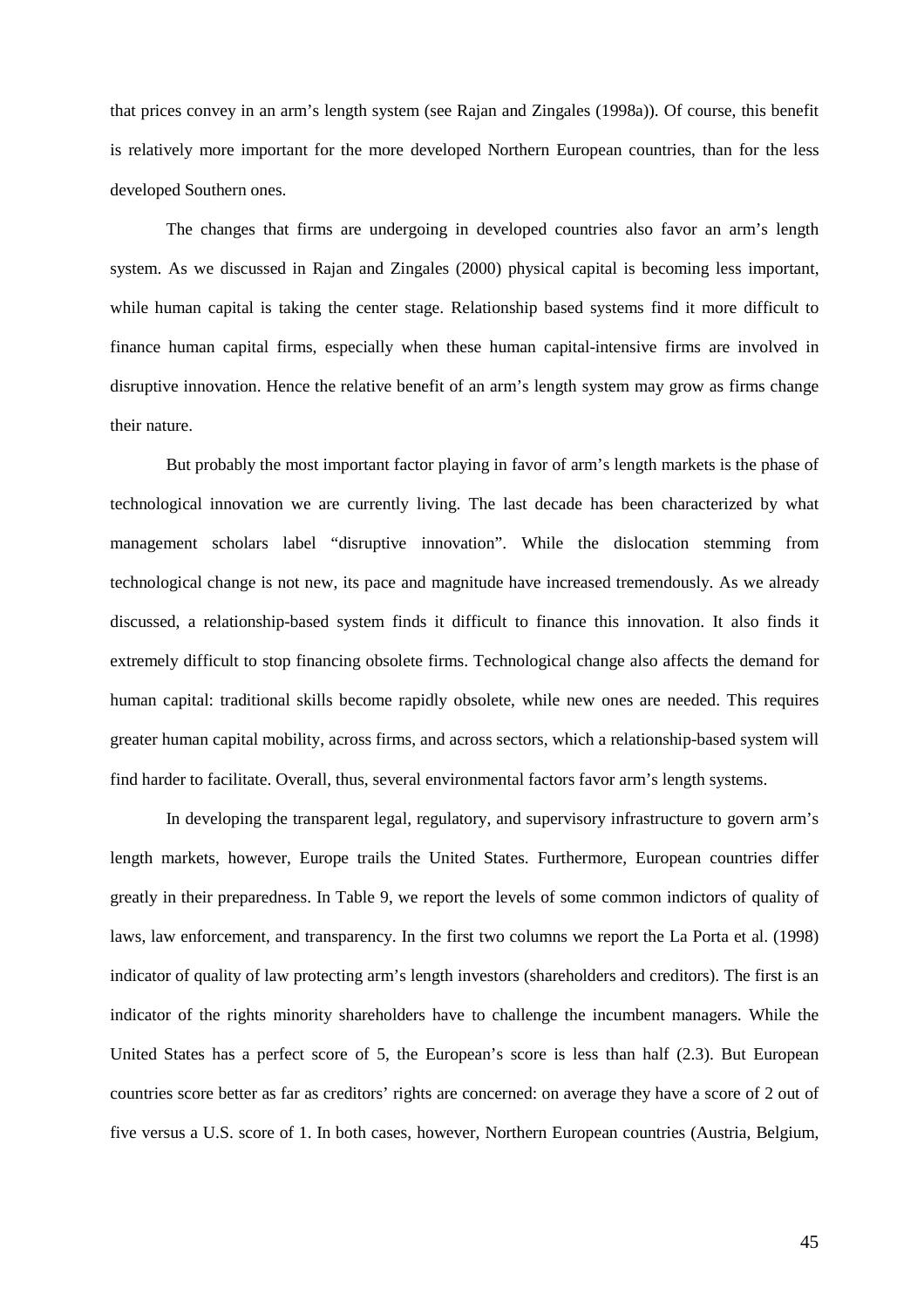that prices convey in an arm's length system (see Rajan and Zingales (1998a)). Of course, this benefit is relatively more important for the more developed Northern European countries, than for the less developed Southern ones.

The changes that firms are undergoing in developed countries also favor an arm's length system. As we discussed in Rajan and Zingales (2000) physical capital is becoming less important, while human capital is taking the center stage. Relationship based systems find it more difficult to finance human capital firms, especially when these human capital-intensive firms are involved in disruptive innovation. Hence the relative benefit of an arm's length system may grow as firms change their nature.

But probably the most important factor playing in favor of arm's length markets is the phase of technological innovation we are currently living. The last decade has been characterized by what management scholars label "disruptive innovation". While the dislocation stemming from technological change is not new, its pace and magnitude have increased tremendously. As we already discussed, a relationship-based system finds it difficult to finance this innovation. It also finds it extremely difficult to stop financing obsolete firms. Technological change also affects the demand for human capital: traditional skills become rapidly obsolete, while new ones are needed. This requires greater human capital mobility, across firms, and across sectors, which a relationship-based system will find harder to facilitate. Overall, thus, several environmental factors favor arm's length systems.

In developing the transparent legal, regulatory, and supervisory infrastructure to govern arm's length markets, however, Europe trails the United States. Furthermore, European countries differ greatly in their preparedness. In Table 9, we report the levels of some common indictors of quality of laws, law enforcement, and transparency. In the first two columns we report the La Porta et al. (1998) indicator of quality of law protecting arm's length investors (shareholders and creditors). The first is an indicator of the rights minority shareholders have to challenge the incumbent managers. While the United States has a perfect score of 5, the European's score is less than half (2.3). But European countries score better as far as creditors' rights are concerned: on average they have a score of 2 out of five versus a U.S. score of 1. In both cases, however, Northern European countries (Austria, Belgium,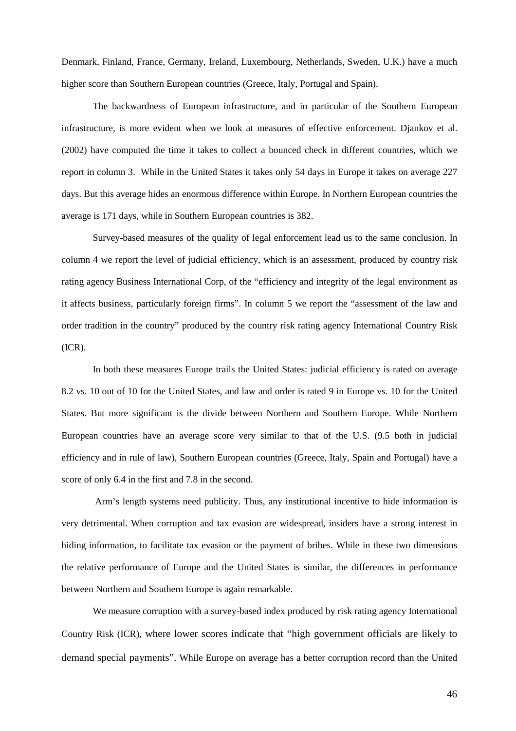Denmark, Finland, France, Germany, Ireland, Luxembourg, Netherlands, Sweden, U.K.) have a much higher score than Southern European countries (Greece, Italy, Portugal and Spain).

The backwardness of European infrastructure, and in particular of the Southern European infrastructure, is more evident when we look at measures of effective enforcement. Djankov et al. (2002) have computed the time it takes to collect a bounced check in different countries, which we report in column 3. While in the United States it takes only 54 days in Europe it takes on average 227 days. But this average hides an enormous difference within Europe. In Northern European countries the average is 171 days, while in Southern European countries is 382.

Survey-based measures of the quality of legal enforcement lead us to the same conclusion. In column 4 we report the level of judicial efficiency, which is an assessment, produced by country risk rating agency Business International Corp, of the "efficiency and integrity of the legal environment as it affects business, particularly foreign firms". In column 5 we report the "assessment of the law and order tradition in the country" produced by the country risk rating agency International Country Risk (ICR).

In both these measures Europe trails the United States: judicial efficiency is rated on average 8.2 vs. 10 out of 10 for the United States, and law and order is rated 9 in Europe vs. 10 for the United States. But more significant is the divide between Northern and Southern Europe. While Northern European countries have an average score very similar to that of the U.S. (9.5 both in judicial efficiency and in rule of law), Southern European countries (Greece, Italy, Spain and Portugal) have a score of only 6.4 in the first and 7.8 in the second.

Arm's length systems need publicity. Thus, any institutional incentive to hide information is very detrimental. When corruption and tax evasion are widespread, insiders have a strong interest in hiding information, to facilitate tax evasion or the payment of bribes. While in these two dimensions the relative performance of Europe and the United States is similar, the differences in performance between Northern and Southern Europe is again remarkable.

We measure corruption with a survey-based index produced by risk rating agency International Country Risk (ICR), where lower scores indicate that "high government officials are likely to demand special payments". While Europe on average has a better corruption record than the United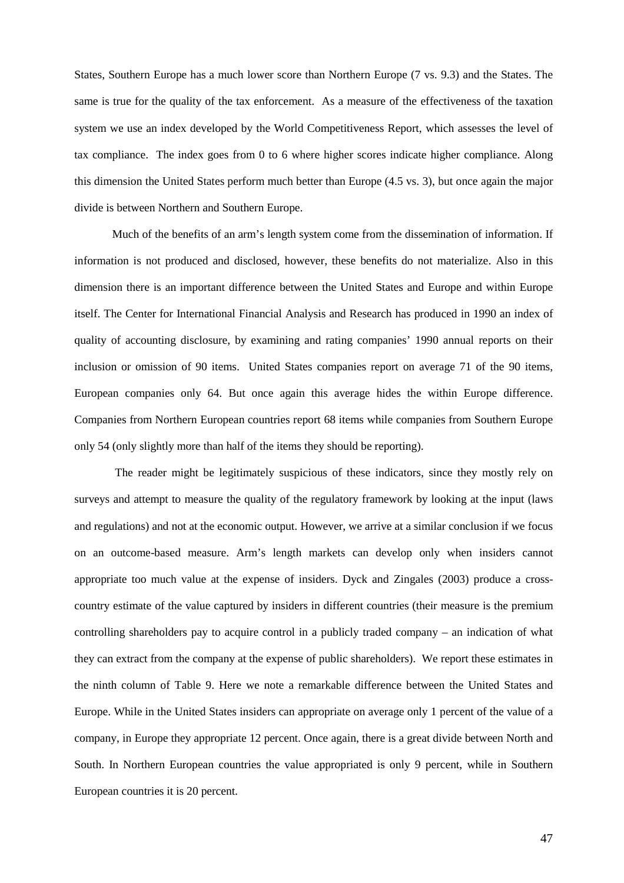States, Southern Europe has a much lower score than Northern Europe (7 vs. 9.3) and the States. The same is true for the quality of the tax enforcement. As a measure of the effectiveness of the taxation system we use an index developed by the World Competitiveness Report, which assesses the level of tax compliance. The index goes from 0 to 6 where higher scores indicate higher compliance. Along this dimension the United States perform much better than Europe (4.5 vs. 3), but once again the major divide is between Northern and Southern Europe.

Much of the benefits of an arm's length system come from the dissemination of information. If information is not produced and disclosed, however, these benefits do not materialize. Also in this dimension there is an important difference between the United States and Europe and within Europe itself. The Center for International Financial Analysis and Research has produced in 1990 an index of quality of accounting disclosure, by examining and rating companies' 1990 annual reports on their inclusion or omission of 90 items. United States companies report on average 71 of the 90 items, European companies only 64. But once again this average hides the within Europe difference. Companies from Northern European countries report 68 items while companies from Southern Europe only 54 (only slightly more than half of the items they should be reporting).

The reader might be legitimately suspicious of these indicators, since they mostly rely on surveys and attempt to measure the quality of the regulatory framework by looking at the input (laws and regulations) and not at the economic output. However, we arrive at a similar conclusion if we focus on an outcome-based measure. Arm's length markets can develop only when insiders cannot appropriate too much value at the expense of insiders. Dyck and Zingales (2003) produce a cross-country estimate of the value captured by insiders in different countries (their measure is the premium controlling shareholders pay to acquire control in a publicly traded company – an indication of what they can extract from the company at the expense of public shareholders). We report these estimates in the ninth column of Table 9. Here we note a remarkable difference between the United States and Europe. While in the United States insiders can appropriate on average only 1 percent of the value of a company, in Europe they appropriate 12 percent. Once again, there is a great divide between North and South. In Northern European countries the value appropriated is only 9 percent, while in Southern European countries it is 20 percent.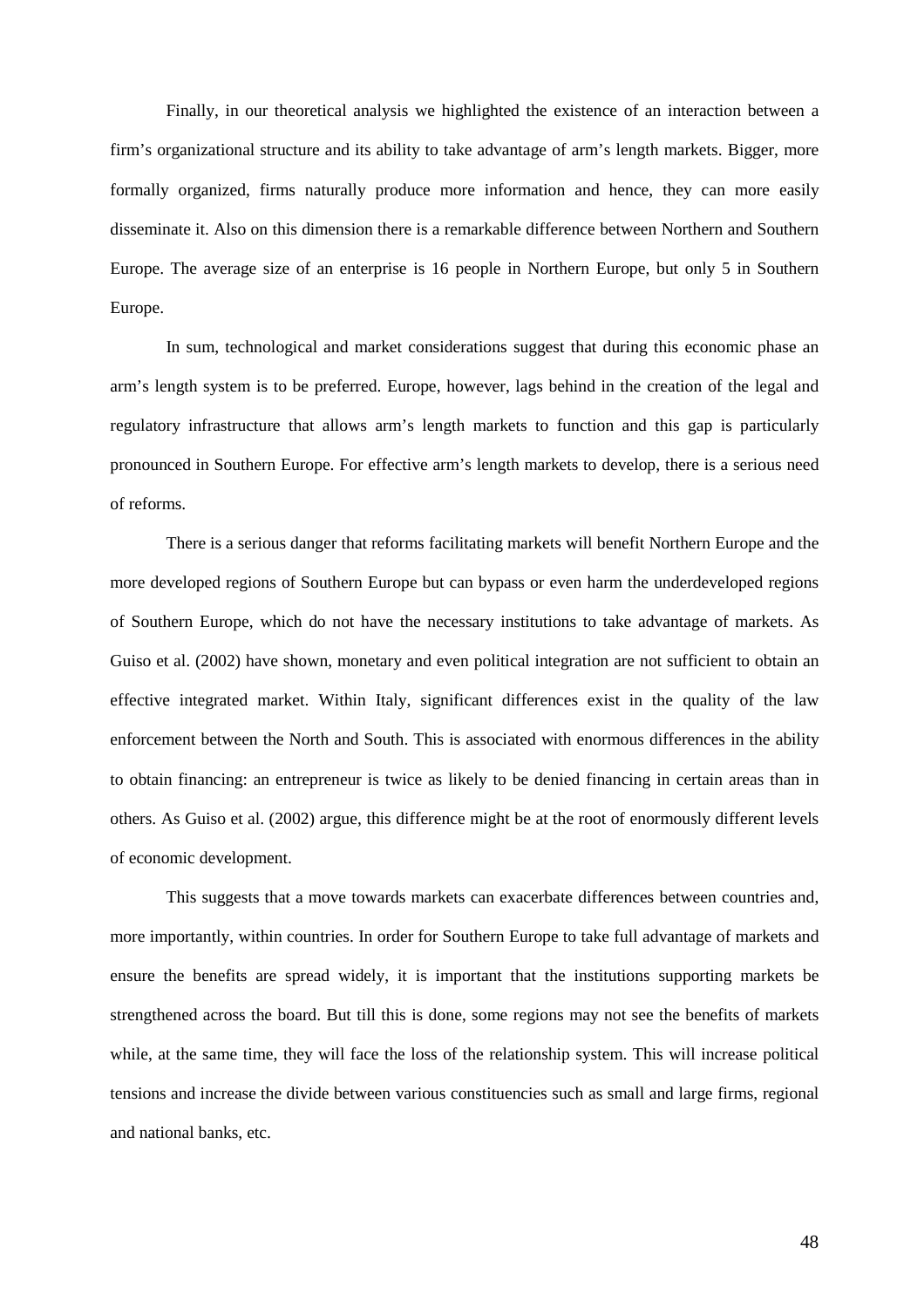Finally, in our theoretical analysis we highlighted the existence of an interaction between a firm's organizational structure and its ability to take advantage of arm's length markets. Bigger, more formally organized, firms naturally produce more information and hence, they can more easily disseminate it. Also on this dimension there is a remarkable difference between Northern and Southern Europe. The average size of an enterprise is 16 people in Northern Europe, but only 5 in Southern Europe.

In sum, technological and market considerations suggest that during this economic phase an arm's length system is to be preferred. Europe, however, lags behind in the creation of the legal and regulatory infrastructure that allows arm's length markets to function and this gap is particularly pronounced in Southern Europe. For effective arm's length markets to develop, there is a serious need of reforms.

There is a serious danger that reforms facilitating markets will benefit Northern Europe and the more developed regions of Southern Europe but can bypass or even harm the underdeveloped regions of Southern Europe, which do not have the necessary institutions to take advantage of markets. As Guiso et al. (2002) have shown, monetary and even political integration are not sufficient to obtain an effective integrated market. Within Italy, significant differences exist in the quality of the law enforcement between the North and South. This is associated with enormous differences in the ability to obtain financing: an entrepreneur is twice as likely to be denied financing in certain areas than in others. As Guiso et al. (2002) argue, this difference might be at the root of enormously different levels of economic development.

This suggests that a move towards markets can exacerbate differences between countries and, more importantly, within countries. In order for Southern Europe to take full advantage of markets and ensure the benefits are spread widely, it is important that the institutions supporting markets be strengthened across the board. But till this is done, some regions may not see the benefits of markets while, at the same time, they will face the loss of the relationship system. This will increase political tensions and increase the divide between various constituencies such as small and large firms, regional and national banks, etc.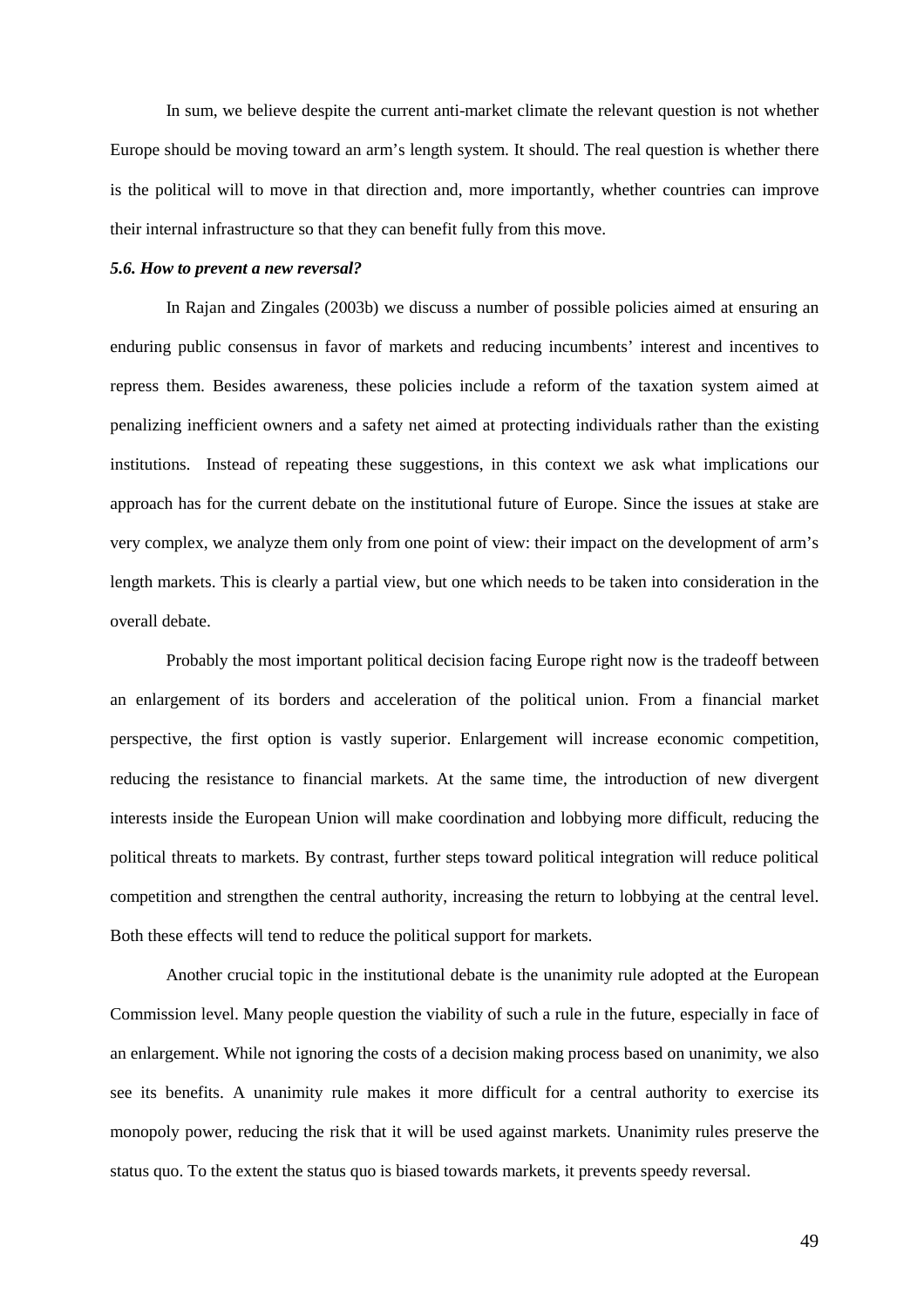In sum, we believe despite the current anti-market climate the relevant question is not whether Europe should be moving toward an arm's length system. It should. The real question is whether there is the political will to move in that direction and, more importantly, whether countries can improve their internal infrastructure so that they can benefit fully from this move.

### *5.6. How to prevent a new reversal?*

In Rajan and Zingales (2003b) we discuss a number of possible policies aimed at ensuring an enduring public consensus in favor of markets and reducing incumbents' interest and incentives to repress them. Besides awareness, these policies include a reform of the taxation system aimed at penalizing inefficient owners and a safety net aimed at protecting individuals rather than the existing institutions. Instead of repeating these suggestions, in this context we ask what implications our approach has for the current debate on the institutional future of Europe. Since the issues at stake are very complex, we analyze them only from one point of view: their impact on the development of arm's length markets. This is clearly a partial view, but one which needs to be taken into consideration in the overall debate.

Probably the most important political decision facing Europe right now is the tradeoff between an enlargement of its borders and acceleration of the political union. From a financial market perspective, the first option is vastly superior. Enlargement will increase economic competition, reducing the resistance to financial markets. At the same time, the introduction of new divergent interests inside the European Union will make coordination and lobbying more difficult, reducing the political threats to markets. By contrast, further steps toward political integration will reduce political competition and strengthen the central authority, increasing the return to lobbying at the central level. Both these effects will tend to reduce the political support for markets.

Another crucial topic in the institutional debate is the unanimity rule adopted at the European Commission level. Many people question the viability of such a rule in the future, especially in face of an enlargement. While not ignoring the costs of a decision making process based on unanimity, we also see its benefits. A unanimity rule makes it more difficult for a central authority to exercise its monopoly power, reducing the risk that it will be used against markets. Unanimity rules preserve the status quo. To the extent the status quo is biased towards markets, it prevents speedy reversal.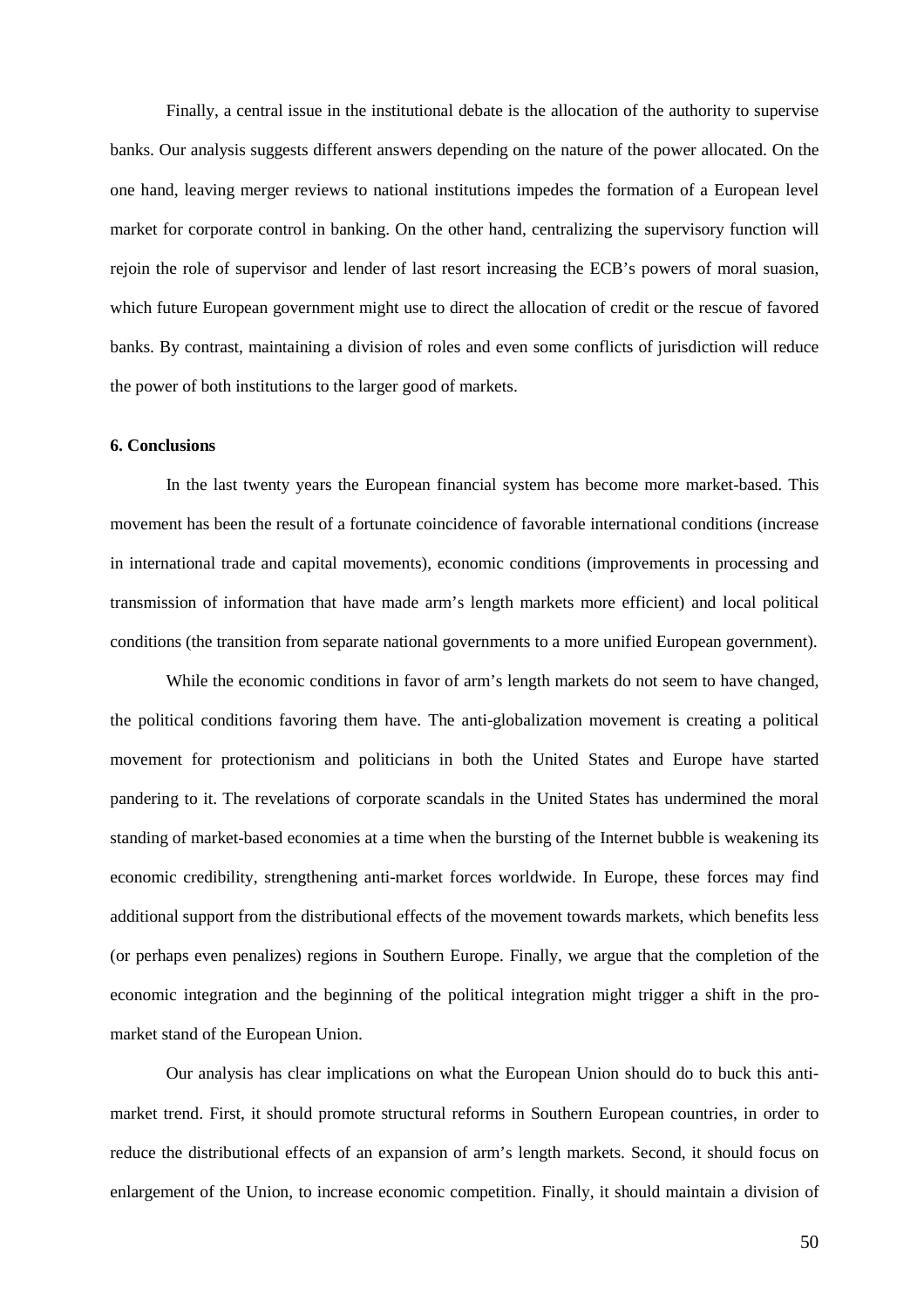Finally, a central issue in the institutional debate is the allocation of the authority to supervise banks. Our analysis suggests different answers depending on the nature of the power allocated. On the one hand, leaving merger reviews to national institutions impedes the formation of a European level market for corporate control in banking. On the other hand, centralizing the supervisory function will rejoin the role of supervisor and lender of last resort increasing the ECB's powers of moral suasion, which future European government might use to direct the allocation of credit or the rescue of favored banks. By contrast, maintaining a division of roles and even some conflicts of jurisdiction will reduce the power of both institutions to the larger good of markets.

**6. Conclusions**

In the last twenty years the European financial system has become more market-based. This movement has been the result of a fortunate coincidence of favorable international conditions (increase in international trade and capital movements), economic conditions (improvements in processing and transmission of information that have made arm's length markets more efficient) and local political conditions (the transition from separate national governments to a more unified European government).

While the economic conditions in favor of arm's length markets do not seem to have changed, the political conditions favoring them have. The anti-globalization movement is creating a political movement for protectionism and politicians in both the United States and Europe have started pandering to it. The revelations of corporate scandals in the United States has undermined the moral standing of market-based economies at a time when the bursting of the Internet bubble is weakening its economic credibility, strengthening anti-market forces worldwide. In Europe, these forces may find additional support from the distributional effects of the movement towards markets, which benefits less (or perhaps even penalizes) regions in Southern Europe. Finally, we argue that the completion of the economic integration and the beginning of the political integration might trigger a shift in the pro-market stand of the European Union.

Our analysis has clear implications on what the European Union should do to buck this anti-market trend. First, it should promote structural reforms in Southern European countries, in order to reduce the distributional effects of an expansion of arm's length markets. Second, it should focus on enlargement of the Union, to increase economic competition. Finally, it should maintain a division of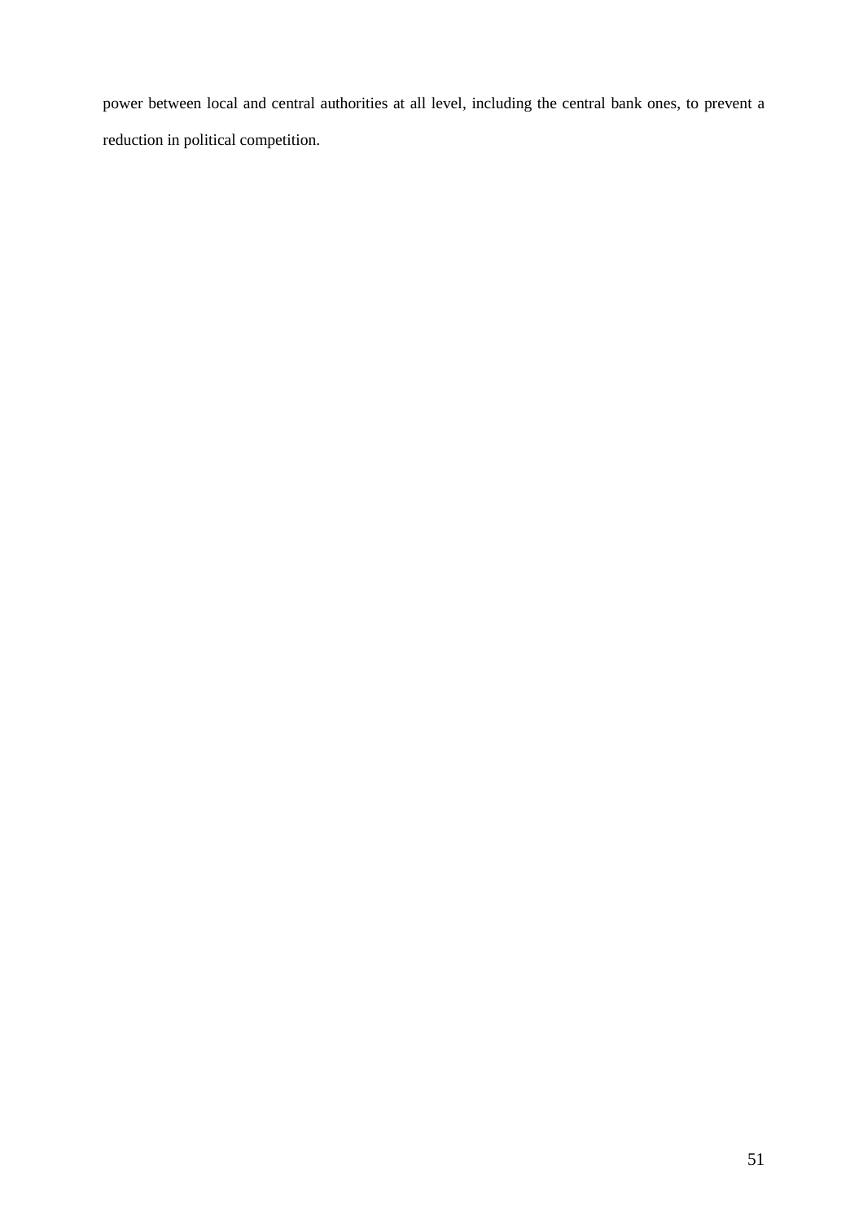power between local and central authorities at all level, including the central bank ones, to prevent a reduction in political competition.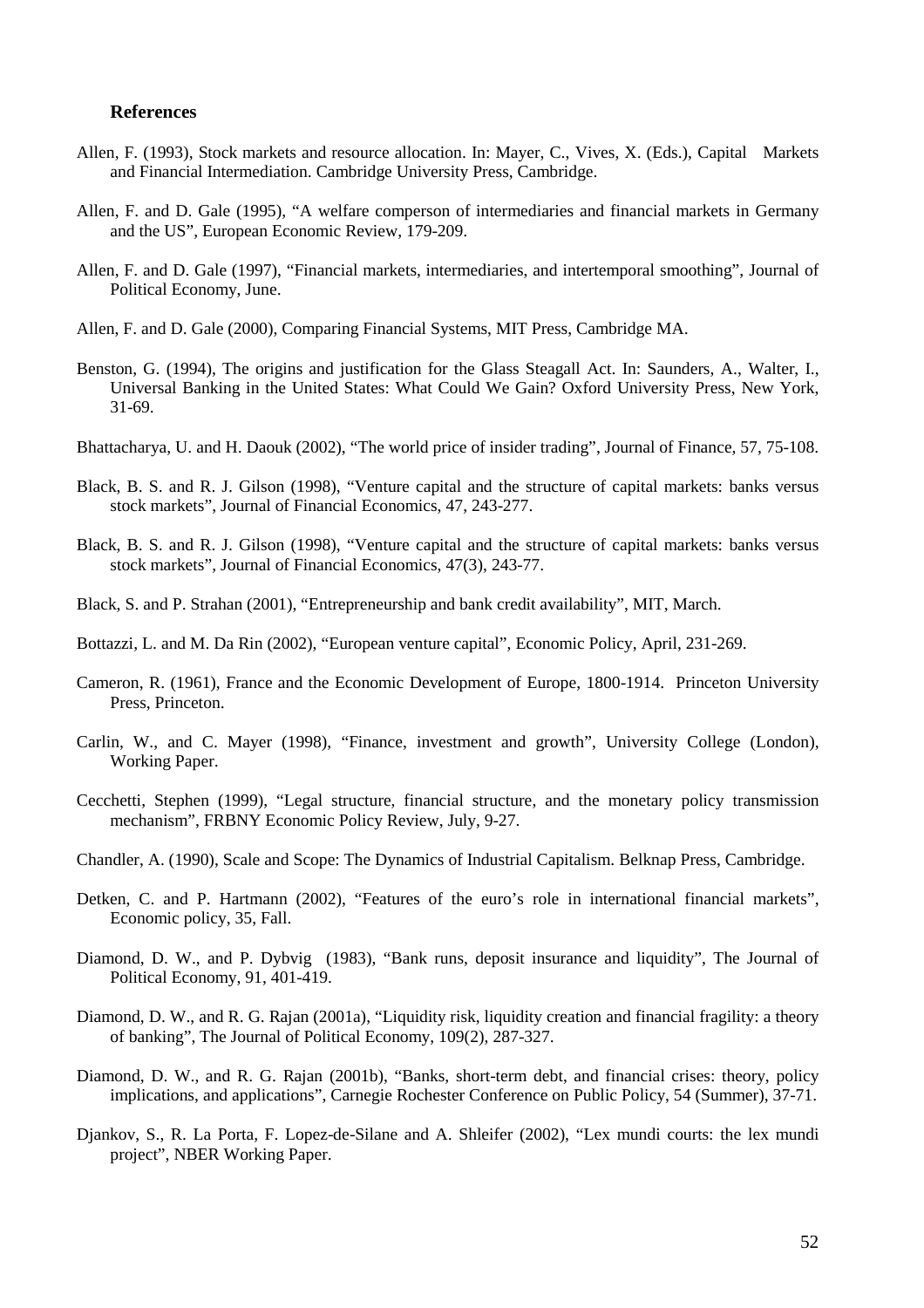**References**

Allen, F. (1993), Stock markets and resource allocation. In: Mayer, C., Vives, X. (Eds.), Capital Markets and Financial Intermediation. Cambridge University Press, Cambridge.

Allen, F. and D. Gale (1995), "A welfare comperson of intermediaries and financial markets in Germany and the US", European Economic Review, 179-209.

Allen, F. and D. Gale (1997), "Financial markets, intermediaries, and intertemporal smoothing", Journal of Political Economy, June.

Allen, F. and D. Gale (2000), Comparing Financial Systems, MIT Press, Cambridge MA.

Benston, G. (1994), The origins and justification for the Glass Steagall Act. In: Saunders, A., Walter, I., Universal Banking in the United States: What Could We Gain? Oxford University Press, New York, 31-69.

Bhattacharya, U. and H. Daouk (2002), "The world price of insider trading", Journal of Finance, 57, 75-108.

Black, B. S. and R. J. Gilson (1998), "Venture capital and the structure of capital markets: banks versus stock markets", Journal of Financial Economics, 47, 243-277.

Black, B. S. and R. J. Gilson (1998), "Venture capital and the structure of capital markets: banks versus stock markets", Journal of Financial Economics, 47(3), 243-77.

Black, S. and P. Strahan (2001), "Entrepreneurship and bank credit availability", MIT, March.

Bottazzi, L. and M. Da Rin (2002), "European venture capital", Economic Policy, April, 231-269.

Cameron, R. (1961), France and the Economic Development of Europe, 1800-1914. Princeton University Press, Princeton.

Carlin, W., and C. Mayer (1998), "Finance, investment and growth", University College (London), Working Paper.

Cecchetti, Stephen (1999), "Legal structure, financial structure, and the monetary policy transmission mechanism", FRBNY Economic Policy Review, July, 9-27.

Chandler, A. (1990), Scale and Scope: The Dynamics of Industrial Capitalism. Belknap Press, Cambridge.

Detken, C. and P. Hartmann (2002), "Features of the euro's role in international financial markets", Economic policy, 35, Fall.

Diamond, D. W., and P. Dybvig (1983), "Bank runs, deposit insurance and liquidity", The Journal of Political Economy, 91, 401-419.

Diamond, D. W., and R. G. Rajan (2001a), "Liquidity risk, liquidity creation and financial fragility: a theory of banking", The Journal of Political Economy, 109(2), 287-327.

Diamond, D. W., and R. G. Rajan (2001b), "Banks, short-term debt, and financial crises: theory, policy implications, and applications", Carnegie Rochester Conference on Public Policy, 54 (Summer), 37-71.

Djankov, S., R. La Porta, F. Lopez-de-Silane and A. Shleifer (2002), "Lex mundi courts: the lex mundi project", NBER Working Paper.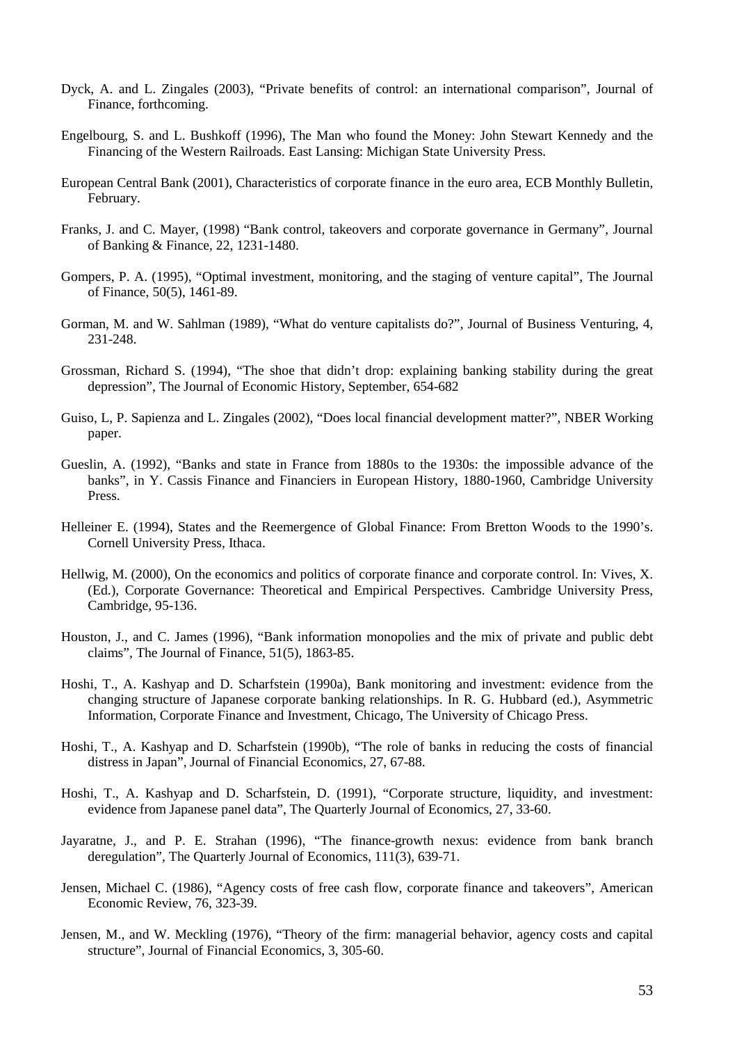Dyck, A. and L. Zingales (2003), "Private benefits of control: an international comparison", Journal of Finance, forthcoming.

Engelbourg, S. and L. Bushkoff (1996), The Man who found the Money: John Stewart Kennedy and the Financing of the Western Railroads. East Lansing: Michigan State University Press.

European Central Bank (2001), Characteristics of corporate finance in the euro area, ECB Monthly Bulletin, February.

Franks, J. and C. Mayer, (1998) "Bank control, takeovers and corporate governance in Germany", Journal of Banking & Finance, 22, 1231-1480.

Gompers, P. A. (1995), "Optimal investment, monitoring, and the staging of venture capital", The Journal of Finance, 50(5), 1461-89.

Gorman, M. and W. Sahlman (1989), "What do venture capitalists do?", Journal of Business Venturing, 4, 231-248.

Grossman, Richard S. (1994), "The shoe that didn't drop: explaining banking stability during the great depression", The Journal of Economic History, September, 654-682

Guiso, L, P. Sapienza and L. Zingales (2002), "Does local financial development matter?", NBER Working paper.

Gueslin, A. (1992), "Banks and state in France from 1880s to the 1930s: the impossible advance of the banks", in Y. Cassis Finance and Financiers in European History, 1880-1960, Cambridge University Press.

Helleiner E. (1994), States and the Reemergence of Global Finance: From Bretton Woods to the 1990's. Cornell University Press, Ithaca.

Hellwig, M. (2000), On the economics and politics of corporate finance and corporate control. In: Vives, X. (Ed.), Corporate Governance: Theoretical and Empirical Perspectives. Cambridge University Press, Cambridge, 95-136.

Houston, J., and C. James (1996), "Bank information monopolies and the mix of private and public debt claims", The Journal of Finance, 51(5), 1863-85.

Hoshi, T., A. Kashyap and D. Scharfstein (1990a), Bank monitoring and investment: evidence from the changing structure of Japanese corporate banking relationships. In R. G. Hubbard (ed.), Asymmetric Information, Corporate Finance and Investment, Chicago, The University of Chicago Press.

Hoshi, T., A. Kashyap and D. Scharfstein (1990b), "The role of banks in reducing the costs of financial distress in Japan", Journal of Financial Economics, 27, 67-88.

Hoshi, T., A. Kashyap and D. Scharfstein, D. (1991), "Corporate structure, liquidity, and investment: evidence from Japanese panel data", The Quarterly Journal of Economics, 27, 33-60.

Jayaratne, J., and P. E. Strahan (1996), "The finance-growth nexus: evidence from bank branch deregulation", The Quarterly Journal of Economics, 111(3), 639-71.

Jensen, Michael C. (1986), "Agency costs of free cash flow, corporate finance and takeovers", American Economic Review, 76, 323-39.

Jensen, M., and W. Meckling (1976), "Theory of the firm: managerial behavior, agency costs and capital structure", Journal of Financial Economics, 3, 305-60.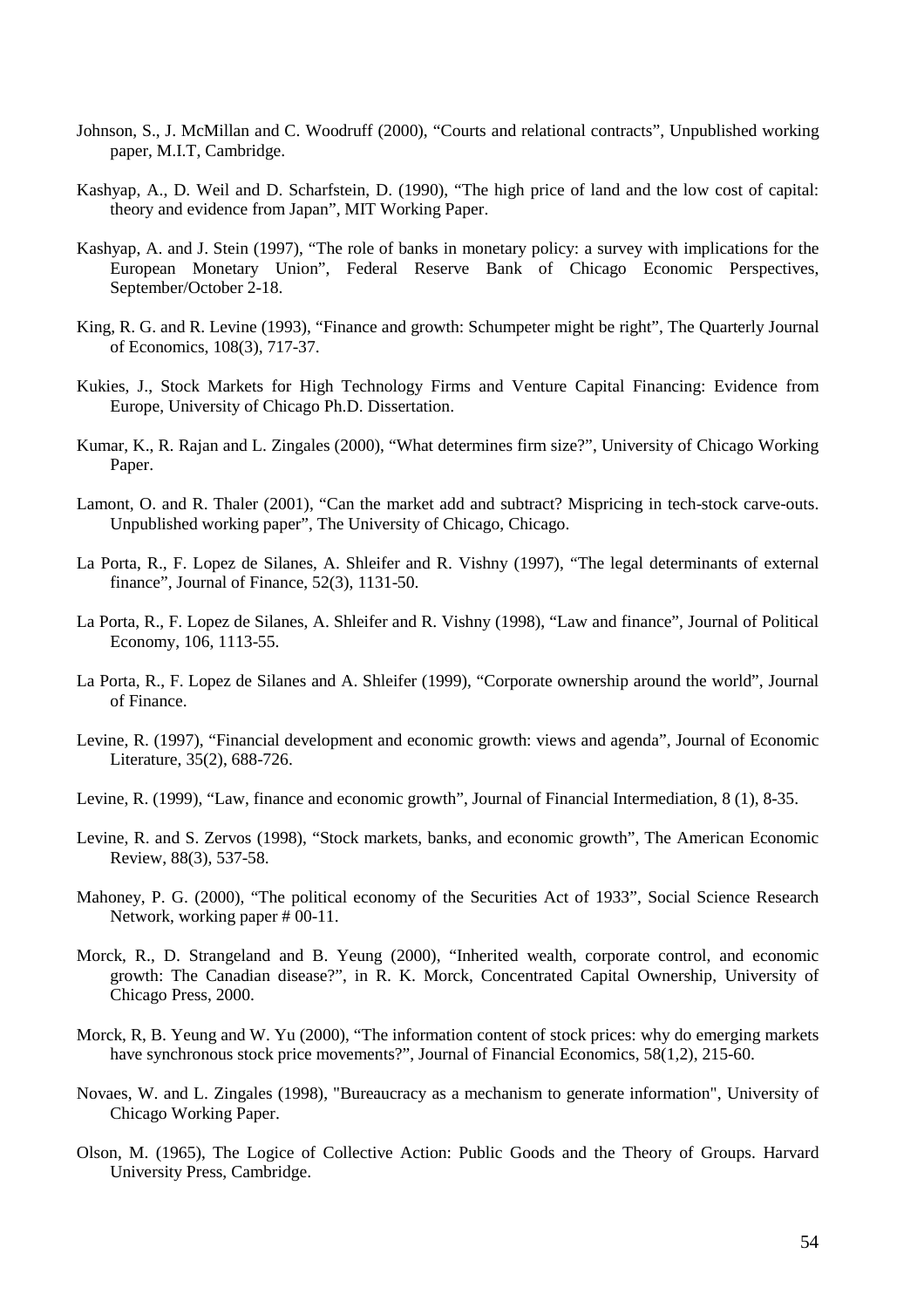Johnson, S., J. McMillan and C. Woodruff (2000), "Courts and relational contracts", Unpublished working paper, M.I.T, Cambridge.

Kashyap, A., D. Weil and D. Scharfstein, D. (1990), "The high price of land and the low cost of capital: theory and evidence from Japan", MIT Working Paper.

Kashyap, A. and J. Stein (1997), "The role of banks in monetary policy: a survey with implications for the European Monetary Union", Federal Reserve Bank of Chicago Economic Perspectives, September/October 2-18.

King, R. G. and R. Levine (1993), "Finance and growth: Schumpeter might be right", The Quarterly Journal of Economics, 108(3), 717-37.

Kukies, J., Stock Markets for High Technology Firms and Venture Capital Financing: Evidence from Europe, University of Chicago Ph.D. Dissertation.

Kumar, K., R. Rajan and L. Zingales (2000), "What determines firm size?", University of Chicago Working Paper.

Lamont, O. and R. Thaler (2001), "Can the market add and subtract? Mispricing in tech-stock carve-outs. Unpublished working paper", The University of Chicago, Chicago.

La Porta, R., F. Lopez de Silanes, A. Shleifer and R. Vishny (1997), "The legal determinants of external finance", Journal of Finance, 52(3), 1131-50.

La Porta, R., F. Lopez de Silanes, A. Shleifer and R. Vishny (1998), "Law and finance", Journal of Political Economy, 106, 1113-55.

La Porta, R., F. Lopez de Silanes and A. Shleifer (1999), "Corporate ownership around the world", Journal of Finance.

Levine, R. (1997), "Financial development and economic growth: views and agenda", Journal of Economic Literature, 35(2), 688-726.

Levine, R. (1999), "Law, finance and economic growth", Journal of Financial Intermediation, 8 (1), 8-35.

Levine, R. and S. Zervos (1998), "Stock markets, banks, and economic growth", The American Economic Review, 88(3), 537-58.

Mahoney, P. G. (2000), "The political economy of the Securities Act of 1933", Social Science Research Network, working paper # 00-11.

Morck, R., D. Strangeland and B. Yeung (2000), "Inherited wealth, corporate control, and economic growth: The Canadian disease?", in R. K. Morck, Concentrated Capital Ownership, University of Chicago Press, 2000.

Morck, R, B. Yeung and W. Yu (2000), "The information content of stock prices: why do emerging markets have synchronous stock price movements?", Journal of Financial Economics, 58(1,2), 215-60.

Novaes, W. and L. Zingales (1998), "Bureaucracy as a mechanism to generate information", University of Chicago Working Paper.

Olson, M. (1965), The Logice of Collective Action: Public Goods and the Theory of Groups. Harvard University Press, Cambridge.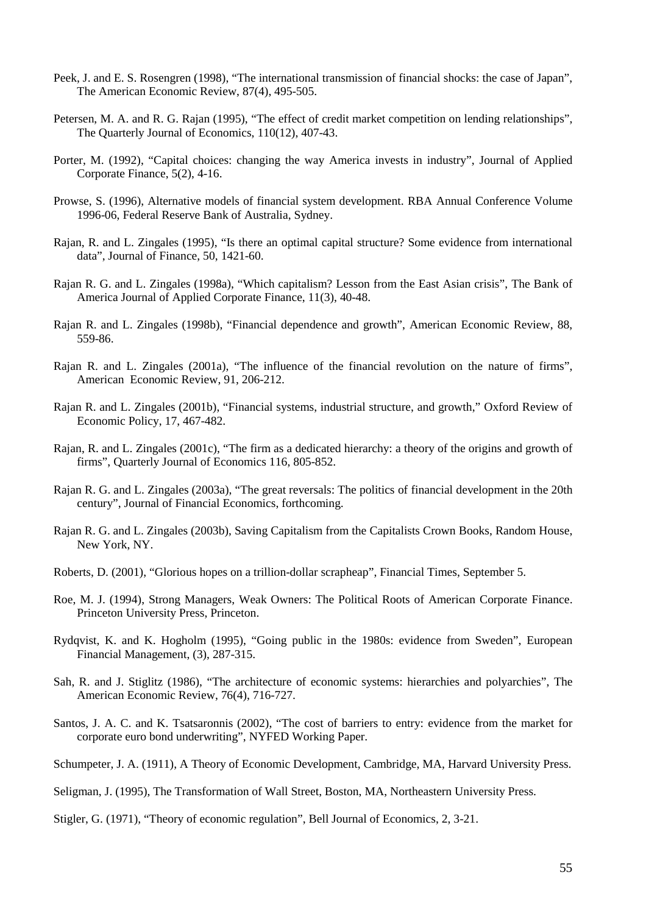Peek, J. and E. S. Rosengren (1998), "The international transmission of financial shocks: the case of Japan", The American Economic Review, 87(4), 495-505.

Petersen, M. A. and R. G. Rajan (1995), "The effect of credit market competition on lending relationships", The Quarterly Journal of Economics, 110(12), 407-43.

Porter, M. (1992), "Capital choices: changing the way America invests in industry", Journal of Applied Corporate Finance, 5(2), 4-16.

Prowse, S. (1996), Alternative models of financial system development. RBA Annual Conference Volume 1996-06, Federal Reserve Bank of Australia, Sydney.

Rajan, R. and L. Zingales (1995), "Is there an optimal capital structure? Some evidence from international data", Journal of Finance, 50, 1421-60.

Rajan R. G. and L. Zingales (1998a), "Which capitalism? Lesson from the East Asian crisis", The Bank of America Journal of Applied Corporate Finance, 11(3), 40-48.

Rajan R. and L. Zingales (1998b), "Financial dependence and growth", American Economic Review, 88, 559-86.

Rajan R. and L. Zingales (2001a), "The influence of the financial revolution on the nature of firms", American Economic Review, 91, 206-212.

Rajan R. and L. Zingales (2001b), "Financial systems, industrial structure, and growth," Oxford Review of Economic Policy, 17, 467-482.

Rajan, R. and L. Zingales (2001c), "The firm as a dedicated hierarchy: a theory of the origins and growth of firms", Quarterly Journal of Economics 116, 805-852.

Rajan R. G. and L. Zingales (2003a), "The great reversals: The politics of financial development in the 20th century", Journal of Financial Economics, forthcoming.

Rajan R. G. and L. Zingales (2003b), Saving Capitalism from the Capitalists Crown Books, Random House, New York, NY.

Roberts, D. (2001), "Glorious hopes on a trillion-dollar scrapheap", Financial Times, September 5.

Roe, M. J. (1994), Strong Managers, Weak Owners: The Political Roots of American Corporate Finance. Princeton University Press, Princeton.

Rydqvist, K. and K. Hogholm (1995), "Going public in the 1980s: evidence from Sweden", European Financial Management, (3), 287-315.

Sah, R. and J. Stiglitz (1986), "The architecture of economic systems: hierarchies and polyarchies", The American Economic Review, 76(4), 716-727.

Santos, J. A. C. and K. Tsatsaronnis (2002), "The cost of barriers to entry: evidence from the market for corporate euro bond underwriting", NYFED Working Paper.

Schumpeter, J. A. (1911), A Theory of Economic Development, Cambridge, MA, Harvard University Press.

Seligman, J. (1995), The Transformation of Wall Street, Boston, MA, Northeastern University Press.

Stigler, G. (1971), "Theory of economic regulation", Bell Journal of Economics, 2, 3-21.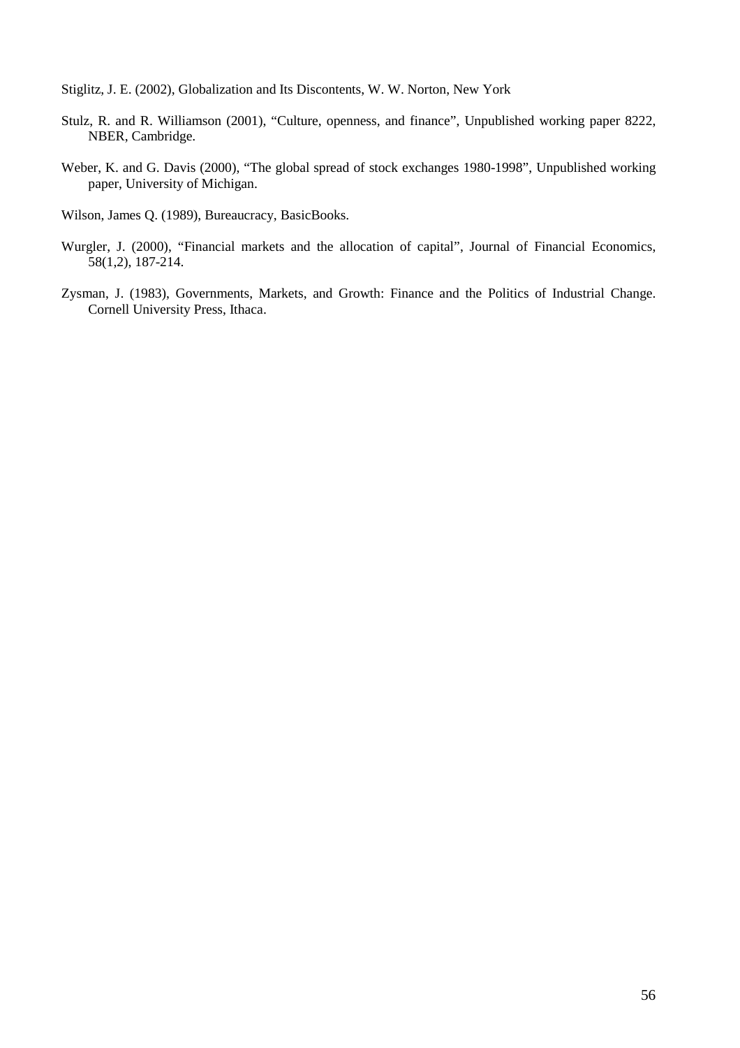Stiglitz, J. E. (2002), Globalization and Its Discontents, W. W. Norton, New York

Stulz, R. and R. Williamson (2001), "Culture, openness, and finance", Unpublished working paper 8222, NBER, Cambridge.

Weber, K. and G. Davis (2000), "The global spread of stock exchanges 1980-1998", Unpublished working paper, University of Michigan.

Wilson, James Q. (1989), Bureaucracy, BasicBooks.

Wurgler, J. (2000), "Financial markets and the allocation of capital", Journal of Financial Economics, 58(1,2), 187-214.

Zysman, J. (1983), Governments, Markets, and Growth: Finance and the Politics of Industrial Change. Cornell University Press, Ithaca.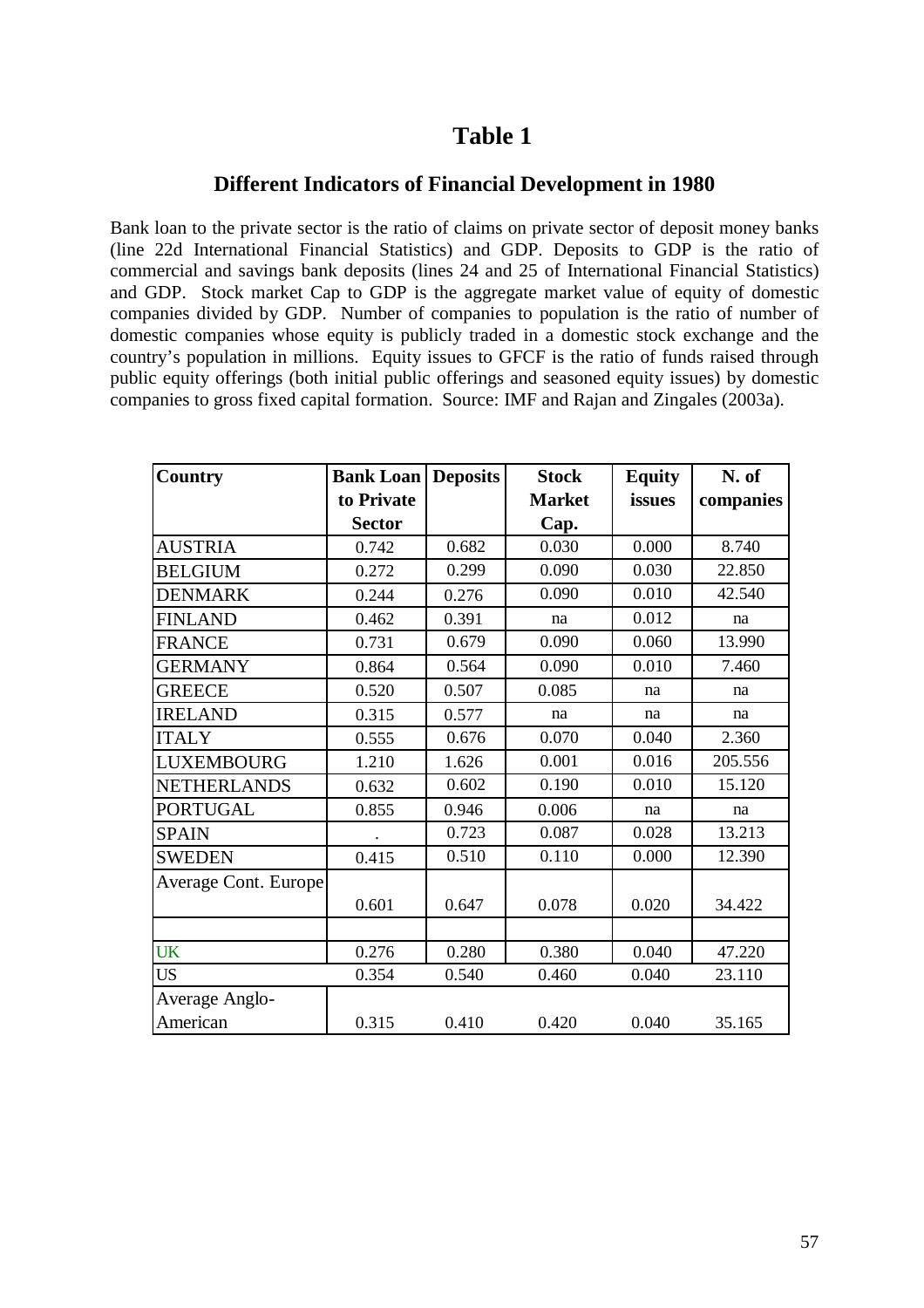# Table 1

## Different Indicators of Financial Development in 1980

Bank loan to the private sector is the ratio of claims on private sector of deposit money banks (line 22d International Financial Statistics) and GDP. Deposits to GDP is the ratio of commercial and savings bank deposits (lines 24 and 25 of International Financial Statistics) and GDP. Stock market Cap to GDP is the aggregate market value of equity of domestic companies divided by GDP. Number of companies to population is the ratio of number of domestic companies whose equity is publicly traded in a domestic stock exchange and the country's population in millions. Equity issues to GFCF is the ratio of funds raised through public equity offerings (both initial public offerings and seasoned equity issues) by domestic companies to gross fixed capital formation. Source: IMF and Rajan and Zingales (2003a).

| Country | Bank Loan to Private Sector | Deposits | Stock Market Cap. | Equity issues | N. of companies |
|---|---|---|---|---|---|
| AUSTRIA | 0.742 | 0.682 | 0.030 | 0.000 | 8.740 |
| BELGIUM | 0.272 | 0.299 | 0.090 | 0.030 | 22.850 |
| DENMARK | 0.244 | 0.276 | 0.090 | 0.010 | 42.540 |
| FINLAND | 0.462 | 0.391 | na | 0.012 | na |
| FRANCE | 0.731 | 0.679 | 0.090 | 0.060 | 13.990 |
| GERMANY | 0.864 | 0.564 | 0.090 | 0.010 | 7.460 |
| GREECE | 0.520 | 0.507 | 0.085 | na | na |
| IRELAND | 0.315 | 0.577 | na | na | na |
| ITALY | 0.555 | 0.676 | 0.070 | 0.040 | 2.360 |
| LUXEMBOURG | 1.210 | 1.626 | 0.001 | 0.016 | 205.556 |
| NETHERLANDS | 0.632 | 0.602 | 0.190 | 0.010 | 15.120 |
| PORTUGAL | 0.855 | 0.946 | 0.006 | na | na |
| SPAIN | . | 0.723 | 0.087 | 0.028 | 13.213 |
| SWEDEN | 0.415 | 0.510 | 0.110 | 0.000 | 12.390 |
| Average Cont. Europe | 0.601 | 0.647 | 0.078 | 0.020 | 34.422 |
| | | | | | |
| UK | 0.276 | 0.280 | 0.380 | 0.040 | 47.220 |
| US | 0.354 | 0.540 | 0.460 | 0.040 | 23.110 |
| Average Anglo-American | 0.315 | 0.410 | 0.420 | 0.040 | 35.165 |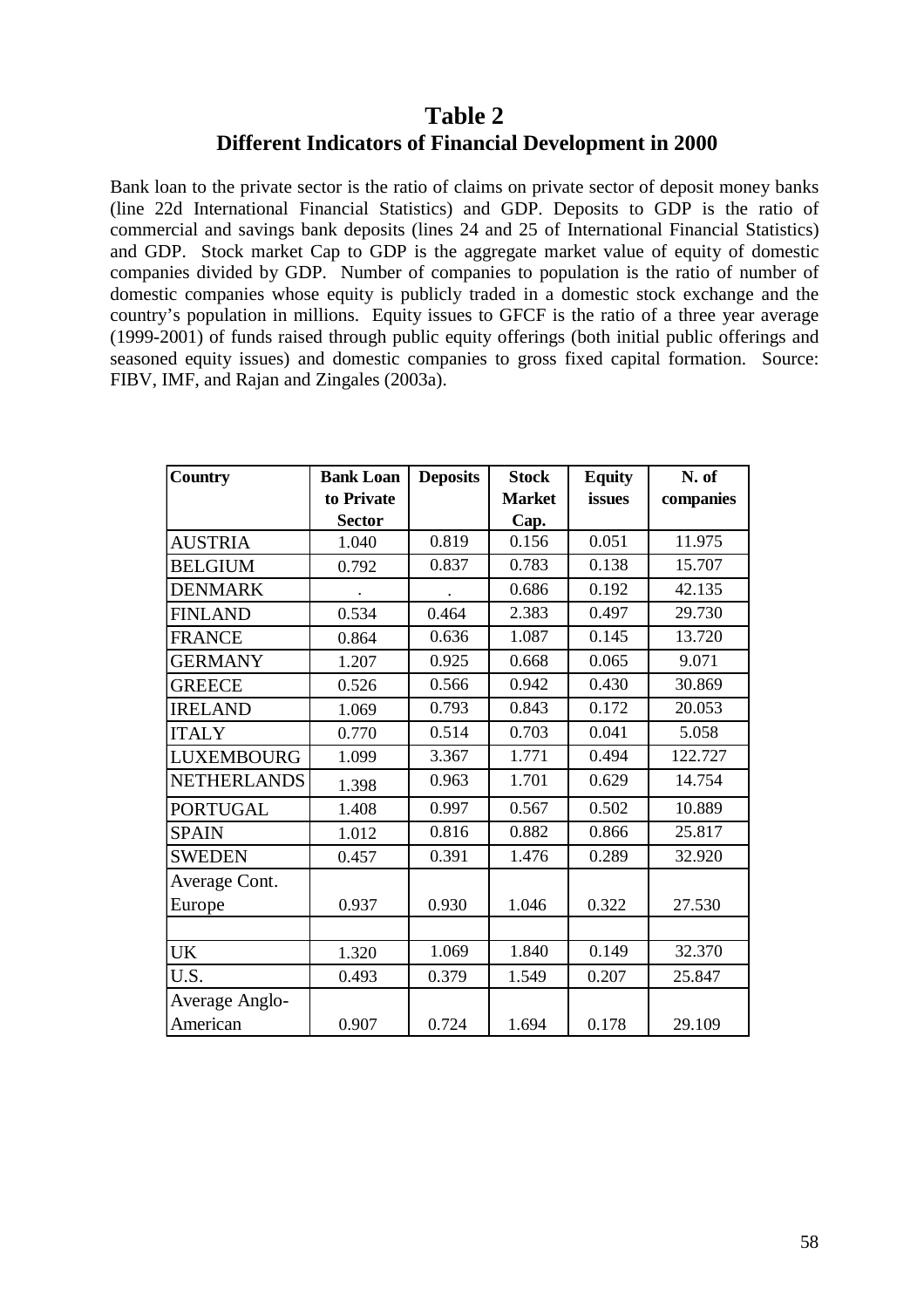# Table 2

## Different Indicators of Financial Development in 2000

Bank loan to the private sector is the ratio of claims on private sector of deposit money banks (line 22d International Financial Statistics) and GDP. Deposits to GDP is the ratio of commercial and savings bank deposits (lines 24 and 25 of International Financial Statistics) and GDP. Stock market Cap to GDP is the aggregate market value of equity of domestic companies divided by GDP. Number of companies to population is the ratio of number of domestic companies whose equity is publicly traded in a domestic stock exchange and the country's population in millions. Equity issues to GFCF is the ratio of a three year average (1999-2001) of funds raised through public equity offerings (both initial public offerings and seasoned equity issues) and domestic companies to gross fixed capital formation. Source: FIBV, IMF, and Rajan and Zingales (2003a).

| Country | Bank Loan to Private Sector | Deposits | Stock Market Cap. | Equity issues | N. of companies |
|---|---|---|---|---|---|
| AUSTRIA | 1.040 | 0.819 | 0.156 | 0.051 | 11.975 |
| BELGIUM | 0.792 | 0.837 | 0.783 | 0.138 | 15.707 |
| DENMARK | . | . | 0.686 | 0.192 | 42.135 |
| FINLAND | 0.534 | 0.464 | 2.383 | 0.497 | 29.730 |
| FRANCE | 0.864 | 0.636 | 1.087 | 0.145 | 13.720 |
| GERMANY | 1.207 | 0.925 | 0.668 | 0.065 | 9.071 |
| GREECE | 0.526 | 0.566 | 0.942 | 0.430 | 30.869 |
| IRELAND | 1.069 | 0.793 | 0.843 | 0.172 | 20.053 |
| ITALY | 0.770 | 0.514 | 0.703 | 0.041 | 5.058 |
| LUXEMBOURG | 1.099 | 3.367 | 1.771 | 0.494 | 122.727 |
| NETHERLANDS | 1.398 | 0.963 | 1.701 | 0.629 | 14.754 |
| PORTUGAL | 1.408 | 0.997 | 0.567 | 0.502 | 10.889 |
| SPAIN | 1.012 | 0.816 | 0.882 | 0.866 | 25.817 |
| SWEDEN | 0.457 | 0.391 | 1.476 | 0.289 | 32.920 |
| Average Cont. Europe | 0.937 | 0.930 | 1.046 | 0.322 | 27.530 |
| | | | | | |
| UK | 1.320 | 1.069 | 1.840 | 0.149 | 32.370 |
| U.S. | 0.493 | 0.379 | 1.549 | 0.207 | 25.847 |
| Average Anglo-American | 0.907 | 0.724 | 1.694 | 0.178 | 29.109 |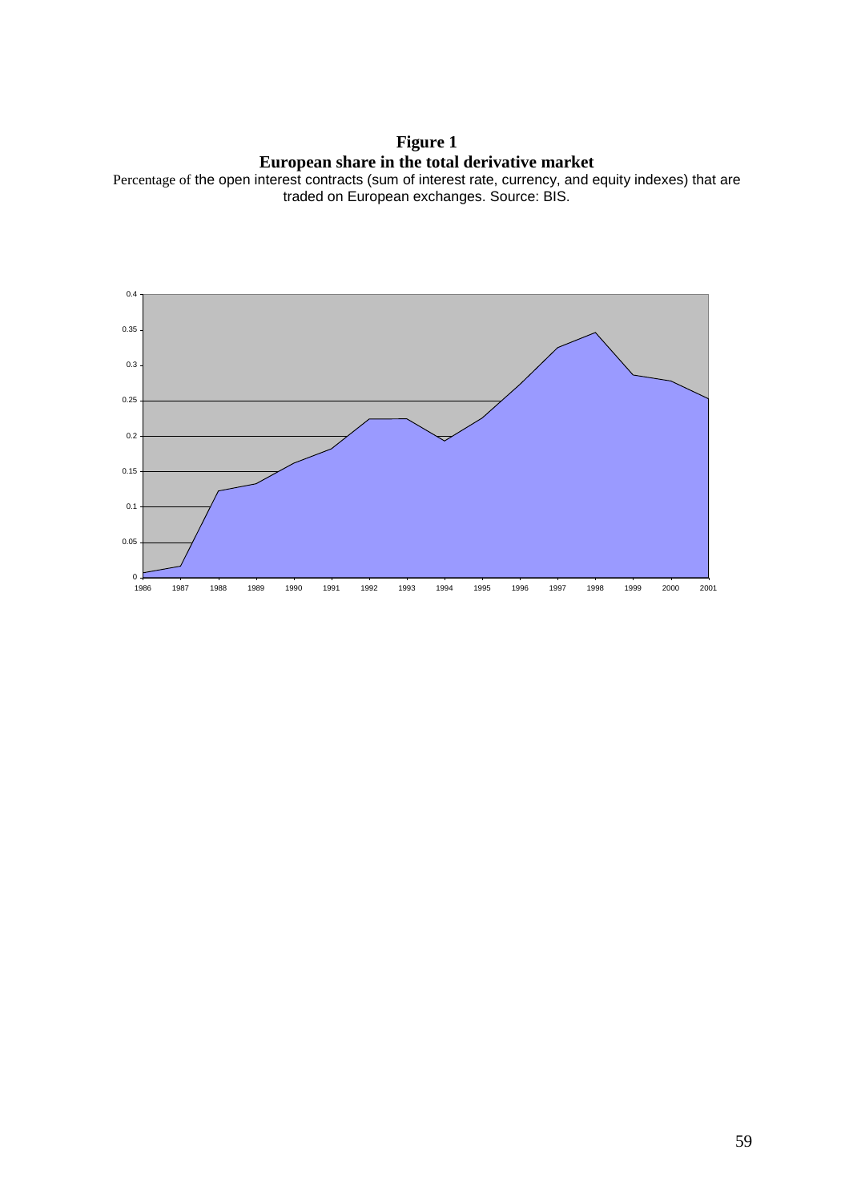**Figure 1**
**European share in the total derivative market**

Percentage of the open interest contracts (sum of interest rate, currency, and equity indexes) that are traded on European exchanges. Source: BIS.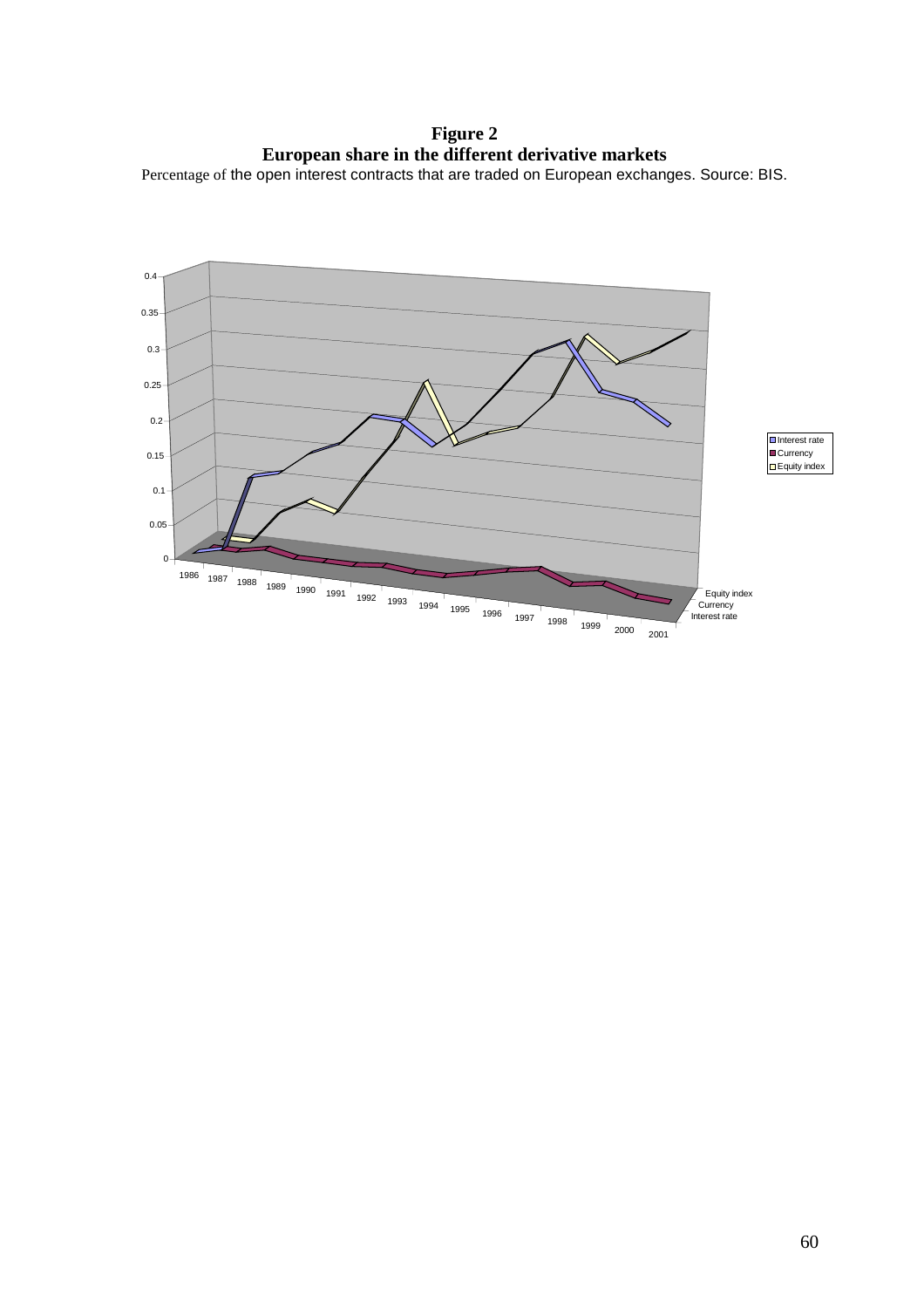**Figure 2**
**European share in the different derivative markets**

Percentage of the open interest contracts that are traded on European exchanges. Source: BIS.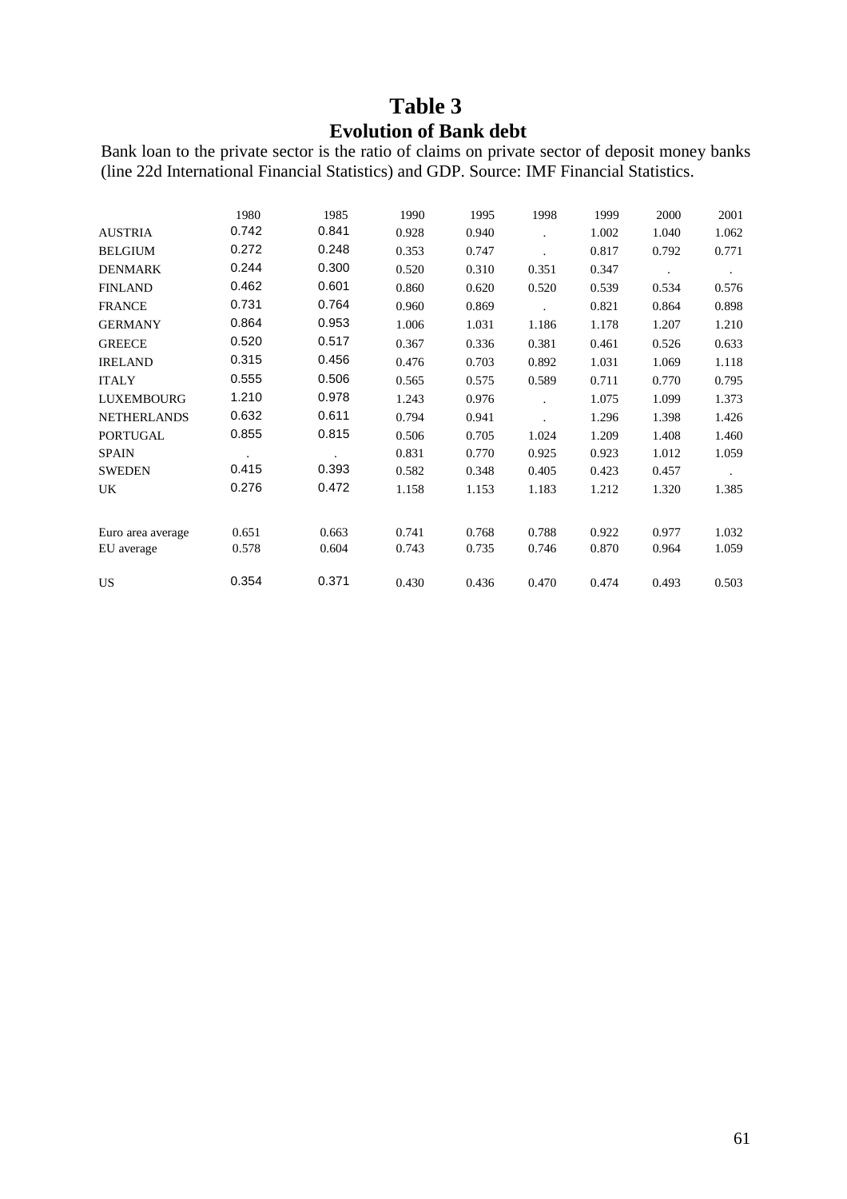# Table 3

## Evolution of Bank debt

Bank loan to the private sector is the ratio of claims on private sector of deposit money banks (line 22d International Financial Statistics) and GDP. Source: IMF Financial Statistics.

| | 1980 | 1985 | 1990 | 1995 | 1998 | 1999 | 2000 | 2001 |
|---|---|---|---|---|---|---|---|---|
| AUSTRIA | 0.742 | 0.841 | 0.928 | 0.940 | . | 1.002 | 1.040 | 1.062 |
| BELGIUM | 0.272 | 0.248 | 0.353 | 0.747 | . | 0.817 | 0.792 | 0.771 |
| DENMARK | 0.244 | 0.300 | 0.520 | 0.310 | 0.351 | 0.347 | . | . |
| FINLAND | 0.462 | 0.601 | 0.860 | 0.620 | 0.520 | 0.539 | 0.534 | 0.576 |
| FRANCE | 0.731 | 0.764 | 0.960 | 0.869 | . | 0.821 | 0.864 | 0.898 |
| GERMANY | 0.864 | 0.953 | 1.006 | 1.031 | 1.186 | 1.178 | 1.207 | 1.210 |
| GREECE | 0.520 | 0.517 | 0.367 | 0.336 | 0.381 | 0.461 | 0.526 | 0.633 |
| IRELAND | 0.315 | 0.456 | 0.476 | 0.703 | 0.892 | 1.031 | 1.069 | 1.118 |
| ITALY | 0.555 | 0.506 | 0.565 | 0.575 | 0.589 | 0.711 | 0.770 | 0.795 |
| LUXEMBOURG | 1.210 | 0.978 | 1.243 | 0.976 | . | 1.075 | 1.099 | 1.373 |
| NETHERLANDS | 0.632 | 0.611 | 0.794 | 0.941 | . | 1.296 | 1.398 | 1.426 |
| PORTUGAL | 0.855 | 0.815 | 0.506 | 0.705 | 1.024 | 1.209 | 1.408 | 1.460 |
| SPAIN | . | . | 0.831 | 0.770 | 0.925 | 0.923 | 1.012 | 1.059 |
| SWEDEN | 0.415 | 0.393 | 0.582 | 0.348 | 0.405 | 0.423 | 0.457 | . |
| UK | 0.276 | 0.472 | 1.158 | 1.153 | 1.183 | 1.212 | 1.320 | 1.385 |
| | | | | | | | | |
| Euro area average | 0.651 | 0.663 | 0.741 | 0.768 | 0.788 | 0.922 | 0.977 | 1.032 |
| EU average | 0.578 | 0.604 | 0.743 | 0.735 | 0.746 | 0.870 | 0.964 | 1.059 |
| | | | | | | | | |
| US | 0.354 | 0.371 | 0.430 | 0.436 | 0.470 | 0.474 | 0.493 | 0.503 |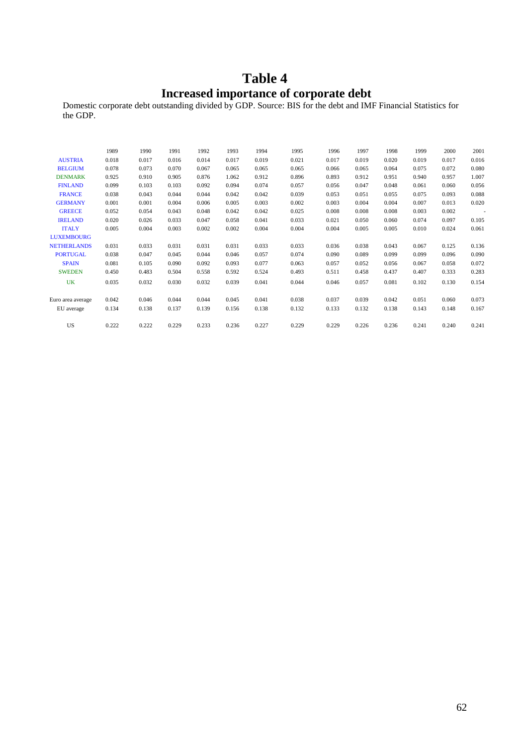# Table 4
## Increased importance of corporate debt

Domestic corporate debt outstanding divided by GDP. Source: BIS for the debt and IMF Financial Statistics for the GDP.

| | 1989 | 1990 | 1991 | 1992 | 1993 | 1994 | 1995 | 1996 | 1997 | 1998 | 1999 | 2000 | 2001 |
|---|---|---|---|---|---|---|---|---|---|---|---|---|---|
| AUSTRIA | 0.018 | 0.017 | 0.016 | 0.014 | 0.017 | 0.019 | 0.021 | 0.017 | 0.019 | 0.020 | 0.019 | 0.017 | 0.016 |
| BELGIUM | 0.078 | 0.073 | 0.070 | 0.067 | 0.065 | 0.065 | 0.065 | 0.066 | 0.065 | 0.064 | 0.075 | 0.072 | 0.080 |
| DENMARK | 0.925 | 0.910 | 0.905 | 0.876 | 1.062 | 0.912 | 0.896 | 0.893 | 0.912 | 0.951 | 0.940 | 0.957 | 1.007 |
| FINLAND | 0.099 | 0.103 | 0.103 | 0.092 | 0.094 | 0.074 | 0.057 | 0.056 | 0.047 | 0.048 | 0.061 | 0.060 | 0.056 |
| FRANCE | 0.038 | 0.043 | 0.044 | 0.044 | 0.042 | 0.042 | 0.039 | 0.053 | 0.051 | 0.055 | 0.075 | 0.093 | 0.088 |
| GERMANY | 0.001 | 0.001 | 0.004 | 0.006 | 0.005 | 0.003 | 0.002 | 0.003 | 0.004 | 0.004 | 0.007 | 0.013 | 0.020 |
| GREECE | 0.052 | 0.054 | 0.043 | 0.048 | 0.042 | 0.042 | 0.025 | 0.008 | 0.008 | 0.008 | 0.003 | 0.002 | - |
| IRELAND | 0.020 | 0.026 | 0.033 | 0.047 | 0.058 | 0.041 | 0.033 | 0.021 | 0.050 | 0.060 | 0.074 | 0.097 | 0.105 |
| ITALY | 0.005 | 0.004 | 0.003 | 0.002 | 0.002 | 0.004 | 0.004 | 0.004 | 0.005 | 0.005 | 0.010 | 0.024 | 0.061 |
| LUXEMBOURG | | | | | | | | | | | | | |
| NETHERLANDS | 0.031 | 0.033 | 0.031 | 0.031 | 0.031 | 0.033 | 0.033 | 0.036 | 0.038 | 0.043 | 0.067 | 0.125 | 0.136 |
| PORTUGAL | 0.038 | 0.047 | 0.045 | 0.044 | 0.046 | 0.057 | 0.074 | 0.090 | 0.089 | 0.099 | 0.099 | 0.096 | 0.090 |
| SPAIN | 0.081 | 0.105 | 0.090 | 0.092 | 0.093 | 0.077 | 0.063 | 0.057 | 0.052 | 0.056 | 0.067 | 0.058 | 0.072 |
| SWEDEN | 0.450 | 0.483 | 0.504 | 0.558 | 0.592 | 0.524 | 0.493 | 0.511 | 0.458 | 0.437 | 0.407 | 0.333 | 0.283 |
| UK | 0.035 | 0.032 | 0.030 | 0.032 | 0.039 | 0.041 | 0.044 | 0.046 | 0.057 | 0.081 | 0.102 | 0.130 | 0.154 |
| Euro area average | 0.042 | 0.046 | 0.044 | 0.044 | 0.045 | 0.041 | 0.038 | 0.037 | 0.039 | 0.042 | 0.051 | 0.060 | 0.073 |
| EU average | 0.134 | 0.138 | 0.137 | 0.139 | 0.156 | 0.138 | 0.132 | 0.133 | 0.132 | 0.138 | 0.143 | 0.148 | 0.167 |
| US | 0.222 | 0.222 | 0.229 | 0.233 | 0.236 | 0.227 | 0.229 | 0.229 | 0.226 | 0.236 | 0.241 | 0.240 | 0.241 |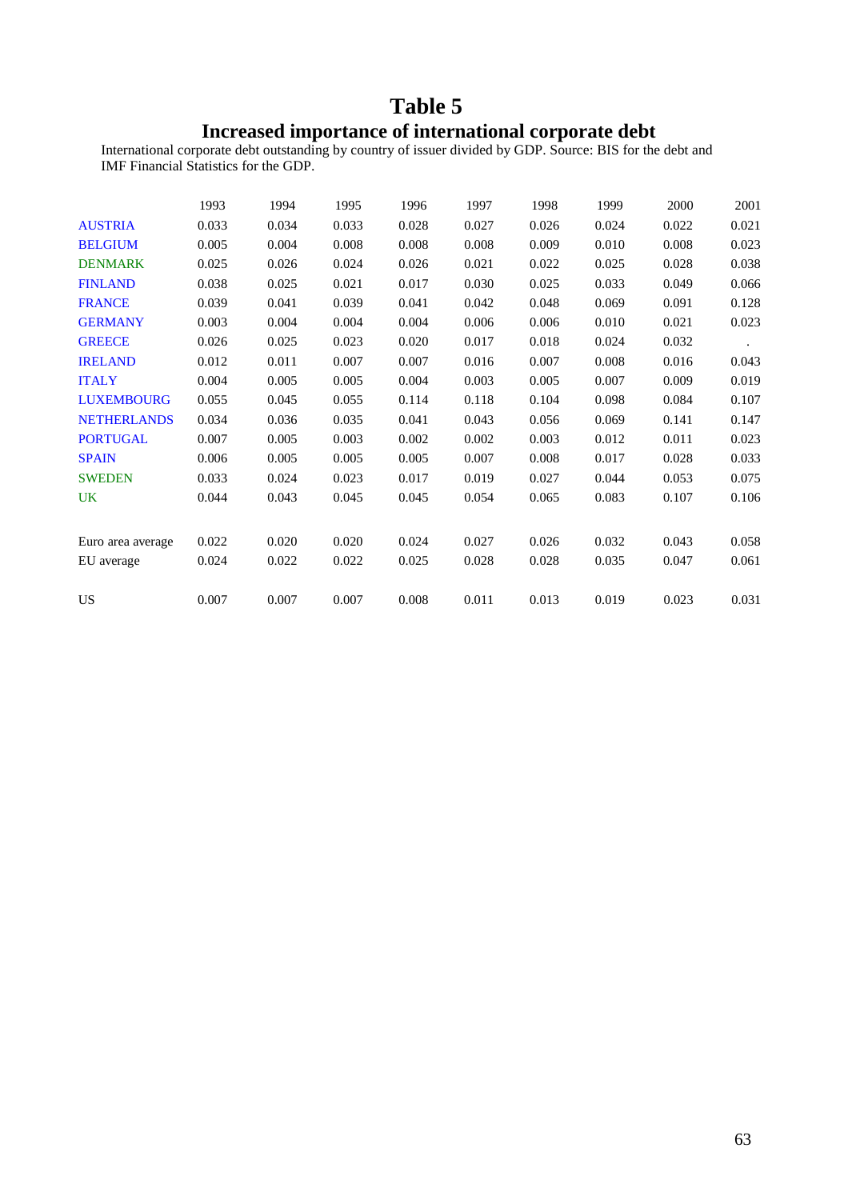# Table 5

## Increased importance of international corporate debt

International corporate debt outstanding by country of issuer divided by GDP. Source: BIS for the debt and IMF Financial Statistics for the GDP.

| | 1993 | 1994 | 1995 | 1996 | 1997 | 1998 | 1999 | 2000 | 2001 |
|---|---|---|---|---|---|---|---|---|---|
| AUSTRIA | 0.033 | 0.034 | 0.033 | 0.028 | 0.027 | 0.026 | 0.024 | 0.022 | 0.021 |
| BELGIUM | 0.005 | 0.004 | 0.008 | 0.008 | 0.008 | 0.009 | 0.010 | 0.008 | 0.023 |
| DENMARK | 0.025 | 0.026 | 0.024 | 0.026 | 0.021 | 0.022 | 0.025 | 0.028 | 0.038 |
| FINLAND | 0.038 | 0.025 | 0.021 | 0.017 | 0.030 | 0.025 | 0.033 | 0.049 | 0.066 |
| FRANCE | 0.039 | 0.041 | 0.039 | 0.041 | 0.042 | 0.048 | 0.069 | 0.091 | 0.128 |
| GERMANY | 0.003 | 0.004 | 0.004 | 0.004 | 0.006 | 0.006 | 0.010 | 0.021 | 0.023 |
| GREECE | 0.026 | 0.025 | 0.023 | 0.020 | 0.017 | 0.018 | 0.024 | 0.032 | . |
| IRELAND | 0.012 | 0.011 | 0.007 | 0.007 | 0.016 | 0.007 | 0.008 | 0.016 | 0.043 |
| ITALY | 0.004 | 0.005 | 0.005 | 0.004 | 0.003 | 0.005 | 0.007 | 0.009 | 0.019 |
| LUXEMBOURG | 0.055 | 0.045 | 0.055 | 0.114 | 0.118 | 0.104 | 0.098 | 0.084 | 0.107 |
| NETHERLANDS | 0.034 | 0.036 | 0.035 | 0.041 | 0.043 | 0.056 | 0.069 | 0.141 | 0.147 |
| PORTUGAL | 0.007 | 0.005 | 0.003 | 0.002 | 0.002 | 0.003 | 0.012 | 0.011 | 0.023 |
| SPAIN | 0.006 | 0.005 | 0.005 | 0.005 | 0.007 | 0.008 | 0.017 | 0.028 | 0.033 |
| SWEDEN | 0.033 | 0.024 | 0.023 | 0.017 | 0.019 | 0.027 | 0.044 | 0.053 | 0.075 |
| UK | 0.044 | 0.043 | 0.045 | 0.045 | 0.054 | 0.065 | 0.083 | 0.107 | 0.106 |
| | | | | | | | | | |
| Euro area average | 0.022 | 0.020 | 0.020 | 0.024 | 0.027 | 0.026 | 0.032 | 0.043 | 0.058 |
| EU average | 0.024 | 0.022 | 0.022 | 0.025 | 0.028 | 0.028 | 0.035 | 0.047 | 0.061 |
| | | | | | | | | | |
| US | 0.007 | 0.007 | 0.007 | 0.008 | 0.011 | 0.013 | 0.019 | 0.023 | 0.031 |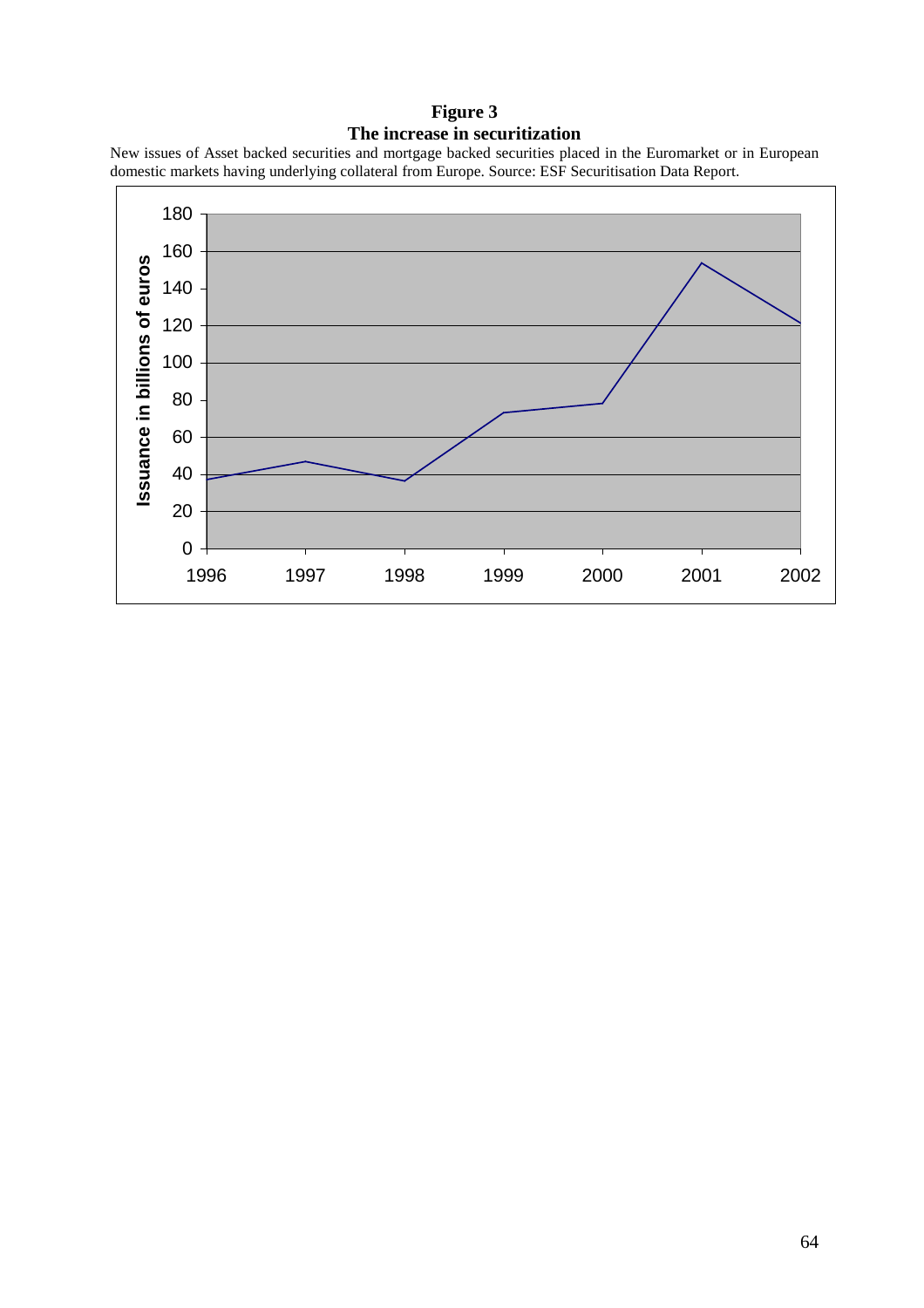**Figure 3**
**The increase in securitization**

New issues of Asset backed securities and mortgage backed securities placed in the Euromarket or in European domestic markets having underlying collateral from Europe. Source: ESF Securitisation Data Report.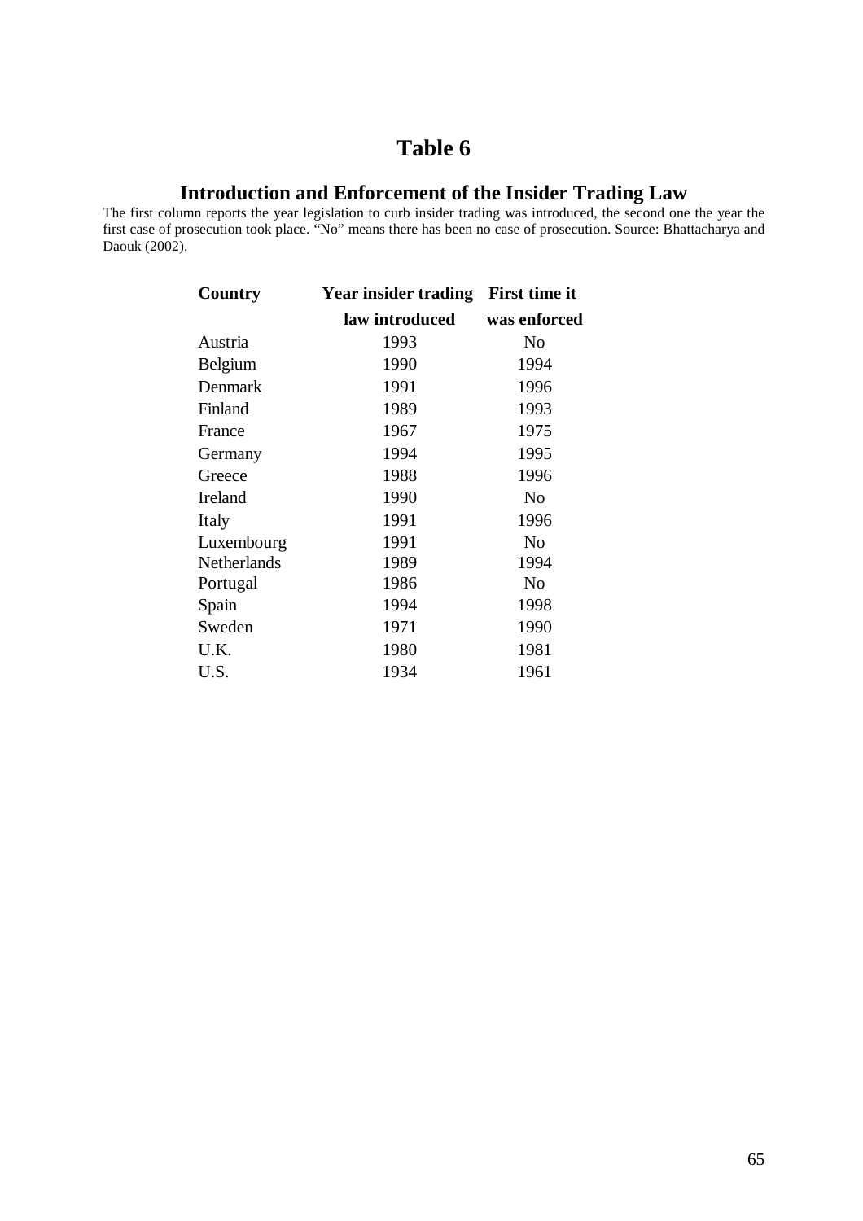# Table 6

## Introduction and Enforcement of the Insider Trading Law

The first column reports the year legislation to curb insider trading was introduced, the second one the year the first case of prosecution took place. "No" means there has been no case of prosecution. Source: Bhattacharya and Daouk (2002).

| **Country** | **Year insider trading law introduced** | **First time it was enforced** |
|---|---|---|
| Austria | 1993 | No |
| Belgium | 1990 | 1994 |
| Denmark | 1991 | 1996 |
| Finland | 1989 | 1993 |
| France | 1967 | 1975 |
| Germany | 1994 | 1995 |
| Greece | 1988 | 1996 |
| Ireland | 1990 | No |
| Italy | 1991 | 1996 |
| Luxembourg | 1991 | No |
| Netherlands | 1989 | 1994 |
| Portugal | 1986 | No |
| Spain | 1994 | 1998 |
| Sweden | 1971 | 1990 |
| U.K. | 1980 | 1981 |
| U.S. | 1934 | 1961 |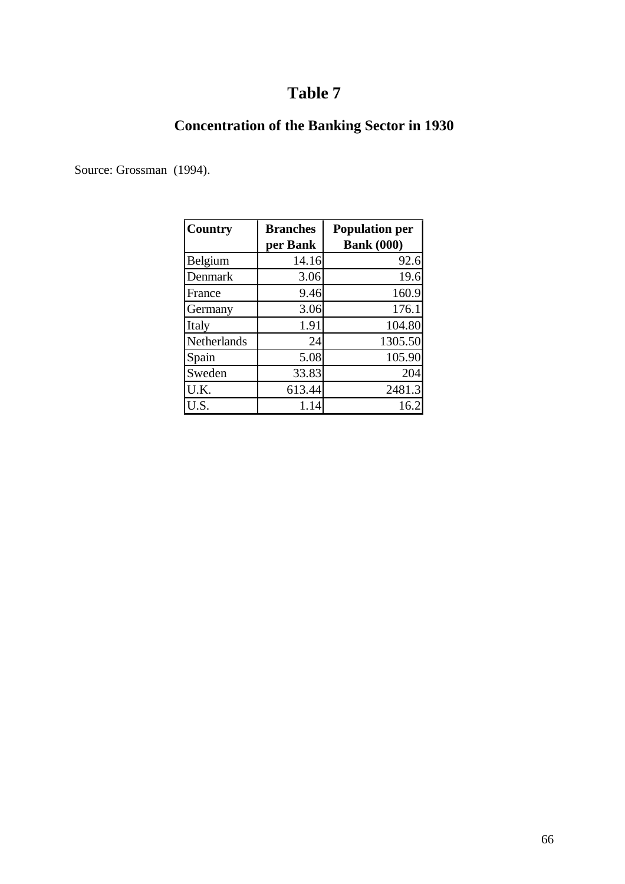# Table 7

## Concentration of the Banking Sector in 1930

Source: Grossman (1994).

| Country | Branches per Bank | Population per Bank (000) |
|---|---|---|
| Belgium | 14.16 | 92.6 |
| Denmark | 3.06 | 19.6 |
| France | 9.46 | 160.9 |
| Germany | 3.06 | 176.1 |
| Italy | 1.91 | 104.80 |
| Netherlands | 24 | 1305.50 |
| Spain | 5.08 | 105.90 |
| Sweden | 33.83 | 204 |
| U.K. | 613.44 | 2481.3 |
| U.S. | 1.14 | 16.2 |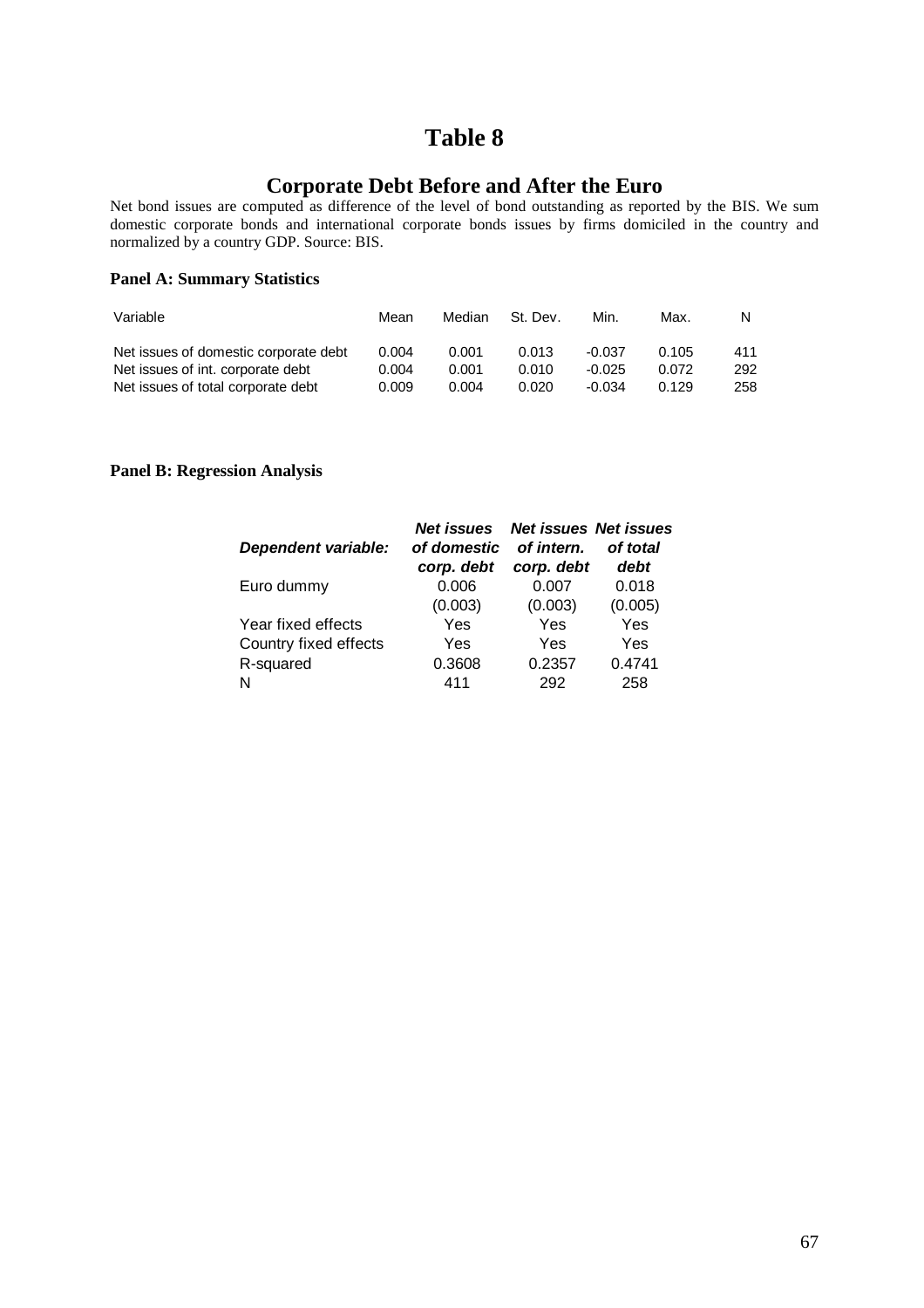# Table 8

## Corporate Debt Before and After the Euro

Net bond issues are computed as difference of the level of bond outstanding as reported by the BIS. We sum domestic corporate bonds and international corporate bonds issues by firms domiciled in the country and normalized by a country GDP. Source: BIS.

### Panel A: Summary Statistics

| Variable | Mean | Median | St. Dev. | Min. | Max. | N |
|---|---|---|---|---|---|---|
| Net issues of domestic corporate debt | 0.004 | 0.001 | 0.013 | -0.037 | 0.105 | 411 |
| Net issues of int. corporate debt | 0.004 | 0.001 | 0.010 | -0.025 | 0.072 | 292 |
| Net issues of total corporate debt | 0.009 | 0.004 | 0.020 | -0.034 | 0.129 | 258 |

### Panel B: Regression Analysis

| *Dependent variable:* | *Net issues of domestic corp. debt* | *Net issues of intern. corp. debt* | *Net issues of total debt* |
|---|---|---|---|
| Euro dummy | 0.006 | 0.007 | 0.018 |
| | (0.003) | (0.003) | (0.005) |
| Year fixed effects | Yes | Yes | Yes |
| Country fixed effects | Yes | Yes | Yes |
| R-squared | 0.3608 | 0.2357 | 0.4741 |
| N | 411 | 292 | 258 |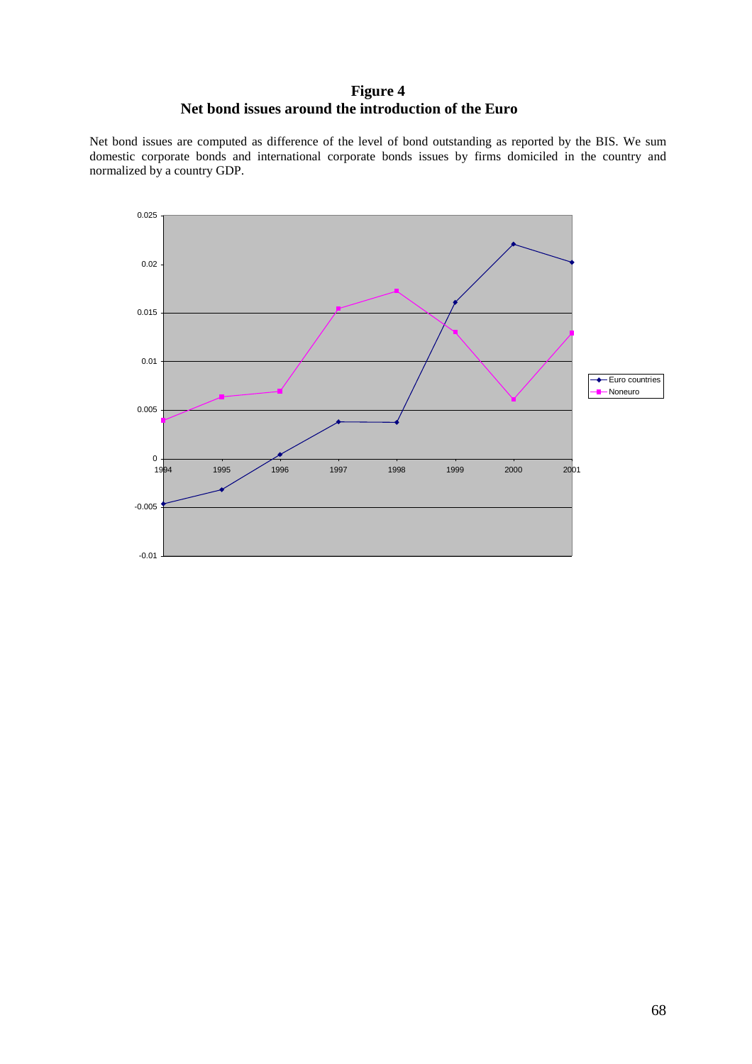# Figure 4
## Net bond issues around the introduction of the Euro

Net bond issues are computed as difference of the level of bond outstanding as reported by the BIS. We sum domestic corporate bonds and international corporate bonds issues by firms domiciled in the country and normalized by a country GDP.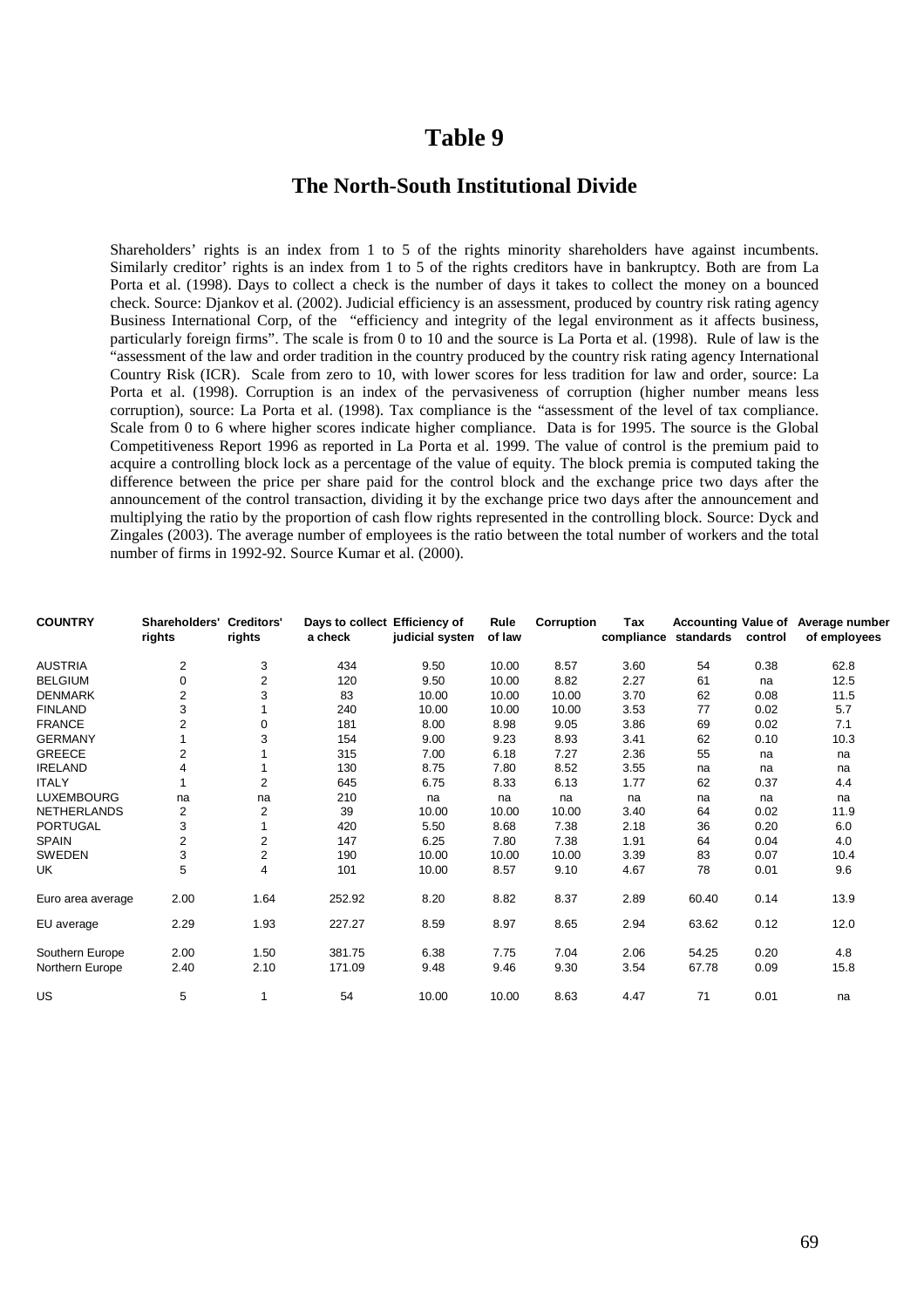# Table 9

## The North-South Institutional Divide

Shareholders' rights is an index from 1 to 5 of the rights minority shareholders have against incumbents. Similarly creditor' rights is an index from 1 to 5 of the rights creditors have in bankruptcy. Both are from La Porta et al. (1998). Days to collect a check is the number of days it takes to collect the money on a bounced check. Source: Djankov et al. (2002). Judicial efficiency is an assessment, produced by country risk rating agency Business International Corp, of the "efficiency and integrity of the legal environment as it affects business, particularly foreign firms". The scale is from 0 to 10 and the source is La Porta et al. (1998). Rule of law is the "assessment of the law and order tradition in the country produced by the country risk rating agency International Country Risk (ICR). Scale from zero to 10, with lower scores for less tradition for law and order, source: La Porta et al. (1998). Corruption is an index of the pervasiveness of corruption (higher number means less corruption), source: La Porta et al. (1998). Tax compliance is the "assessment of the level of tax compliance. Scale from 0 to 6 where higher scores indicate higher compliance. Data is for 1995. The source is the Global Competitiveness Report 1996 as reported in La Porta et al. 1999. The value of control is the premium paid to acquire a controlling block lock as a percentage of the value of equity. The block premia is computed taking the difference between the price per share paid for the control block and the exchange price two days after the announcement of the control transaction, dividing it by the exchange price two days after the announcement and multiplying the ratio by the proportion of cash flow rights represented in the controlling block. Source: Dyck and Zingales (2003). The average number of employees is the ratio between the total number of workers and the total number of firms in 1992-92. Source Kumar et al. (2000).

| COUNTRY | Shareholders' rights | Creditors' rights | Days to collect a check | Efficiency of judicial system | Rule of law | Corruption | Tax compliance | Accounting standards | Value of control | Average number of employees |
|---|---|---|---|---|---|---|---|---|---|---|
| AUSTRIA | 2 | 3 | 434 | 9.50 | 10.00 | 8.57 | 3.60 | 54 | 0.38 | 62.8 |
| BELGIUM | 0 | 2 | 120 | 9.50 | 10.00 | 8.82 | 2.27 | 61 | na | 12.5 |
| DENMARK | 2 | 3 | 83 | 10.00 | 10.00 | 10.00 | 3.70 | 62 | 0.08 | 11.5 |
| FINLAND | 3 | 1 | 240 | 10.00 | 10.00 | 10.00 | 3.53 | 77 | 0.02 | 5.7 |
| FRANCE | 2 | 0 | 181 | 8.00 | 8.98 | 9.05 | 3.86 | 69 | 0.02 | 7.1 |
| GERMANY | 1 | 3 | 154 | 9.00 | 9.23 | 8.93 | 3.41 | 62 | 0.10 | 10.3 |
| GREECE | 2 | 1 | 315 | 7.00 | 6.18 | 7.27 | 2.36 | 55 | na | na |
| IRELAND | 4 | 1 | 130 | 8.75 | 7.80 | 8.52 | 3.55 | na | na | na |
| ITALY | 1 | 2 | 645 | 6.75 | 8.33 | 6.13 | 1.77 | 62 | 0.37 | 4.4 |
| LUXEMBOURG | na | na | 210 | na | na | na | na | na | na | na |
| NETHERLANDS | 2 | 2 | 39 | 10.00 | 10.00 | 10.00 | 3.40 | 64 | 0.02 | 11.9 |
| PORTUGAL | 3 | 1 | 420 | 5.50 | 8.68 | 7.38 | 2.18 | 36 | 0.20 | 6.0 |
| SPAIN | 2 | 2 | 147 | 6.25 | 7.80 | 7.38 | 1.91 | 64 | 0.04 | 4.0 |
| SWEDEN | 3 | 2 | 190 | 10.00 | 10.00 | 10.00 | 3.39 | 83 | 0.07 | 10.4 |
| UK | 5 | 4 | 101 | 10.00 | 8.57 | 9.10 | 4.67 | 78 | 0.01 | 9.6 |
| Euro area average | 2.00 | 1.64 | 252.92 | 8.20 | 8.82 | 8.37 | 2.89 | 60.40 | 0.14 | 13.9 |
| EU average | 2.29 | 1.93 | 227.27 | 8.59 | 8.97 | 8.65 | 2.94 | 63.62 | 0.12 | 12.0 |
| Southern Europe | 2.00 | 1.50 | 381.75 | 6.38 | 7.75 | 7.04 | 2.06 | 54.25 | 0.20 | 4.8 |
| Northern Europe | 2.40 | 2.10 | 171.09 | 9.48 | 9.46 | 9.30 | 3.54 | 67.78 | 0.09 | 15.8 |
| US | 5 | 1 | 54 | 10.00 | 10.00 | 8.63 | 4.47 | 71 | 0.01 | na |